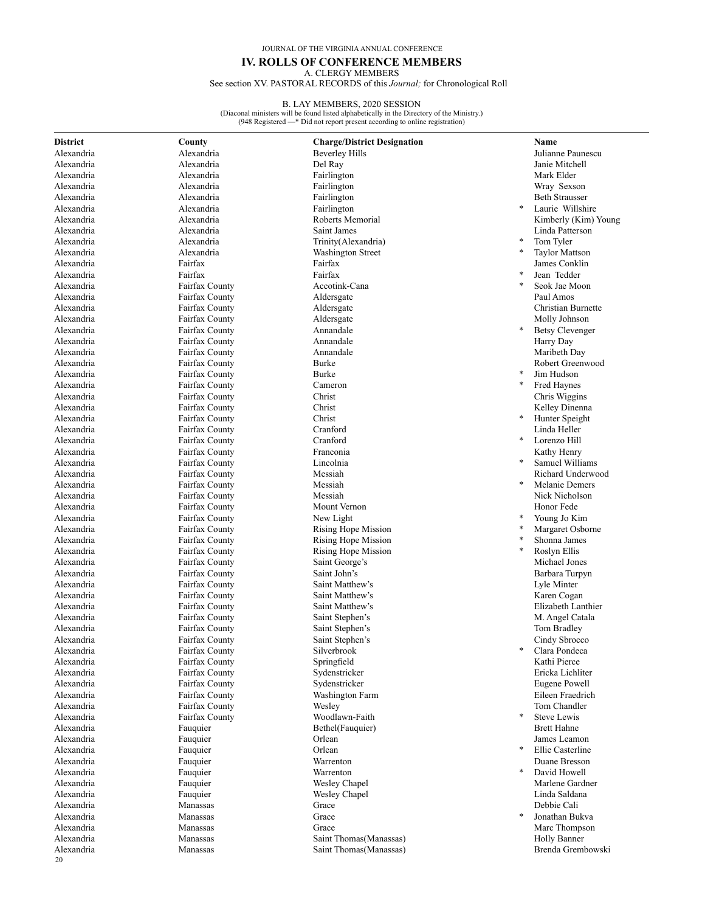# IV. ROLLS OF CONFERENCE MEMBERS

## A. CLERGY MEMBERS

See section XV. PASTORAL RECORDS of this *Journal;* for Chronological Roll

## B. LAY MEMBERS, 2020 SESSION

(Diaconal ministers will be found listed alphabetically in the Directory of the Ministry.)
(948 Registered —* Did not report present according to online registration)

| District | County | Charge/District Designation | | Name |
|---|---|---|---|---|
| Alexandria | Alexandria | Beverley Hills | | Julianne Paunescu |
| Alexandria | Alexandria | Del Ray | | Janie Mitchell |
| Alexandria | Alexandria | Fairlington | | Mark Elder |
| Alexandria | Alexandria | Fairlington | | Wray Sexson |
| Alexandria | Alexandria | Fairlington | | Beth Strausser |
| Alexandria | Alexandria | Fairlington | * | Laurie Willshire |
| Alexandria | Alexandria | Roberts Memorial | | Kimberly (Kim) Young |
| Alexandria | Alexandria | Saint James | | Linda Patterson |
| Alexandria | Alexandria | Trinity(Alexandria) | * | Tom Tyler |
| Alexandria | Alexandria | Washington Street | * | Taylor Mattson |
| Alexandria | Fairfax | Fairfax | | James Conklin |
| Alexandria | Fairfax | Fairfax | * | Jean Tedder |
| Alexandria | Fairfax County | Accotink-Cana | * | Seok Jae Moon |
| Alexandria | Fairfax County | Aldersgate | | Paul Amos |
| Alexandria | Fairfax County | Aldersgate | | Christian Burnette |
| Alexandria | Fairfax County | Aldersgate | | Molly Johnson |
| Alexandria | Fairfax County | Annandale | * | Betsy Clevenger |
| Alexandria | Fairfax County | Annandale | | Harry Day |
| Alexandria | Fairfax County | Annandale | | Maribeth Day |
| Alexandria | Fairfax County | Burke | | Robert Greenwood |
| Alexandria | Fairfax County | Burke | * | Jim Hudson |
| Alexandria | Fairfax County | Cameron | * | Fred Haynes |
| Alexandria | Fairfax County | Christ | | Chris Wiggins |
| Alexandria | Fairfax County | Christ | | Kelley Dinenna |
| Alexandria | Fairfax County | Christ | * | Hunter Speight |
| Alexandria | Fairfax County | Cranford | | Linda Heller |
| Alexandria | Fairfax County | Cranford | * | Lorenzo Hill |
| Alexandria | Fairfax County | Franconia | | Kathy Henry |
| Alexandria | Fairfax County | Lincolnia | * | Samuel Williams |
| Alexandria | Fairfax County | Messiah | | Richard Underwood |
| Alexandria | Fairfax County | Messiah | * | Melanie Demers |
| Alexandria | Fairfax County | Messiah | | Nick Nicholson |
| Alexandria | Fairfax County | Mount Vernon | | Honor Fede |
| Alexandria | Fairfax County | New Light | * | Young Jo Kim |
| Alexandria | Fairfax County | Rising Hope Mission | * | Margaret Osborne |
| Alexandria | Fairfax County | Rising Hope Mission | * | Shonna James |
| Alexandria | Fairfax County | Rising Hope Mission | * | Roslyn Ellis |
| Alexandria | Fairfax County | Saint George's | | Michael Jones |
| Alexandria | Fairfax County | Saint John's | | Barbara Turpyn |
| Alexandria | Fairfax County | Saint Matthew's | | Lyle Minter |
| Alexandria | Fairfax County | Saint Matthew's | | Karen Cogan |
| Alexandria | Fairfax County | Saint Matthew's | | Elizabeth Lanthier |
| Alexandria | Fairfax County | Saint Stephen's | | M. Angel Catala |
| Alexandria | Fairfax County | Saint Stephen's | | Tom Bradley |
| Alexandria | Fairfax County | Saint Stephen's | | Cindy Sbrocco |
| Alexandria | Fairfax County | Silverbrook | * | Clara Pondeca |
| Alexandria | Fairfax County | Springfield | | Kathi Pierce |
| Alexandria | Fairfax County | Sydenstricker | | Ericka Lichliter |
| Alexandria | Fairfax County | Sydenstricker | | Eugene Powell |
| Alexandria | Fairfax County | Washington Farm | | Eileen Fraedrich |
| Alexandria | Fairfax County | Wesley | | Tom Chandler |
| Alexandria | Fairfax County | Woodlawn-Faith | * | Steve Lewis |
| Alexandria | Fauquier | Bethel(Fauquier) | | Brett Hahne |
| Alexandria | Fauquier | Orlean | | James Leamon |
| Alexandria | Fauquier | Orlean | * | Ellie Casterline |
| Alexandria | Fauquier | Warrenton | | Duane Bresson |
| Alexandria | Fauquier | Warrenton | * | David Howell |
| Alexandria | Fauquier | Wesley Chapel | | Marlene Gardner |
| Alexandria | Fauquier | Wesley Chapel | | Linda Saldana |
| Alexandria | Manassas | Grace | | Debbie Cali |
| Alexandria | Manassas | Grace | * | Jonathan Bukva |
| Alexandria | Manassas | Grace | | Marc Thompson |
| Alexandria | Manassas | Saint Thomas(Manassas) | | Holly Banner |
| Alexandria | Manassas | Saint Thomas(Manassas) | | Brenda Grembowski |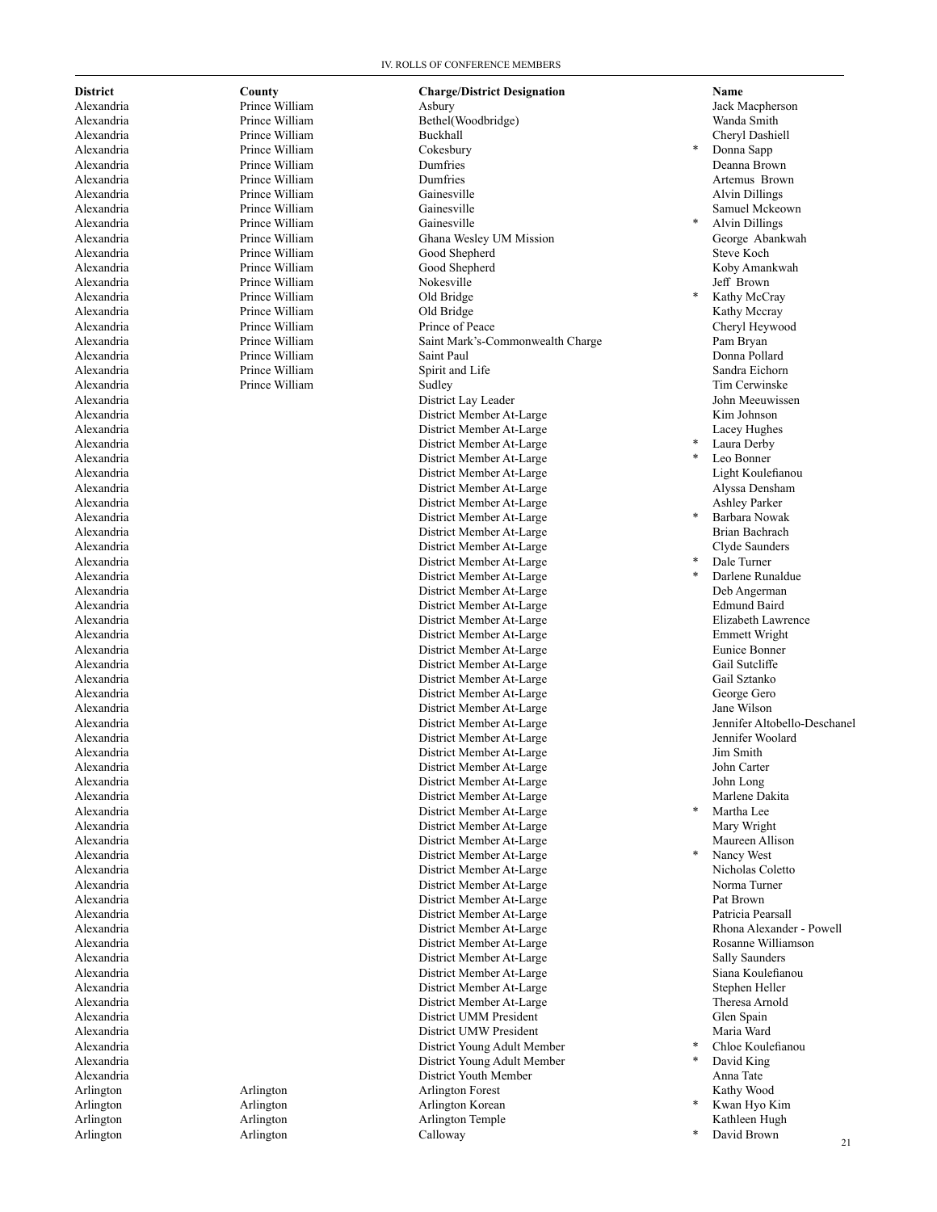| District | County | Charge/District Designation | | Name |
|---|---|---|---|---|
| Alexandria | Prince William | Asbury | | Jack Macpherson |
| Alexandria | Prince William | Bethel(Woodbridge) | | Wanda Smith |
| Alexandria | Prince William | Buckhall | | Cheryl Dashiell |
| Alexandria | Prince William | Cokesbury | * | Donna Sapp |
| Alexandria | Prince William | Dumfries | | Deanna Brown |
| Alexandria | Prince William | Dumfries | | Artemus Brown |
| Alexandria | Prince William | Gainesville | | Alvin Dillings |
| Alexandria | Prince William | Gainesville | | Samuel Mckeown |
| Alexandria | Prince William | Gainesville | * | Alvin Dillings |
| Alexandria | Prince William | Ghana Wesley UM Mission | | George Abankwah |
| Alexandria | Prince William | Good Shepherd | | Steve Koch |
| Alexandria | Prince William | Good Shepherd | | Koby Amankwah |
| Alexandria | Prince William | Nokesville | | Jeff Brown |
| Alexandria | Prince William | Old Bridge | * | Kathy McCray |
| Alexandria | Prince William | Old Bridge | | Kathy Mccray |
| Alexandria | Prince William | Prince of Peace | | Cheryl Heywood |
| Alexandria | Prince William | Saint Mark's-Commonwealth Charge | | Pam Bryan |
| Alexandria | Prince William | Saint Paul | | Donna Pollard |
| Alexandria | Prince William | Spirit and Life | | Sandra Eichorn |
| Alexandria | Prince William | Sudley | | Tim Cerwinske |
| Alexandria | | District Lay Leader | | John Meeuwissen |
| Alexandria | | District Member At-Large | | Kim Johnson |
| Alexandria | | District Member At-Large | | Lacey Hughes |
| Alexandria | | District Member At-Large | * | Laura Derby |
| Alexandria | | District Member At-Large | * | Leo Bonner |
| Alexandria | | District Member At-Large | | Light Koulefianou |
| Alexandria | | District Member At-Large | | Alyssa Densham |
| Alexandria | | District Member At-Large | | Ashley Parker |
| Alexandria | | District Member At-Large | * | Barbara Nowak |
| Alexandria | | District Member At-Large | | Brian Bachrach |
| Alexandria | | District Member At-Large | | Clyde Saunders |
| Alexandria | | District Member At-Large | * | Dale Turner |
| Alexandria | | District Member At-Large | * | Darlene Runaldue |
| Alexandria | | District Member At-Large | | Deb Angerman |
| Alexandria | | District Member At-Large | | Edmund Baird |
| Alexandria | | District Member At-Large | | Elizabeth Lawrence |
| Alexandria | | District Member At-Large | | Emmett Wright |
| Alexandria | | District Member At-Large | | Eunice Bonner |
| Alexandria | | District Member At-Large | | Gail Sutcliffe |
| Alexandria | | District Member At-Large | | Gail Sztanko |
| Alexandria | | District Member At-Large | | George Gero |
| Alexandria | | District Member At-Large | | Jane Wilson |
| Alexandria | | District Member At-Large | | Jennifer Altobello-Deschanel |
| Alexandria | | District Member At-Large | | Jennifer Woolard |
| Alexandria | | District Member At-Large | | Jim Smith |
| Alexandria | | District Member At-Large | | John Carter |
| Alexandria | | District Member At-Large | | John Long |
| Alexandria | | District Member At-Large | | Marlene Dakita |
| Alexandria | | District Member At-Large | * | Martha Lee |
| Alexandria | | District Member At-Large | | Mary Wright |
| Alexandria | | District Member At-Large | | Maureen Allison |
| Alexandria | | District Member At-Large | * | Nancy West |
| Alexandria | | District Member At-Large | | Nicholas Coletto |
| Alexandria | | District Member At-Large | | Norma Turner |
| Alexandria | | District Member At-Large | | Pat Brown |
| Alexandria | | District Member At-Large | | Patricia Pearsall |
| Alexandria | | District Member At-Large | | Rhona Alexander - Powell |
| Alexandria | | District Member At-Large | | Rosanne Williamson |
| Alexandria | | District Member At-Large | | Sally Saunders |
| Alexandria | | District Member At-Large | | Siana Koulefianou |
| Alexandria | | District Member At-Large | | Stephen Heller |
| Alexandria | | District Member At-Large | | Theresa Arnold |
| Alexandria | | District UMM President | | Glen Spain |
| Alexandria | | District UMW President | | Maria Ward |
| Alexandria | | District Young Adult Member | * | Chloe Koulefianou |
| Alexandria | | District Young Adult Member | * | David King |
| Alexandria | | District Youth Member | | Anna Tate |
| Arlington | Arlington | Arlington Forest | | Kathy Wood |
| Arlington | Arlington | Arlington Korean | * | Kwan Hyo Kim |
| Arlington | Arlington | Arlington Temple | | Kathleen Hugh |
| Arlington | Arlington | Calloway | * | David Brown |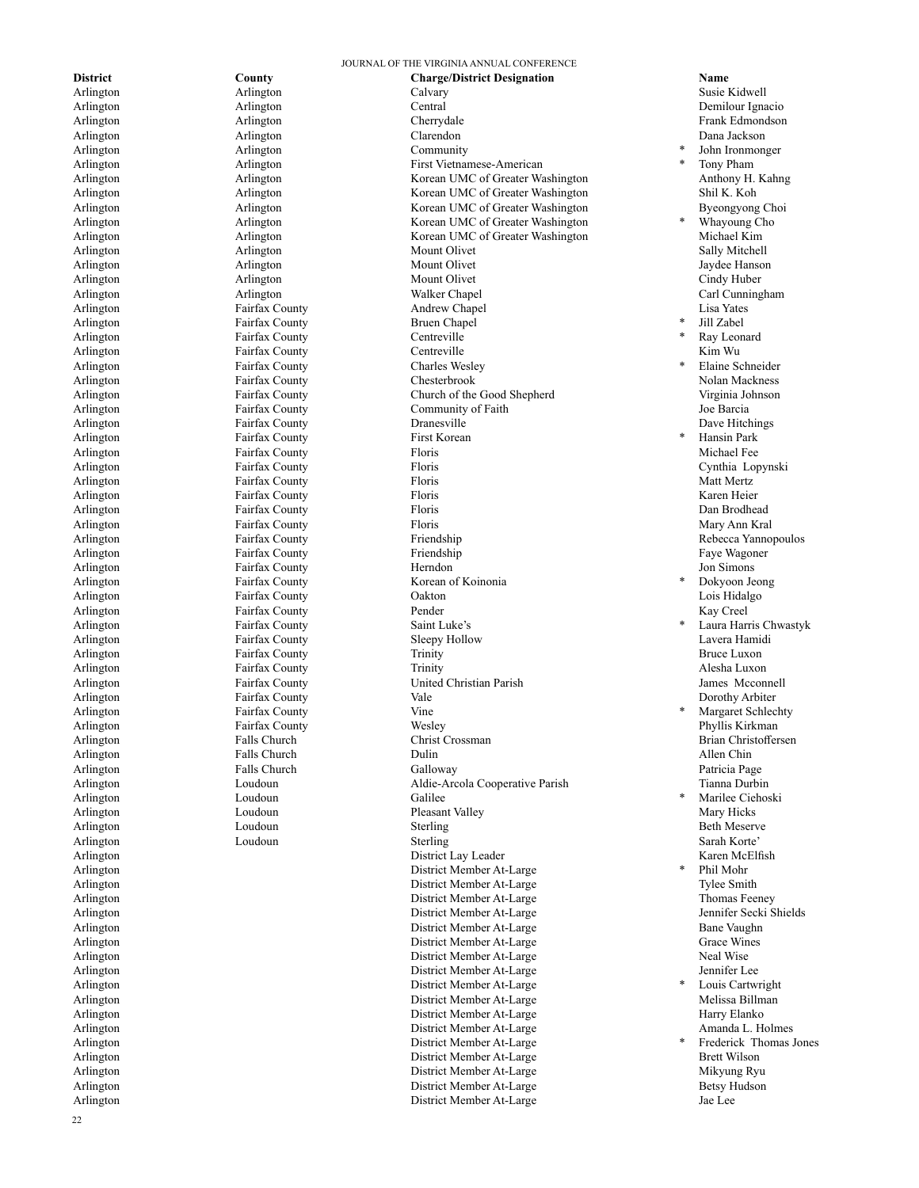| District | County | Charge/District Designation | | Name |
|---|---|---|---|---|
| Arlington | Arlington | Calvary | | Susie Kidwell |
| Arlington | Arlington | Central | | Demilour Ignacio |
| Arlington | Arlington | Cherrydale | | Frank Edmondson |
| Arlington | Arlington | Clarendon | | Dana Jackson |
| Arlington | Arlington | Community | * | John Ironmonger |
| Arlington | Arlington | First Vietnamese-American | * | Tony Pham |
| Arlington | Arlington | Korean UMC of Greater Washington | | Anthony H. Kahng |
| Arlington | Arlington | Korean UMC of Greater Washington | | Shil K. Koh |
| Arlington | Arlington | Korean UMC of Greater Washington | | Byeongyong Choi |
| Arlington | Arlington | Korean UMC of Greater Washington | * | Whayoung Cho |
| Arlington | Arlington | Korean UMC of Greater Washington | | Michael Kim |
| Arlington | Arlington | Mount Olivet | | Sally Mitchell |
| Arlington | Arlington | Mount Olivet | | Jaydee Hanson |
| Arlington | Arlington | Mount Olivet | | Cindy Huber |
| Arlington | Arlington | Walker Chapel | | Carl Cunningham |
| Arlington | Fairfax County | Andrew Chapel | | Lisa Yates |
| Arlington | Fairfax County | Bruen Chapel | * | Jill Zabel |
| Arlington | Fairfax County | Centreville | * | Ray Leonard |
| Arlington | Fairfax County | Centreville | | Kim Wu |
| Arlington | Fairfax County | Charles Wesley | * | Elaine Schneider |
| Arlington | Fairfax County | Chesterbrook | | Nolan Mackness |
| Arlington | Fairfax County | Church of the Good Shepherd | | Virginia Johnson |
| Arlington | Fairfax County | Community of Faith | | Joe Barcia |
| Arlington | Fairfax County | Dranesville | | Dave Hitchings |
| Arlington | Fairfax County | First Korean | * | Hansin Park |
| Arlington | Fairfax County | Floris | | Michael Fee |
| Arlington | Fairfax County | Floris | | Cynthia Lopynski |
| Arlington | Fairfax County | Floris | | Matt Mertz |
| Arlington | Fairfax County | Floris | | Karen Heier |
| Arlington | Fairfax County | Floris | | Dan Brodhead |
| Arlington | Fairfax County | Floris | | Mary Ann Kral |
| Arlington | Fairfax County | Friendship | | Rebecca Yannopoulos |
| Arlington | Fairfax County | Friendship | | Faye Wagoner |
| Arlington | Fairfax County | Herndon | | Jon Simons |
| Arlington | Fairfax County | Korean of Koinonia | * | Dokyoon Jeong |
| Arlington | Fairfax County | Oakton | | Lois Hidalgo |
| Arlington | Fairfax County | Pender | | Kay Creel |
| Arlington | Fairfax County | Saint Luke's | * | Laura Harris Chwastyk |
| Arlington | Fairfax County | Sleepy Hollow | | Lavera Hamidi |
| Arlington | Fairfax County | Trinity | | Bruce Luxon |
| Arlington | Fairfax County | Trinity | | Alesha Luxon |
| Arlington | Fairfax County | United Christian Parish | | James Mcconnell |
| Arlington | Fairfax County | Vale | | Dorothy Arbiter |
| Arlington | Fairfax County | Vine | * | Margaret Schlechty |
| Arlington | Fairfax County | Wesley | | Phyllis Kirkman |
| Arlington | Falls Church | Christ Crossman | | Brian Christoffersen |
| Arlington | Falls Church | Dulin | | Allen Chin |
| Arlington | Falls Church | Galloway | | Patricia Page |
| Arlington | Loudoun | Aldie-Arcola Cooperative Parish | | Tianna Durbin |
| Arlington | Loudoun | Galilee | * | Marilee Ciehoski |
| Arlington | Loudoun | Pleasant Valley | | Mary Hicks |
| Arlington | Loudoun | Sterling | | Beth Meserve |
| Arlington | Loudoun | Sterling | | Sarah Korte' |
| Arlington | | District Lay Leader | | Karen McElfish |
| Arlington | | District Member At-Large | * | Phil Mohr |
| Arlington | | District Member At-Large | | Tylee Smith |
| Arlington | | District Member At-Large | | Thomas Feeney |
| Arlington | | District Member At-Large | | Jennifer Secki Shields |
| Arlington | | District Member At-Large | | Bane Vaughn |
| Arlington | | District Member At-Large | | Grace Wines |
| Arlington | | District Member At-Large | | Neal Wise |
| Arlington | | District Member At-Large | | Jennifer Lee |
| Arlington | | District Member At-Large | * | Louis Cartwright |
| Arlington | | District Member At-Large | | Melissa Billman |
| Arlington | | District Member At-Large | | Harry Elanko |
| Arlington | | District Member At-Large | | Amanda L. Holmes |
| Arlington | | District Member At-Large | * | Frederick Thomas Jones |
| Arlington | | District Member At-Large | | Brett Wilson |
| Arlington | | District Member At-Large | | Mikyung Ryu |
| Arlington | | District Member At-Large | | Betsy Hudson |
| Arlington | | District Member At-Large | | Jae Lee |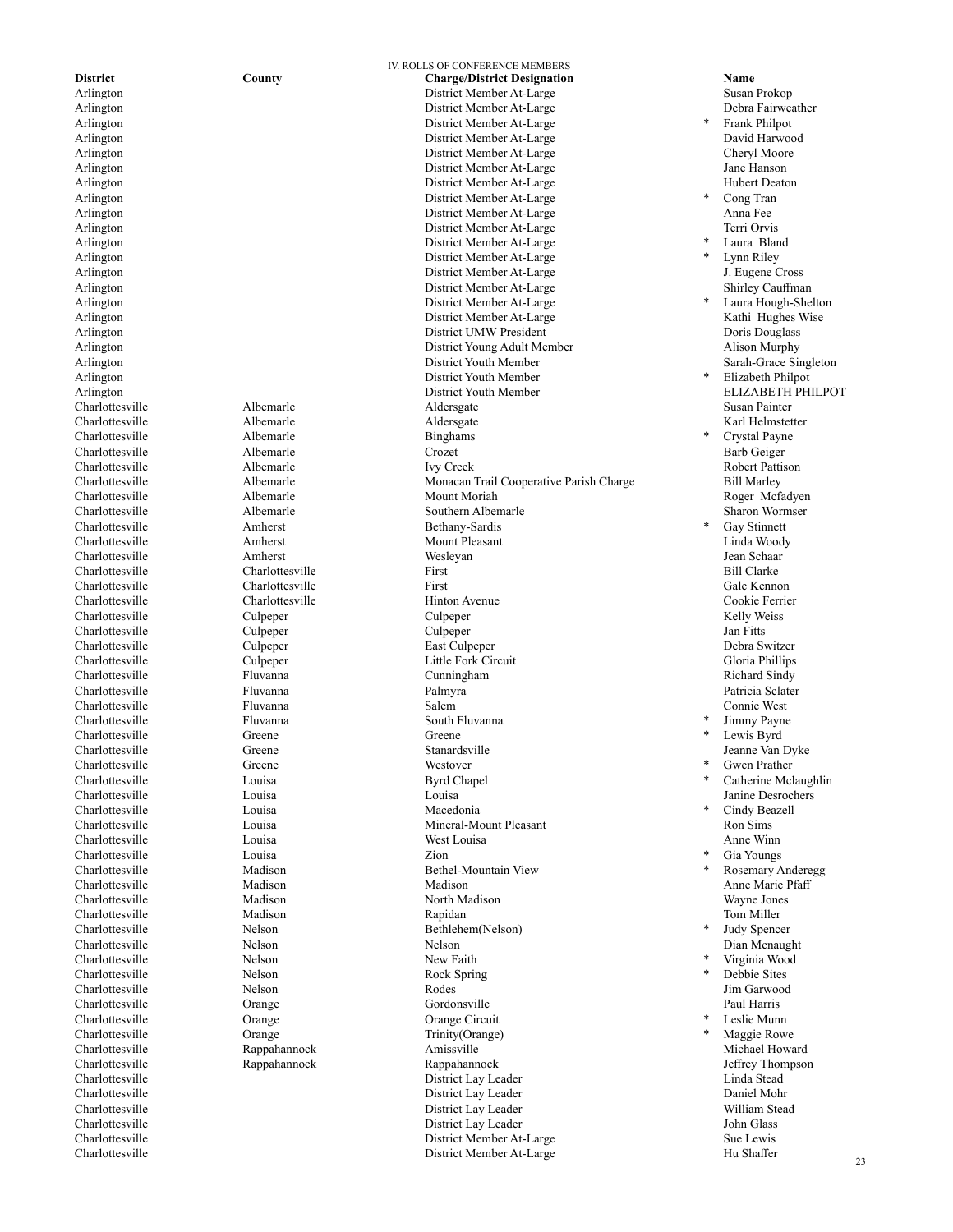IV. ROLLS OF CONFERENCE MEMBERS

| District | County | Charge/District Designation | | Name |
|---|---|---|---|---|
| Arlington | | District Member At-Large | | Susan Prokop |
| Arlington | | District Member At-Large | | Debra Fairweather |
| Arlington | | District Member At-Large | * | Frank Philpot |
| Arlington | | District Member At-Large | | David Harwood |
| Arlington | | District Member At-Large | | Cheryl Moore |
| Arlington | | District Member At-Large | | Jane Hanson |
| Arlington | | District Member At-Large | | Hubert Deaton |
| Arlington | | District Member At-Large | * | Cong Tran |
| Arlington | | District Member At-Large | | Anna Fee |
| Arlington | | District Member At-Large | | Terri Orvis |
| Arlington | | District Member At-Large | * | Laura Bland |
| Arlington | | District Member At-Large | * | Lynn Riley |
| Arlington | | District Member At-Large | | J. Eugene Cross |
| Arlington | | District Member At-Large | | Shirley Cauffman |
| Arlington | | District Member At-Large | * | Laura Hough-Shelton |
| Arlington | | District Member At-Large | | Kathi Hughes Wise |
| Arlington | | District UMW President | | Doris Douglass |
| Arlington | | District Young Adult Member | | Alison Murphy |
| Arlington | | District Youth Member | | Sarah-Grace Singleton |
| Arlington | | District Youth Member | * | Elizabeth Philpot |
| Arlington | | District Youth Member | | ELIZABETH PHILPOT |
| Charlottesville | Albemarle | Aldersgate | | Susan Painter |
| Charlottesville | Albemarle | Aldersgate | | Karl Helmstetter |
| Charlottesville | Albemarle | Binghams | * | Crystal Payne |
| Charlottesville | Albemarle | Crozet | | Barb Geiger |
| Charlottesville | Albemarle | Ivy Creek | | Robert Pattison |
| Charlottesville | Albemarle | Monacan Trail Cooperative Parish Charge | | Bill Marley |
| Charlottesville | Albemarle | Mount Moriah | | Roger Mcfadyen |
| Charlottesville | Albemarle | Southern Albemarle | | Sharon Wormser |
| Charlottesville | Amherst | Bethany-Sardis | * | Gay Stinnett |
| Charlottesville | Amherst | Mount Pleasant | | Linda Woody |
| Charlottesville | Amherst | Wesleyan | | Jean Schaar |
| Charlottesville | Charlottesville | First | | Bill Clarke |
| Charlottesville | Charlottesville | First | | Gale Kennon |
| Charlottesville | Charlottesville | Hinton Avenue | | Cookie Ferrier |
| Charlottesville | Culpeper | Culpeper | | Kelly Weiss |
| Charlottesville | Culpeper | Culpeper | | Jan Fitts |
| Charlottesville | Culpeper | East Culpeper | | Debra Switzer |
| Charlottesville | Culpeper | Little Fork Circuit | | Gloria Phillips |
| Charlottesville | Fluvanna | Cunningham | | Richard Sindy |
| Charlottesville | Fluvanna | Palmyra | | Patricia Sclater |
| Charlottesville | Fluvanna | Salem | | Connie West |
| Charlottesville | Fluvanna | South Fluvanna | * | Jimmy Payne |
| Charlottesville | Greene | Greene | * | Lewis Byrd |
| Charlottesville | Greene | Stanardsville | | Jeanne Van Dyke |
| Charlottesville | Greene | Westover | * | Gwen Prather |
| Charlottesville | Louisa | Byrd Chapel | * | Catherine Mclaughlin |
| Charlottesville | Louisa | Louisa | | Janine Desrochers |
| Charlottesville | Louisa | Macedonia | * | Cindy Beazell |
| Charlottesville | Louisa | Mineral-Mount Pleasant | | Ron Sims |
| Charlottesville | Louisa | West Louisa | | Anne Winn |
| Charlottesville | Louisa | Zion | * | Gia Youngs |
| Charlottesville | Madison | Bethel-Mountain View | * | Rosemary Anderegg |
| Charlottesville | Madison | Madison | | Anne Marie Pfaff |
| Charlottesville | Madison | North Madison | | Wayne Jones |
| Charlottesville | Madison | Rapidan | | Tom Miller |
| Charlottesville | Nelson | Bethlehem(Nelson) | * | Judy Spencer |
| Charlottesville | Nelson | Nelson | | Dian Mcnaught |
| Charlottesville | Nelson | New Faith | * | Virginia Wood |
| Charlottesville | Nelson | Rock Spring | * | Debbie Sites |
| Charlottesville | Nelson | Rodes | | Jim Garwood |
| Charlottesville | Orange | Gordonsville | | Paul Harris |
| Charlottesville | Orange | Orange Circuit | * | Leslie Munn |
| Charlottesville | Orange | Trinity(Orange) | * | Maggie Rowe |
| Charlottesville | Rappahannock | Amissville | | Michael Howard |
| Charlottesville | Rappahannock | Rappahannock | | Jeffrey Thompson |
| Charlottesville | | District Lay Leader | | Linda Stead |
| Charlottesville | | District Lay Leader | | Daniel Mohr |
| Charlottesville | | District Lay Leader | | William Stead |
| Charlottesville | | District Lay Leader | | John Glass |
| Charlottesville | | District Member At-Large | | Sue Lewis |
| Charlottesville | | District Member At-Large | | Hu Shaffer |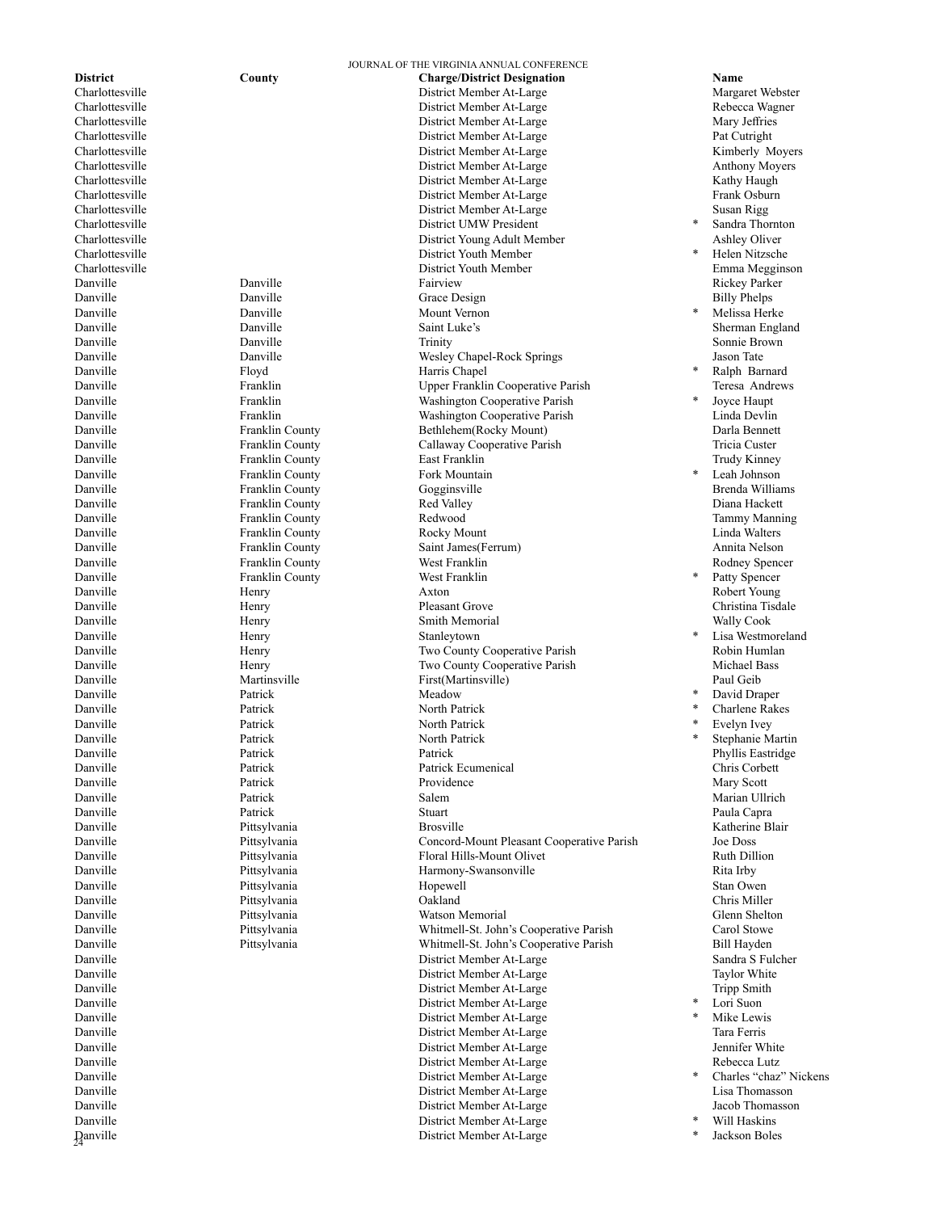| District | County | Charge/District Designation | | Name |
|---|---|---|---|---|
| Charlottesville | | District Member At-Large | | Margaret Webster |
| Charlottesville | | District Member At-Large | | Rebecca Wagner |
| Charlottesville | | District Member At-Large | | Mary Jeffries |
| Charlottesville | | District Member At-Large | | Pat Cutright |
| Charlottesville | | District Member At-Large | | Kimberly Moyers |
| Charlottesville | | District Member At-Large | | Anthony Moyers |
| Charlottesville | | District Member At-Large | | Kathy Haugh |
| Charlottesville | | District Member At-Large | | Frank Osburn |
| Charlottesville | | District Member At-Large | | Susan Rigg |
| Charlottesville | | District UMW President | * | Sandra Thornton |
| Charlottesville | | District Young Adult Member | | Ashley Oliver |
| Charlottesville | | District Youth Member | * | Helen Nitzsche |
| Charlottesville | | District Youth Member | | Emma Megginson |
| Danville | Danville | Fairview | | Rickey Parker |
| Danville | Danville | Grace Design | | Billy Phelps |
| Danville | Danville | Mount Vernon | * | Melissa Herke |
| Danville | Danville | Saint Luke's | | Sherman England |
| Danville | Danville | Trinity | | Sonnie Brown |
| Danville | Danville | Wesley Chapel-Rock Springs | | Jason Tate |
| Danville | Floyd | Harris Chapel | * | Ralph Barnard |
| Danville | Franklin | Upper Franklin Cooperative Parish | | Teresa Andrews |
| Danville | Franklin | Washington Cooperative Parish | * | Joyce Haupt |
| Danville | Franklin | Washington Cooperative Parish | | Linda Devlin |
| Danville | Franklin County | Bethlehem(Rocky Mount) | | Darla Bennett |
| Danville | Franklin County | Callaway Cooperative Parish | | Tricia Custer |
| Danville | Franklin County | East Franklin | | Trudy Kinney |
| Danville | Franklin County | Fork Mountain | * | Leah Johnson |
| Danville | Franklin County | Gogginsville | | Brenda Williams |
| Danville | Franklin County | Red Valley | | Diana Hackett |
| Danville | Franklin County | Redwood | | Tammy Manning |
| Danville | Franklin County | Rocky Mount | | Linda Walters |
| Danville | Franklin County | Saint James(Ferrum) | | Annita Nelson |
| Danville | Franklin County | West Franklin | | Rodney Spencer |
| Danville | Franklin County | West Franklin | * | Patty Spencer |
| Danville | Henry | Axton | | Robert Young |
| Danville | Henry | Pleasant Grove | | Christina Tisdale |
| Danville | Henry | Smith Memorial | | Wally Cook |
| Danville | Henry | Stanleytown | * | Lisa Westmoreland |
| Danville | Henry | Two County Cooperative Parish | | Robin Humlan |
| Danville | Henry | Two County Cooperative Parish | | Michael Bass |
| Danville | Martinsville | First(Martinsville) | | Paul Geib |
| Danville | Patrick | Meadow | * | David Draper |
| Danville | Patrick | North Patrick | * | Charlene Rakes |
| Danville | Patrick | North Patrick | * | Evelyn Ivey |
| Danville | Patrick | North Patrick | * | Stephanie Martin |
| Danville | Patrick | Patrick | | Phyllis Eastridge |
| Danville | Patrick | Patrick Ecumenical | | Chris Corbett |
| Danville | Patrick | Providence | | Mary Scott |
| Danville | Patrick | Salem | | Marian Ullrich |
| Danville | Patrick | Stuart | | Paula Capra |
| Danville | Pittsylvania | Brosville | | Katherine Blair |
| Danville | Pittsylvania | Concord-Mount Pleasant Cooperative Parish | | Joe Doss |
| Danville | Pittsylvania | Floral Hills-Mount Olivet | | Ruth Dillion |
| Danville | Pittsylvania | Harmony-Swansonville | | Rita Irby |
| Danville | Pittsylvania | Hopewell | | Stan Owen |
| Danville | Pittsylvania | Oakland | | Chris Miller |
| Danville | Pittsylvania | Watson Memorial | | Glenn Shelton |
| Danville | Pittsylvania | Whitmell-St. John's Cooperative Parish | | Carol Stowe |
| Danville | Pittsylvania | Whitmell-St. John's Cooperative Parish | | Bill Hayden |
| Danville | | District Member At-Large | | Sandra S Fulcher |
| Danville | | District Member At-Large | | Taylor White |
| Danville | | District Member At-Large | | Tripp Smith |
| Danville | | District Member At-Large | * | Lori Suon |
| Danville | | District Member At-Large | * | Mike Lewis |
| Danville | | District Member At-Large | | Tara Ferris |
| Danville | | District Member At-Large | | Jennifer White |
| Danville | | District Member At-Large | | Rebecca Lutz |
| Danville | | District Member At-Large | * | Charles "chaz" Nickens |
| Danville | | District Member At-Large | | Lisa Thomasson |
| Danville | | District Member At-Large | | Jacob Thomasson |
| Danville | | District Member At-Large | * | Will Haskins |
| Danville | | District Member At-Large | * | Jackson Boles |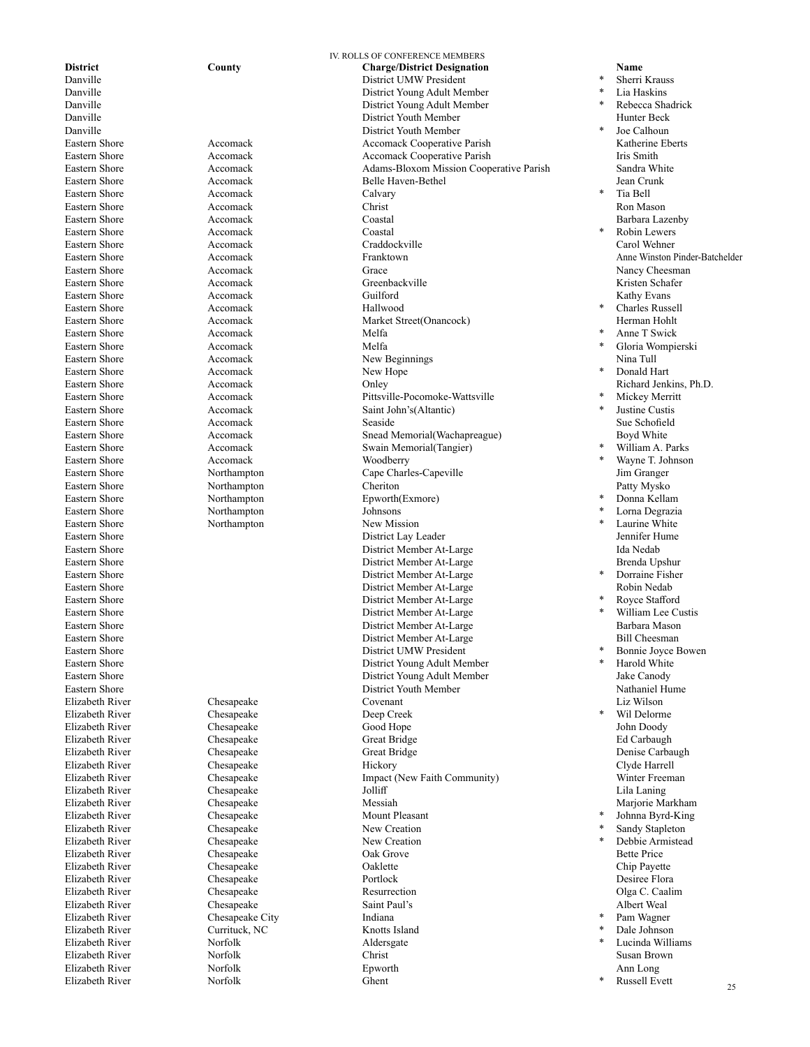IV. ROLLS OF CONFERENCE MEMBERS

| District | County | Charge/District Designation | | Name |
|---|---|---|---|---|
| Danville | | District UMW President | * | Sherri Krauss |
| Danville | | District Young Adult Member | * | Lia Haskins |
| Danville | | District Young Adult Member | * | Rebecca Shadrick |
| Danville | | District Youth Member | | Hunter Beck |
| Danville | | District Youth Member | * | Joe Calhoun |
| Eastern Shore | Accomack | Accomack Cooperative Parish | | Katherine Eberts |
| Eastern Shore | Accomack | Accomack Cooperative Parish | | Iris Smith |
| Eastern Shore | Accomack | Adams-Bloxom Mission Cooperative Parish | | Sandra White |
| Eastern Shore | Accomack | Belle Haven-Bethel | | Jean Crunk |
| Eastern Shore | Accomack | Calvary | * | Tia Bell |
| Eastern Shore | Accomack | Christ | | Ron Mason |
| Eastern Shore | Accomack | Coastal | | Barbara Lazenby |
| Eastern Shore | Accomack | Coastal | * | Robin Lewers |
| Eastern Shore | Accomack | Craddockville | | Carol Wehner |
| Eastern Shore | Accomack | Franktown | | Anne Winston Pinder-Batchelder |
| Eastern Shore | Accomack | Grace | | Nancy Cheesman |
| Eastern Shore | Accomack | Greenbackville | | Kristen Schafer |
| Eastern Shore | Accomack | Guilford | | Kathy Evans |
| Eastern Shore | Accomack | Hallwood | * | Charles Russell |
| Eastern Shore | Accomack | Market Street(Onancock) | | Herman Hohlt |
| Eastern Shore | Accomack | Melfa | * | Anne T Swick |
| Eastern Shore | Accomack | Melfa | * | Gloria Wompierski |
| Eastern Shore | Accomack | New Beginnings | | Nina Tull |
| Eastern Shore | Accomack | New Hope | * | Donald Hart |
| Eastern Shore | Accomack | Onley | | Richard Jenkins, Ph.D. |
| Eastern Shore | Accomack | Pittsville-Pocomoke-Wattsville | * | Mickey Merritt |
| Eastern Shore | Accomack | Saint John's(Altantic) | * | Justine Custis |
| Eastern Shore | Accomack | Seaside | | Sue Schofield |
| Eastern Shore | Accomack | Snead Memorial(Wachapreague) | | Boyd White |
| Eastern Shore | Accomack | Swain Memorial(Tangier) | * | William A. Parks |
| Eastern Shore | Accomack | Woodberry | * | Wayne T. Johnson |
| Eastern Shore | Northampton | Cape Charles-Capeville | | Jim Granger |
| Eastern Shore | Northampton | Cheriton | | Patty Mysko |
| Eastern Shore | Northampton | Epworth(Exmore) | * | Donna Kellam |
| Eastern Shore | Northampton | Johnsons | * | Lorna Degrazia |
| Eastern Shore | Northampton | New Mission | * | Laurine White |
| Eastern Shore | | District Lay Leader | | Jennifer Hume |
| Eastern Shore | | District Member At-Large | | Ida Nedab |
| Eastern Shore | | District Member At-Large | | Brenda Upshur |
| Eastern Shore | | District Member At-Large | * | Dorraine Fisher |
| Eastern Shore | | District Member At-Large | | Robin Nedab |
| Eastern Shore | | District Member At-Large | * | Royce Stafford |
| Eastern Shore | | District Member At-Large | * | William Lee Custis |
| Eastern Shore | | District Member At-Large | | Barbara Mason |
| Eastern Shore | | District Member At-Large | | Bill Cheesman |
| Eastern Shore | | District UMW President | * | Bonnie Joyce Bowen |
| Eastern Shore | | District Young Adult Member | * | Harold White |
| Eastern Shore | | District Young Adult Member | | Jake Canody |
| Eastern Shore | | District Youth Member | | Nathaniel Hume |
| Elizabeth River | Chesapeake | Covenant | | Liz Wilson |
| Elizabeth River | Chesapeake | Deep Creek | * | Wil Delorme |
| Elizabeth River | Chesapeake | Good Hope | | John Doody |
| Elizabeth River | Chesapeake | Great Bridge | | Ed Carbaugh |
| Elizabeth River | Chesapeake | Great Bridge | | Denise Carbaugh |
| Elizabeth River | Chesapeake | Hickory | | Clyde Harrell |
| Elizabeth River | Chesapeake | Impact (New Faith Community) | | Winter Freeman |
| Elizabeth River | Chesapeake | Jolliff | | Lila Laning |
| Elizabeth River | Chesapeake | Messiah | | Marjorie Markham |
| Elizabeth River | Chesapeake | Mount Pleasant | * | Johnna Byrd-King |
| Elizabeth River | Chesapeake | New Creation | * | Sandy Stapleton |
| Elizabeth River | Chesapeake | New Creation | * | Debbie Armistead |
| Elizabeth River | Chesapeake | Oak Grove | | Bette Price |
| Elizabeth River | Chesapeake | Oaklette | | Chip Payette |
| Elizabeth River | Chesapeake | Portlock | | Desiree Flora |
| Elizabeth River | Chesapeake | Resurrection | | Olga C. Caalim |
| Elizabeth River | Chesapeake | Saint Paul's | | Albert Weal |
| Elizabeth River | Chesapeake City | Indiana | * | Pam Wagner |
| Elizabeth River | Currituck, NC | Knotts Island | * | Dale Johnson |
| Elizabeth River | Norfolk | Aldersgate | * | Lucinda Williams |
| Elizabeth River | Norfolk | Christ | | Susan Brown |
| Elizabeth River | Norfolk | Epworth | | Ann Long |
| Elizabeth River | Norfolk | Ghent | * | Russell Evett |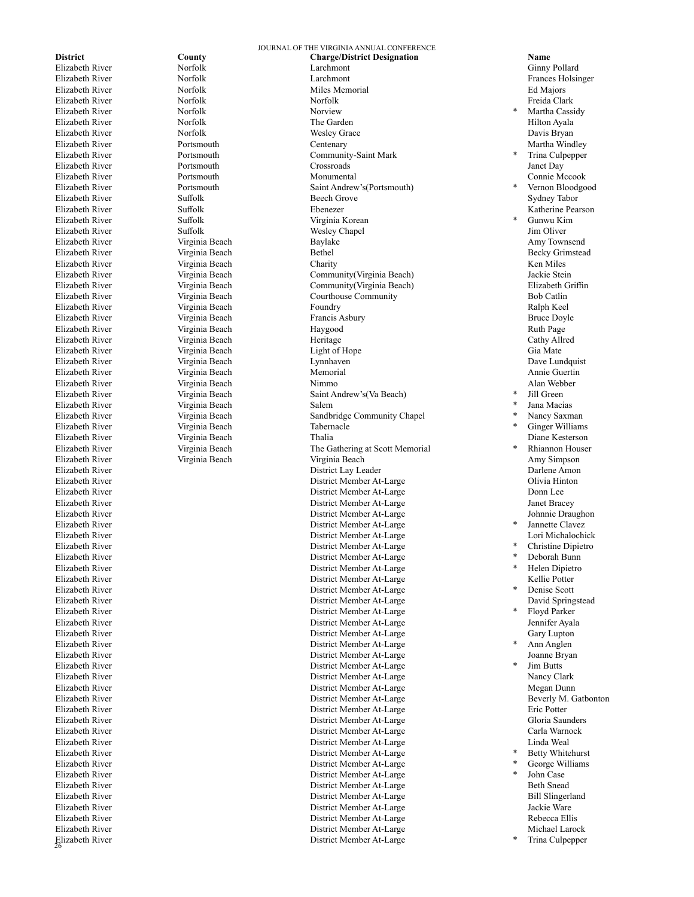| District | County | Charge/District Designation | | Name |
|---|---|---|---|---|
| Elizabeth River | Norfolk | Larchmont | | Ginny Pollard |
| Elizabeth River | Norfolk | Larchmont | | Frances Holsinger |
| Elizabeth River | Norfolk | Miles Memorial | | Ed Majors |
| Elizabeth River | Norfolk | Norfolk | | Freida Clark |
| Elizabeth River | Norfolk | Norview | * | Martha Cassidy |
| Elizabeth River | Norfolk | The Garden | | Hilton Ayala |
| Elizabeth River | Norfolk | Wesley Grace | | Davis Bryan |
| Elizabeth River | Portsmouth | Centenary | | Martha Windley |
| Elizabeth River | Portsmouth | Community-Saint Mark | * | Trina Culpepper |
| Elizabeth River | Portsmouth | Crossroads | | Janet Day |
| Elizabeth River | Portsmouth | Monumental | | Connie Mccook |
| Elizabeth River | Portsmouth | Saint Andrew's(Portsmouth) | * | Vernon Bloodgood |
| Elizabeth River | Suffolk | Beech Grove | | Sydney Tabor |
| Elizabeth River | Suffolk | Ebenezer | | Katherine Pearson |
| Elizabeth River | Suffolk | Virginia Korean | * | Gunwu Kim |
| Elizabeth River | Suffolk | Wesley Chapel | | Jim Oliver |
| Elizabeth River | Virginia Beach | Baylake | | Amy Townsend |
| Elizabeth River | Virginia Beach | Bethel | | Becky Grimstead |
| Elizabeth River | Virginia Beach | Charity | | Ken Miles |
| Elizabeth River | Virginia Beach | Community(Virginia Beach) | | Jackie Stein |
| Elizabeth River | Virginia Beach | Community(Virginia Beach) | | Elizabeth Griffin |
| Elizabeth River | Virginia Beach | Courthouse Community | | Bob Catlin |
| Elizabeth River | Virginia Beach | Foundry | | Ralph Keel |
| Elizabeth River | Virginia Beach | Francis Asbury | | Bruce Doyle |
| Elizabeth River | Virginia Beach | Haygood | | Ruth Page |
| Elizabeth River | Virginia Beach | Heritage | | Cathy Allred |
| Elizabeth River | Virginia Beach | Light of Hope | | Gia Mate |
| Elizabeth River | Virginia Beach | Lynnhaven | | Dave Lundquist |
| Elizabeth River | Virginia Beach | Memorial | | Annie Guertin |
| Elizabeth River | Virginia Beach | Nimmo | | Alan Webber |
| Elizabeth River | Virginia Beach | Saint Andrew's(Va Beach) | * | Jill Green |
| Elizabeth River | Virginia Beach | Salem | * | Jana Macias |
| Elizabeth River | Virginia Beach | Sandbridge Community Chapel | * | Nancy Saxman |
| Elizabeth River | Virginia Beach | Tabernacle | * | Ginger Williams |
| Elizabeth River | Virginia Beach | Thalia | | Diane Kesterson |
| Elizabeth River | Virginia Beach | The Gathering at Scott Memorial | * | Rhiannon Houser |
| Elizabeth River | Virginia Beach | Virginia Beach | | Amy Simpson |
| Elizabeth River | | District Lay Leader | | Darlene Amon |
| Elizabeth River | | District Member At-Large | | Olivia Hinton |
| Elizabeth River | | District Member At-Large | | Donn Lee |
| Elizabeth River | | District Member At-Large | | Janet Bracey |
| Elizabeth River | | District Member At-Large | | Johnnie Draughon |
| Elizabeth River | | District Member At-Large | * | Jannette Clavez |
| Elizabeth River | | District Member At-Large | | Lori Michalochick |
| Elizabeth River | | District Member At-Large | * | Christine Dipietro |
| Elizabeth River | | District Member At-Large | * | Deborah Bunn |
| Elizabeth River | | District Member At-Large | * | Helen Dipietro |
| Elizabeth River | | District Member At-Large | | Kellie Potter |
| Elizabeth River | | District Member At-Large | * | Denise Scott |
| Elizabeth River | | District Member At-Large | | David Springstead |
| Elizabeth River | | District Member At-Large | * | Floyd Parker |
| Elizabeth River | | District Member At-Large | | Jennifer Ayala |
| Elizabeth River | | District Member At-Large | | Gary Lupton |
| Elizabeth River | | District Member At-Large | * | Ann Anglen |
| Elizabeth River | | District Member At-Large | | Joanne Bryan |
| Elizabeth River | | District Member At-Large | * | Jim Butts |
| Elizabeth River | | District Member At-Large | | Nancy Clark |
| Elizabeth River | | District Member At-Large | | Megan Dunn |
| Elizabeth River | | District Member At-Large | | Beverly M. Gatbonton |
| Elizabeth River | | District Member At-Large | | Eric Potter |
| Elizabeth River | | District Member At-Large | | Gloria Saunders |
| Elizabeth River | | District Member At-Large | | Carla Warnock |
| Elizabeth River | | District Member At-Large | | Linda Weal |
| Elizabeth River | | District Member At-Large | * | Betty Whitehurst |
| Elizabeth River | | District Member At-Large | * | George Williams |
| Elizabeth River | | District Member At-Large | * | John Case |
| Elizabeth River | | District Member At-Large | | Beth Snead |
| Elizabeth River | | District Member At-Large | | Bill Slingerland |
| Elizabeth River | | District Member At-Large | | Jackie Ware |
| Elizabeth River | | District Member At-Large | | Rebecca Ellis |
| Elizabeth River | | District Member At-Large | | Michael Larock |
| Elizabeth River | | District Member At-Large | * | Trina Culpepper |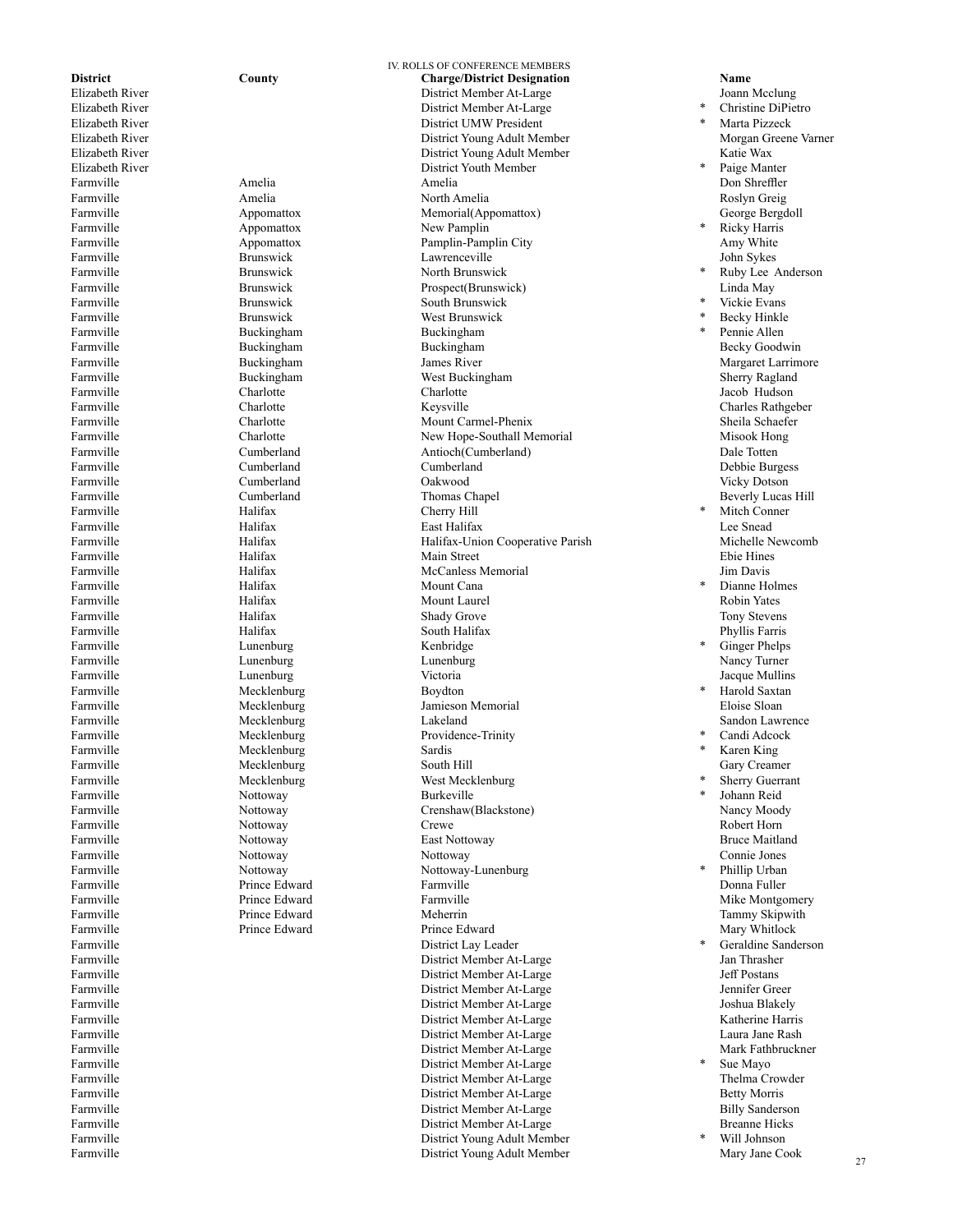IV. ROLLS OF CONFERENCE MEMBERS

| District | County | Charge/District Designation | | Name |
|---|---|---|---|---|
| Elizabeth River | | District Member At-Large | | Joann Mcclung |
| Elizabeth River | | District Member At-Large | * | Christine DiPietro |
| Elizabeth River | | District UMW President | * | Marta Pizzeck |
| Elizabeth River | | District Young Adult Member | | Morgan Greene Varner |
| Elizabeth River | | District Young Adult Member | | Katie Wax |
| Elizabeth River | | District Youth Member | * | Paige Manter |
| Farmville | Amelia | Amelia | | Don Shreffler |
| Farmville | Amelia | North Amelia | | Roslyn Greig |
| Farmville | Appomattox | Memorial(Appomattox) | | George Bergdoll |
| Farmville | Appomattox | New Pamplin | * | Ricky Harris |
| Farmville | Appomattox | Pamplin-Pamplin City | | Amy White |
| Farmville | Brunswick | Lawrenceville | | John Sykes |
| Farmville | Brunswick | North Brunswick | * | Ruby Lee Anderson |
| Farmville | Brunswick | Prospect(Brunswick) | | Linda May |
| Farmville | Brunswick | South Brunswick | * | Vickie Evans |
| Farmville | Brunswick | West Brunswick | * | Becky Hinkle |
| Farmville | Buckingham | Buckingham | * | Pennie Allen |
| Farmville | Buckingham | Buckingham | | Becky Goodwin |
| Farmville | Buckingham | James River | | Margaret Larrimore |
| Farmville | Buckingham | West Buckingham | | Sherry Ragland |
| Farmville | Charlotte | Charlotte | | Jacob Hudson |
| Farmville | Charlotte | Keysville | | Charles Rathgeber |
| Farmville | Charlotte | Mount Carmel-Phenix | | Sheila Schaefer |
| Farmville | Charlotte | New Hope-Southall Memorial | | Misook Hong |
| Farmville | Cumberland | Antioch(Cumberland) | | Dale Totten |
| Farmville | Cumberland | Cumberland | | Debbie Burgess |
| Farmville | Cumberland | Oakwood | | Vicky Dotson |
| Farmville | Cumberland | Thomas Chapel | | Beverly Lucas Hill |
| Farmville | Halifax | Cherry Hill | * | Mitch Conner |
| Farmville | Halifax | East Halifax | | Lee Snead |
| Farmville | Halifax | Halifax-Union Cooperative Parish | | Michelle Newcomb |
| Farmville | Halifax | Main Street | | Ebie Hines |
| Farmville | Halifax | McCanless Memorial | | Jim Davis |
| Farmville | Halifax | Mount Cana | * | Dianne Holmes |
| Farmville | Halifax | Mount Laurel | | Robin Yates |
| Farmville | Halifax | Shady Grove | | Tony Stevens |
| Farmville | Halifax | South Halifax | | Phyllis Farris |
| Farmville | Lunenburg | Kenbridge | * | Ginger Phelps |
| Farmville | Lunenburg | Lunenburg | | Nancy Turner |
| Farmville | Lunenburg | Victoria | | Jacque Mullins |
| Farmville | Mecklenburg | Boydton | * | Harold Saxtan |
| Farmville | Mecklenburg | Jamieson Memorial | | Eloise Sloan |
| Farmville | Mecklenburg | Lakeland | | Sandon Lawrence |
| Farmville | Mecklenburg | Providence-Trinity | * | Candi Adcock |
| Farmville | Mecklenburg | Sardis | * | Karen King |
| Farmville | Mecklenburg | South Hill | | Gary Creamer |
| Farmville | Mecklenburg | West Mecklenburg | * | Sherry Guerrant |
| Farmville | Nottoway | Burkeville | * | Johann Reid |
| Farmville | Nottoway | Crenshaw(Blackstone) | | Nancy Moody |
| Farmville | Nottoway | Crewe | | Robert Horn |
| Farmville | Nottoway | East Nottoway | | Bruce Maitland |
| Farmville | Nottoway | Nottoway | | Connie Jones |
| Farmville | Nottoway | Nottoway-Lunenburg | * | Phillip Urban |
| Farmville | Prince Edward | Farmville | | Donna Fuller |
| Farmville | Prince Edward | Farmville | | Mike Montgomery |
| Farmville | Prince Edward | Meherrin | | Tammy Skipwith |
| Farmville | Prince Edward | Prince Edward | | Mary Whitlock |
| Farmville | | District Lay Leader | * | Geraldine Sanderson |
| Farmville | | District Member At-Large | | Jan Thrasher |
| Farmville | | District Member At-Large | | Jeff Postans |
| Farmville | | District Member At-Large | | Jennifer Greer |
| Farmville | | District Member At-Large | | Joshua Blakely |
| Farmville | | District Member At-Large | | Katherine Harris |
| Farmville | | District Member At-Large | | Laura Jane Rash |
| Farmville | | District Member At-Large | | Mark Fathbruckner |
| Farmville | | District Member At-Large | * | Sue Mayo |
| Farmville | | District Member At-Large | | Thelma Crowder |
| Farmville | | District Member At-Large | | Betty Morris |
| Farmville | | District Member At-Large | | Billy Sanderson |
| Farmville | | District Member At-Large | | Breanne Hicks |
| Farmville | | District Young Adult Member | * | Will Johnson |
| Farmville | | District Young Adult Member | | Mary Jane Cook |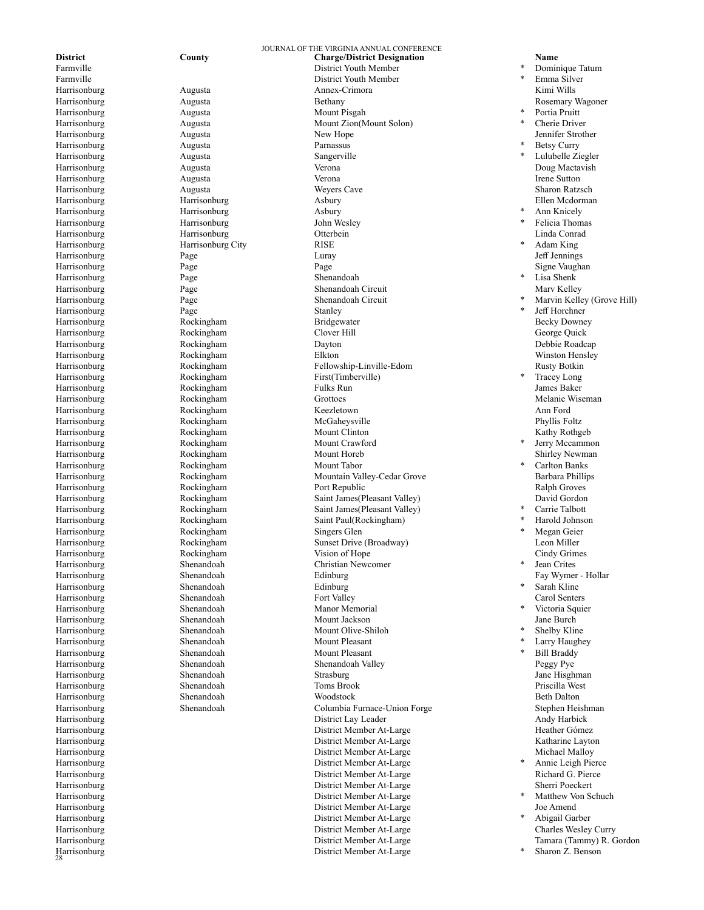| District | County | Charge/District Designation | | Name |
|---|---|---|---|---|
| Farmville | | District Youth Member | * | Dominique Tatum |
| Farmville | | District Youth Member | * | Emma Silver |
| Harrisonburg | Augusta | Annex-Crimora | | Kimi Wills |
| Harrisonburg | Augusta | Bethany | | Rosemary Wagoner |
| Harrisonburg | Augusta | Mount Pisgah | * | Portia Pruitt |
| Harrisonburg | Augusta | Mount Zion(Mount Solon) | * | Cherie Driver |
| Harrisonburg | Augusta | New Hope | | Jennifer Strother |
| Harrisonburg | Augusta | Parnassus | * | Betsy Curry |
| Harrisonburg | Augusta | Sangerville | * | Lulubelle Ziegler |
| Harrisonburg | Augusta | Verona | | Doug Mactavish |
| Harrisonburg | Augusta | Verona | | Irene Sutton |
| Harrisonburg | Augusta | Weyers Cave | | Sharon Ratzsch |
| Harrisonburg | Harrisonburg | Asbury | | Ellen Mcdorman |
| Harrisonburg | Harrisonburg | Asbury | * | Ann Knicely |
| Harrisonburg | Harrisonburg | John Wesley | * | Felicia Thomas |
| Harrisonburg | Harrisonburg | Otterbein | | Linda Conrad |
| Harrisonburg | Harrisonburg City | RISE | * | Adam King |
| Harrisonburg | Page | Luray | | Jeff Jennings |
| Harrisonburg | Page | Page | | Signe Vaughan |
| Harrisonburg | Page | Shenandoah | * | Lisa Shenk |
| Harrisonburg | Page | Shenandoah Circuit | | Marv Kelley |
| Harrisonburg | Page | Shenandoah Circuit | * | Marvin Kelley (Grove Hill) |
| Harrisonburg | Page | Stanley | * | Jeff Horchner |
| Harrisonburg | Rockingham | Bridgewater | | Becky Downey |
| Harrisonburg | Rockingham | Clover Hill | | George Quick |
| Harrisonburg | Rockingham | Dayton | | Debbie Roadcap |
| Harrisonburg | Rockingham | Elkton | | Winston Hensley |
| Harrisonburg | Rockingham | Fellowship-Linville-Edom | | Rusty Botkin |
| Harrisonburg | Rockingham | First(Timberville) | * | Tracey Long |
| Harrisonburg | Rockingham | Fulks Run | | James Baker |
| Harrisonburg | Rockingham | Grottoes | | Melanie Wiseman |
| Harrisonburg | Rockingham | Keezletown | | Ann Ford |
| Harrisonburg | Rockingham | McGaheysville | | Phyllis Foltz |
| Harrisonburg | Rockingham | Mount Clinton | | Kathy Rothgeb |
| Harrisonburg | Rockingham | Mount Crawford | * | Jerry Mccammon |
| Harrisonburg | Rockingham | Mount Horeb | | Shirley Newman |
| Harrisonburg | Rockingham | Mount Tabor | * | Carlton Banks |
| Harrisonburg | Rockingham | Mountain Valley-Cedar Grove | | Barbara Phillips |
| Harrisonburg | Rockingham | Port Republic | | Ralph Groves |
| Harrisonburg | Rockingham | Saint James(Pleasant Valley) | | David Gordon |
| Harrisonburg | Rockingham | Saint James(Pleasant Valley) | * | Carrie Talbott |
| Harrisonburg | Rockingham | Saint Paul(Rockingham) | * | Harold Johnson |
| Harrisonburg | Rockingham | Singers Glen | * | Megan Geier |
| Harrisonburg | Rockingham | Sunset Drive (Broadway) | | Leon Miller |
| Harrisonburg | Rockingham | Vision of Hope | | Cindy Grimes |
| Harrisonburg | Shenandoah | Christian Newcomer | * | Jean Crites |
| Harrisonburg | Shenandoah | Edinburg | | Fay Wymer - Hollar |
| Harrisonburg | Shenandoah | Edinburg | * | Sarah Kline |
| Harrisonburg | Shenandoah | Fort Valley | | Carol Senters |
| Harrisonburg | Shenandoah | Manor Memorial | * | Victoria Squier |
| Harrisonburg | Shenandoah | Mount Jackson | | Jane Burch |
| Harrisonburg | Shenandoah | Mount Olive-Shiloh | * | Shelby Kline |
| Harrisonburg | Shenandoah | Mount Pleasant | * | Larry Haughey |
| Harrisonburg | Shenandoah | Mount Pleasant | * | Bill Braddy |
| Harrisonburg | Shenandoah | Shenandoah Valley | | Peggy Pye |
| Harrisonburg | Shenandoah | Strasburg | | Jane Hisghman |
| Harrisonburg | Shenandoah | Toms Brook | | Priscilla West |
| Harrisonburg | Shenandoah | Woodstock | | Beth Dalton |
| Harrisonburg | Shenandoah | Columbia Furnace-Union Forge | | Stephen Heishman |
| Harrisonburg | | District Lay Leader | | Andy Harbick |
| Harrisonburg | | District Member At-Large | | Heather Gómez |
| Harrisonburg | | District Member At-Large | | Katharine Layton |
| Harrisonburg | | District Member At-Large | | Michael Malloy |
| Harrisonburg | | District Member At-Large | * | Annie Leigh Pierce |
| Harrisonburg | | District Member At-Large | | Richard G. Pierce |
| Harrisonburg | | District Member At-Large | | Sherri Poeckert |
| Harrisonburg | | District Member At-Large | * | Matthew Von Schuch |
| Harrisonburg | | District Member At-Large | | Joe Amend |
| Harrisonburg | | District Member At-Large | * | Abigail Garber |
| Harrisonburg | | District Member At-Large | | Charles Wesley Curry |
| Harrisonburg | | District Member At-Large | | Tamara (Tammy) R. Gordon |
| Harrisonburg | | District Member At-Large | * | Sharon Z. Benson |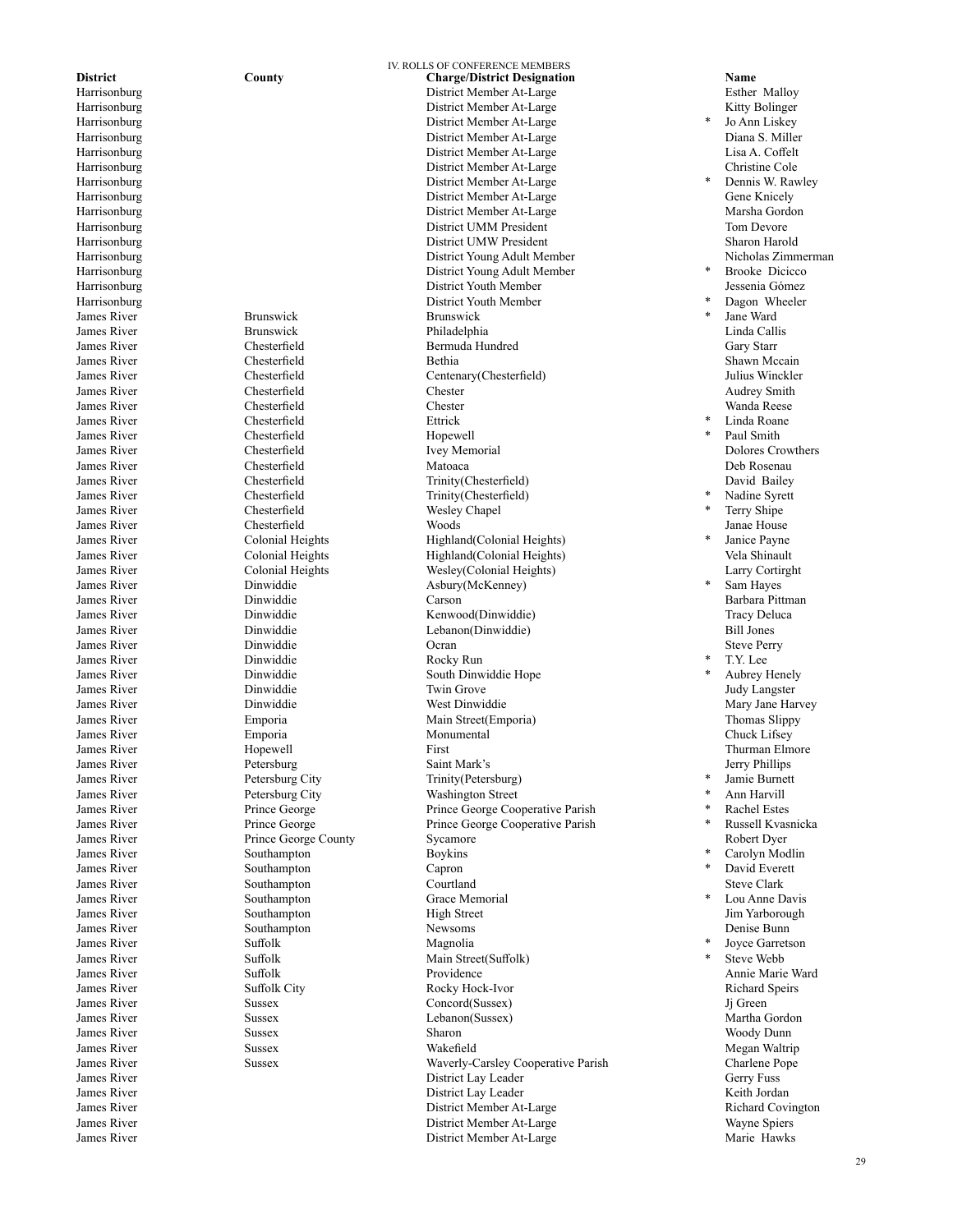IV. ROLLS OF CONFERENCE MEMBERS

| District | County | Charge/District Designation | | Name |
|---|---|---|---|---|
| Harrisonburg | | District Member At-Large | | Esther Malloy |
| Harrisonburg | | District Member At-Large | | Kitty Bolinger |
| Harrisonburg | | District Member At-Large | * | Jo Ann Liskey |
| Harrisonburg | | District Member At-Large | | Diana S. Miller |
| Harrisonburg | | District Member At-Large | | Lisa A. Coffelt |
| Harrisonburg | | District Member At-Large | | Christine Cole |
| Harrisonburg | | District Member At-Large | * | Dennis W. Rawley |
| Harrisonburg | | District Member At-Large | | Gene Knicely |
| Harrisonburg | | District Member At-Large | | Marsha Gordon |
| Harrisonburg | | District UMM President | | Tom Devore |
| Harrisonburg | | District UMW President | | Sharon Harold |
| Harrisonburg | | District Young Adult Member | | Nicholas Zimmerman |
| Harrisonburg | | District Young Adult Member | * | Brooke Dicicco |
| Harrisonburg | | District Youth Member | | Jessenia Gómez |
| Harrisonburg | | District Youth Member | * | Dagon Wheeler |
| James River | Brunswick | Brunswick | * | Jane Ward |
| James River | Brunswick | Philadelphia | | Linda Callis |
| James River | Chesterfield | Bermuda Hundred | | Gary Starr |
| James River | Chesterfield | Bethia | | Shawn Mccain |
| James River | Chesterfield | Centenary(Chesterfield) | | Julius Winckler |
| James River | Chesterfield | Chester | | Audrey Smith |
| James River | Chesterfield | Chester | | Wanda Reese |
| James River | Chesterfield | Ettrick | * | Linda Roane |
| James River | Chesterfield | Hopewell | * | Paul Smith |
| James River | Chesterfield | Ivey Memorial | | Dolores Crowthers |
| James River | Chesterfield | Matoaca | | Deb Rosenau |
| James River | Chesterfield | Trinity(Chesterfield) | | David Bailey |
| James River | Chesterfield | Trinity(Chesterfield) | * | Nadine Syrett |
| James River | Chesterfield | Wesley Chapel | * | Terry Shipe |
| James River | Chesterfield | Woods | | Janae House |
| James River | Colonial Heights | Highland(Colonial Heights) | * | Janice Payne |
| James River | Colonial Heights | Highland(Colonial Heights) | | Vela Shinault |
| James River | Colonial Heights | Wesley(Colonial Heights) | | Larry Cortirght |
| James River | Dinwiddie | Asbury(McKenney) | * | Sam Hayes |
| James River | Dinwiddie | Carson | | Barbara Pittman |
| James River | Dinwiddie | Kenwood(Dinwiddie) | | Tracy Deluca |
| James River | Dinwiddie | Lebanon(Dinwiddie) | | Bill Jones |
| James River | Dinwiddie | Ocran | | Steve Perry |
| James River | Dinwiddie | Rocky Run | * | T.Y. Lee |
| James River | Dinwiddie | South Dinwiddie Hope | * | Aubrey Henely |
| James River | Dinwiddie | Twin Grove | | Judy Langster |
| James River | Dinwiddie | West Dinwiddie | | Mary Jane Harvey |
| James River | Emporia | Main Street(Emporia) | | Thomas Slippy |
| James River | Emporia | Monumental | | Chuck Lifsey |
| James River | Hopewell | First | | Thurman Elmore |
| James River | Petersburg | Saint Mark's | | Jerry Phillips |
| James River | Petersburg City | Trinity(Petersburg) | * | Jamie Burnett |
| James River | Petersburg City | Washington Street | * | Ann Harvill |
| James River | Prince George | Prince George Cooperative Parish | * | Rachel Estes |
| James River | Prince George | Prince George Cooperative Parish | * | Russell Kvasnicka |
| James River | Prince George County | Sycamore | | Robert Dyer |
| James River | Southampton | Boykins | * | Carolyn Modlin |
| James River | Southampton | Capron | * | David Everett |
| James River | Southampton | Courtland | | Steve Clark |
| James River | Southampton | Grace Memorial | * | Lou Anne Davis |
| James River | Southampton | High Street | | Jim Yarborough |
| James River | Southampton | Newsoms | | Denise Bunn |
| James River | Suffolk | Magnolia | * | Joyce Garretson |
| James River | Suffolk | Main Street(Suffolk) | * | Steve Webb |
| James River | Suffolk | Providence | | Annie Marie Ward |
| James River | Suffolk City | Rocky Hock-Ivor | | Richard Speirs |
| James River | Sussex | Concord(Sussex) | | Jj Green |
| James River | Sussex | Lebanon(Sussex) | | Martha Gordon |
| James River | Sussex | Sharon | | Woody Dunn |
| James River | Sussex | Wakefield | | Megan Waltrip |
| James River | Sussex | Waverly-Carsley Cooperative Parish | | Charlene Pope |
| James River | | District Lay Leader | | Gerry Fuss |
| James River | | District Lay Leader | | Keith Jordan |
| James River | | District Member At-Large | | Richard Covington |
| James River | | District Member At-Large | | Wayne Spiers |
| James River | | District Member At-Large | | Marie Hawks |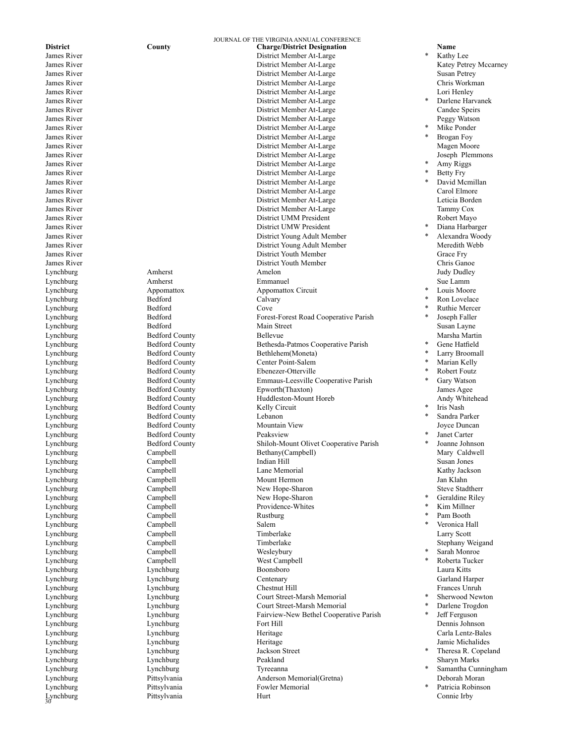| District | County | Charge/District Designation | | Name |
|---|---|---|---|---|
| James River | | District Member At-Large | * | Kathy Lee |
| James River | | District Member At-Large | | Katey Petrey Mccarney |
| James River | | District Member At-Large | | Susan Petrey |
| James River | | District Member At-Large | | Chris Workman |
| James River | | District Member At-Large | | Lori Henley |
| James River | | District Member At-Large | * | Darlene Harvanek |
| James River | | District Member At-Large | | Candee Speirs |
| James River | | District Member At-Large | | Peggy Watson |
| James River | | District Member At-Large | * | Mike Ponder |
| James River | | District Member At-Large | * | Brogan Foy |
| James River | | District Member At-Large | | Magen Moore |
| James River | | District Member At-Large | | Joseph Plemmons |
| James River | | District Member At-Large | * | Amy Riggs |
| James River | | District Member At-Large | * | Betty Fry |
| James River | | District Member At-Large | * | David Mcmillan |
| James River | | District Member At-Large | | Carol Elmore |
| James River | | District Member At-Large | | Leticia Borden |
| James River | | District Member At-Large | | Tammy Cox |
| James River | | District UMM President | | Robert Mayo |
| James River | | District UMW President | * | Diana Harbarger |
| James River | | District Young Adult Member | * | Alexandra Woody |
| James River | | District Young Adult Member | | Meredith Webb |
| James River | | District Youth Member | | Grace Fry |
| James River | | District Youth Member | | Chris Ganoe |
| Lynchburg | Amherst | Amelon | | Judy Dudley |
| Lynchburg | Amherst | Emmanuel | | Sue Lamm |
| Lynchburg | Appomattox | Appomattox Circuit | * | Louis Moore |
| Lynchburg | Bedford | Calvary | * | Ron Lovelace |
| Lynchburg | Bedford | Cove | * | Ruthie Mercer |
| Lynchburg | Bedford | Forest-Forest Road Cooperative Parish | * | Joseph Faller |
| Lynchburg | Bedford | Main Street | | Susan Layne |
| Lynchburg | Bedford County | Bellevue | | Marsha Martin |
| Lynchburg | Bedford County | Bethesda-Patmos Cooperative Parish | * | Gene Hatfield |
| Lynchburg | Bedford County | Bethlehem(Moneta) | * | Larry Broomall |
| Lynchburg | Bedford County | Center Point-Salem | * | Marian Kelly |
| Lynchburg | Bedford County | Ebenezer-Otterville | * | Robert Foutz |
| Lynchburg | Bedford County | Emmaus-Leesville Cooperative Parish | * | Gary Watson |
| Lynchburg | Bedford County | Epworth(Thaxton) | | James Agee |
| Lynchburg | Bedford County | Huddleston-Mount Horeb | | Andy Whitehead |
| Lynchburg | Bedford County | Kelly Circuit | * | Iris Nash |
| Lynchburg | Bedford County | Lebanon | * | Sandra Parker |
| Lynchburg | Bedford County | Mountain View | | Joyce Duncan |
| Lynchburg | Bedford County | Peaksview | * | Janet Carter |
| Lynchburg | Bedford County | Shiloh-Mount Olivet Cooperative Parish | * | Joanne Johnson |
| Lynchburg | Campbell | Bethany(Campbell) | | Mary Caldwell |
| Lynchburg | Campbell | Indian Hill | | Susan Jones |
| Lynchburg | Campbell | Lane Memorial | | Kathy Jackson |
| Lynchburg | Campbell | Mount Hermon | | Jan Klahn |
| Lynchburg | Campbell | New Hope-Sharon | | Steve Stadtherr |
| Lynchburg | Campbell | New Hope-Sharon | * | Geraldine Riley |
| Lynchburg | Campbell | Providence-Whites | * | Kim Millner |
| Lynchburg | Campbell | Rustburg | * | Pam Booth |
| Lynchburg | Campbell | Salem | * | Veronica Hall |
| Lynchburg | Campbell | Timberlake | | Larry Scott |
| Lynchburg | Campbell | Timberlake | | Stephany Weigand |
| Lynchburg | Campbell | Wesleybury | * | Sarah Monroe |
| Lynchburg | Campbell | West Campbell | * | Roberta Tucker |
| Lynchburg | Lynchburg | Boonsboro | | Laura Kitts |
| Lynchburg | Lynchburg | Centenary | | Garland Harper |
| Lynchburg | Lynchburg | Chestnut Hill | | Frances Unruh |
| Lynchburg | Lynchburg | Court Street-Marsh Memorial | * | Sherwood Newton |
| Lynchburg | Lynchburg | Court Street-Marsh Memorial | * | Darlene Trogdon |
| Lynchburg | Lynchburg | Fairview-New Bethel Cooperative Parish | * | Jeff Ferguson |
| Lynchburg | Lynchburg | Fort Hill | | Dennis Johnson |
| Lynchburg | Lynchburg | Heritage | | Carla Lentz-Bales |
| Lynchburg | Lynchburg | Heritage | | Jamie Michalides |
| Lynchburg | Lynchburg | Jackson Street | * | Theresa R. Copeland |
| Lynchburg | Lynchburg | Peakland | | Sharyn Marks |
| Lynchburg | Lynchburg | Tyreeanna | * | Samantha Cunningham |
| Lynchburg | Pittsylvania | Anderson Memorial(Gretna) | | Deborah Moran |
| Lynchburg | Pittsylvania | Fowler Memorial | * | Patricia Robinson |
| Lynchburg | Pittsylvania | Hurt | | Connie Irby |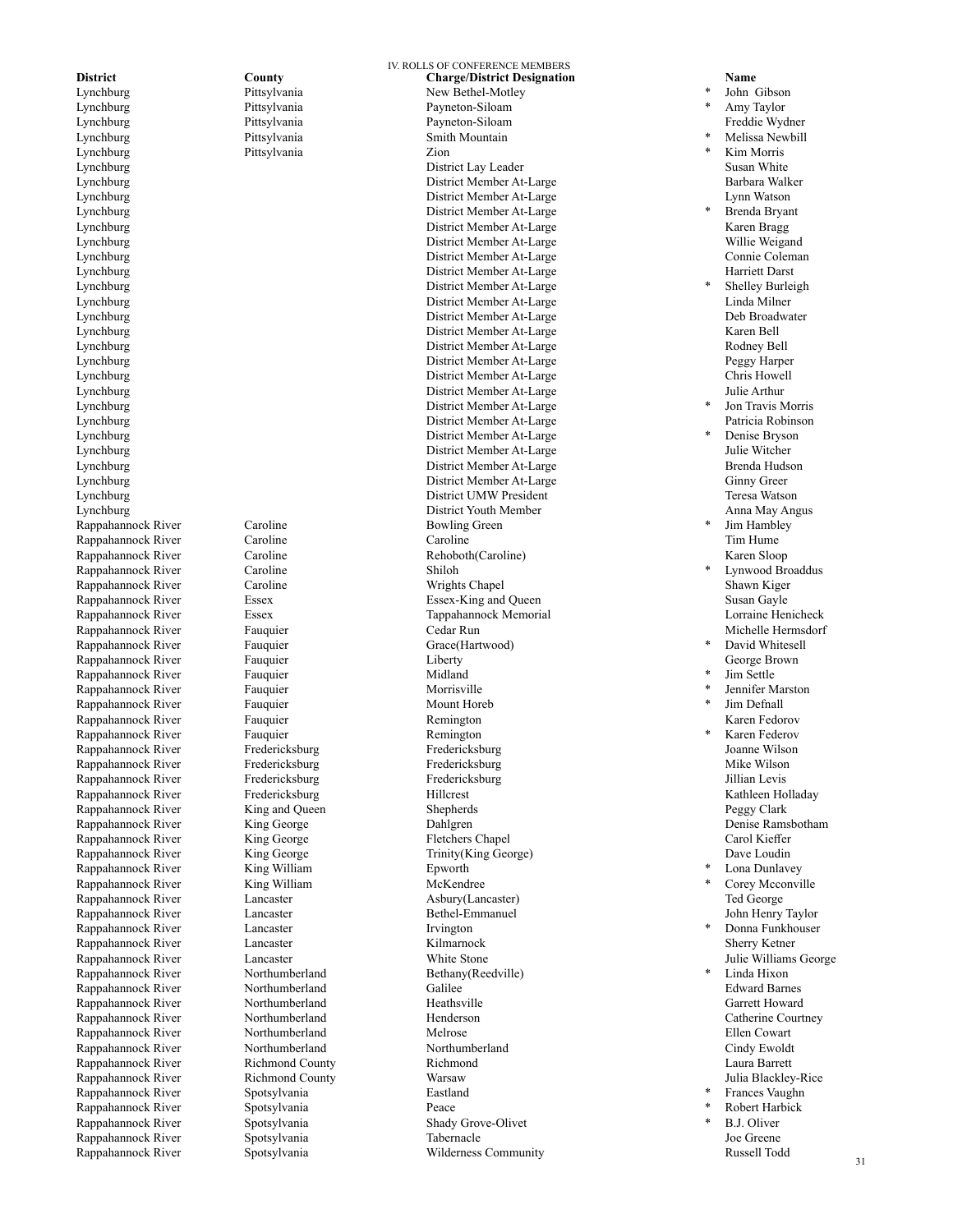IV. ROLLS OF CONFERENCE MEMBERS

| District | County | Charge/District Designation | | Name |
|---|---|---|---|---|
| Lynchburg | Pittsylvania | New Bethel-Motley | * | John Gibson |
| Lynchburg | Pittsylvania | Payneton-Siloam | * | Amy Taylor |
| Lynchburg | Pittsylvania | Payneton-Siloam | | Freddie Wydner |
| Lynchburg | Pittsylvania | Smith Mountain | * | Melissa Newbill |
| Lynchburg | Pittsylvania | Zion | * | Kim Morris |
| Lynchburg | | District Lay Leader | | Susan White |
| Lynchburg | | District Member At-Large | | Barbara Walker |
| Lynchburg | | District Member At-Large | | Lynn Watson |
| Lynchburg | | District Member At-Large | * | Brenda Bryant |
| Lynchburg | | District Member At-Large | | Karen Bragg |
| Lynchburg | | District Member At-Large | | Willie Weigand |
| Lynchburg | | District Member At-Large | | Connie Coleman |
| Lynchburg | | District Member At-Large | | Harriett Darst |
| Lynchburg | | District Member At-Large | * | Shelley Burleigh |
| Lynchburg | | District Member At-Large | | Linda Milner |
| Lynchburg | | District Member At-Large | | Deb Broadwater |
| Lynchburg | | District Member At-Large | | Karen Bell |
| Lynchburg | | District Member At-Large | | Rodney Bell |
| Lynchburg | | District Member At-Large | | Peggy Harper |
| Lynchburg | | District Member At-Large | | Chris Howell |
| Lynchburg | | District Member At-Large | | Julie Arthur |
| Lynchburg | | District Member At-Large | * | Jon Travis Morris |
| Lynchburg | | District Member At-Large | | Patricia Robinson |
| Lynchburg | | District Member At-Large | * | Denise Bryson |
| Lynchburg | | District Member At-Large | | Julie Witcher |
| Lynchburg | | District Member At-Large | | Brenda Hudson |
| Lynchburg | | District Member At-Large | | Ginny Greer |
| Lynchburg | | District UMW President | | Teresa Watson |
| Lynchburg | | District Youth Member | | Anna May Angus |
| Rappahannock River | Caroline | Bowling Green | * | Jim Hambley |
| Rappahannock River | Caroline | Caroline | | Tim Hume |
| Rappahannock River | Caroline | Rehoboth(Caroline) | | Karen Sloop |
| Rappahannock River | Caroline | Shiloh | * | Lynwood Broaddus |
| Rappahannock River | Caroline | Wrights Chapel | | Shawn Kiger |
| Rappahannock River | Essex | Essex-King and Queen | | Susan Gayle |
| Rappahannock River | Essex | Tappahannock Memorial | | Lorraine Henicheck |
| Rappahannock River | Fauquier | Cedar Run | | Michelle Hermsdorf |
| Rappahannock River | Fauquier | Grace(Hartwood) | * | David Whitesell |
| Rappahannock River | Fauquier | Liberty | | George Brown |
| Rappahannock River | Fauquier | Midland | * | Jim Settle |
| Rappahannock River | Fauquier | Morrisville | * | Jennifer Marston |
| Rappahannock River | Fauquier | Mount Horeb | * | Jim Defnall |
| Rappahannock River | Fauquier | Remington | | Karen Fedorov |
| Rappahannock River | Fauquier | Remington | * | Karen Federov |
| Rappahannock River | Fredericksburg | Fredericksburg | | Joanne Wilson |
| Rappahannock River | Fredericksburg | Fredericksburg | | Mike Wilson |
| Rappahannock River | Fredericksburg | Fredericksburg | | Jillian Levis |
| Rappahannock River | Fredericksburg | Hillcrest | | Kathleen Holladay |
| Rappahannock River | King and Queen | Shepherds | | Peggy Clark |
| Rappahannock River | King George | Dahlgren | | Denise Ramsbotham |
| Rappahannock River | King George | Fletchers Chapel | | Carol Kieffer |
| Rappahannock River | King George | Trinity(King George) | | Dave Loudin |
| Rappahannock River | King William | Epworth | * | Lona Dunlavey |
| Rappahannock River | King William | McKendree | * | Corey Mcconville |
| Rappahannock River | Lancaster | Asbury(Lancaster) | | Ted George |
| Rappahannock River | Lancaster | Bethel-Emmanuel | | John Henry Taylor |
| Rappahannock River | Lancaster | Irvington | * | Donna Funkhouser |
| Rappahannock River | Lancaster | Kilmarnock | | Sherry Ketner |
| Rappahannock River | Lancaster | White Stone | | Julie Williams George |
| Rappahannock River | Northumberland | Bethany(Reedville) | * | Linda Hixon |
| Rappahannock River | Northumberland | Galilee | | Edward Barnes |
| Rappahannock River | Northumberland | Heathsville | | Garrett Howard |
| Rappahannock River | Northumberland | Henderson | | Catherine Courtney |
| Rappahannock River | Northumberland | Melrose | | Ellen Cowart |
| Rappahannock River | Northumberland | Northumberland | | Cindy Ewoldt |
| Rappahannock River | Richmond County | Richmond | | Laura Barrett |
| Rappahannock River | Richmond County | Warsaw | | Julia Blackley-Rice |
| Rappahannock River | Spotsylvania | Eastland | * | Frances Vaughn |
| Rappahannock River | Spotsylvania | Peace | * | Robert Harbick |
| Rappahannock River | Spotsylvania | Shady Grove-Olivet | * | B.J. Oliver |
| Rappahannock River | Spotsylvania | Tabernacle | | Joe Greene |
| Rappahannock River | Spotsylvania | Wilderness Community | | Russell Todd |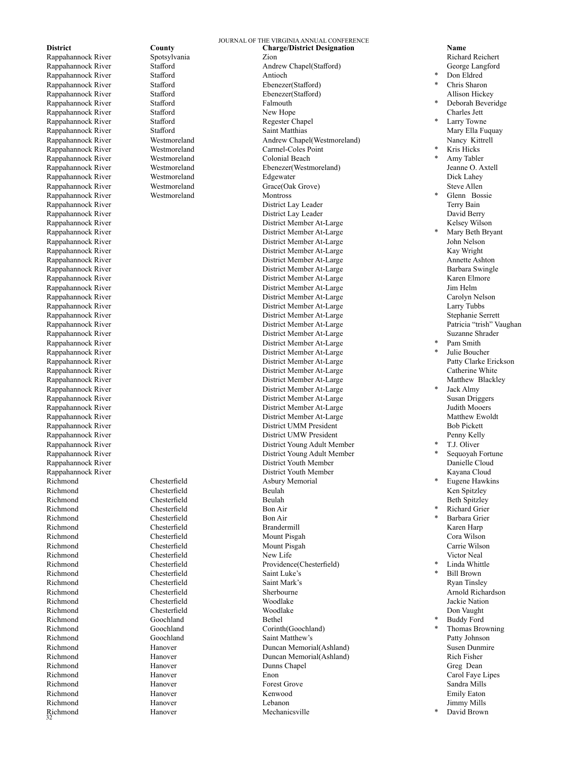| District | County | Charge/District Designation | | Name |
|---|---|---|---|---|
| Rappahannock River | Spotsylvania | Zion | | Richard Reichert |
| Rappahannock River | Stafford | Andrew Chapel(Stafford) | | George Langford |
| Rappahannock River | Stafford | Antioch | * | Don Eldred |
| Rappahannock River | Stafford | Ebenezer(Stafford) | * | Chris Sharon |
| Rappahannock River | Stafford | Ebenezer(Stafford) | | Allison Hickey |
| Rappahannock River | Stafford | Falmouth | * | Deborah Beveridge |
| Rappahannock River | Stafford | New Hope | | Charles Jett |
| Rappahannock River | Stafford | Regester Chapel | * | Larry Towne |
| Rappahannock River | Stafford | Saint Matthias | | Mary Ella Fuquay |
| Rappahannock River | Westmoreland | Andrew Chapel(Westmoreland) | | Nancy Kittrell |
| Rappahannock River | Westmoreland | Carmel-Coles Point | * | Kris Hicks |
| Rappahannock River | Westmoreland | Colonial Beach | * | Amy Tabler |
| Rappahannock River | Westmoreland | Ebenezer(Westmoreland) | | Jeanne O. Axtell |
| Rappahannock River | Westmoreland | Edgewater | | Dick Lahey |
| Rappahannock River | Westmoreland | Grace(Oak Grove) | | Steve Allen |
| Rappahannock River | Westmoreland | Montross | * | Glenn Bossie |
| Rappahannock River | | District Lay Leader | | Terry Bain |
| Rappahannock River | | District Lay Leader | | David Berry |
| Rappahannock River | | District Member At-Large | | Kelsey Wilson |
| Rappahannock River | | District Member At-Large | * | Mary Beth Bryant |
| Rappahannock River | | District Member At-Large | | John Nelson |
| Rappahannock River | | District Member At-Large | | Kay Wright |
| Rappahannock River | | District Member At-Large | | Annette Ashton |
| Rappahannock River | | District Member At-Large | | Barbara Swingle |
| Rappahannock River | | District Member At-Large | | Karen Elmore |
| Rappahannock River | | District Member At-Large | | Jim Helm |
| Rappahannock River | | District Member At-Large | | Carolyn Nelson |
| Rappahannock River | | District Member At-Large | | Larry Tubbs |
| Rappahannock River | | District Member At-Large | | Stephanie Serrett |
| Rappahannock River | | District Member At-Large | | Patricia "trish" Vaughan |
| Rappahannock River | | District Member At-Large | | Suzanne Shrader |
| Rappahannock River | | District Member At-Large | * | Pam Smith |
| Rappahannock River | | District Member At-Large | * | Julie Boucher |
| Rappahannock River | | District Member At-Large | | Patty Clarke Erickson |
| Rappahannock River | | District Member At-Large | | Catherine White |
| Rappahannock River | | District Member At-Large | | Matthew Blackley |
| Rappahannock River | | District Member At-Large | * | Jack Almy |
| Rappahannock River | | District Member At-Large | | Susan Driggers |
| Rappahannock River | | District Member At-Large | | Judith Mooers |
| Rappahannock River | | District Member At-Large | | Matthew Ewoldt |
| Rappahannock River | | District UMM President | | Bob Pickett |
| Rappahannock River | | District UMW President | | Penny Kelly |
| Rappahannock River | | District Young Adult Member | * | T.J. Oliver |
| Rappahannock River | | District Young Adult Member | * | Sequoyah Fortune |
| Rappahannock River | | District Youth Member | | Danielle Cloud |
| Rappahannock River | | District Youth Member | | Kayana Cloud |
| Richmond | Chesterfield | Asbury Memorial | * | Eugene Hawkins |
| Richmond | Chesterfield | Beulah | | Ken Spitzley |
| Richmond | Chesterfield | Beulah | | Beth Spitzley |
| Richmond | Chesterfield | Bon Air | * | Richard Grier |
| Richmond | Chesterfield | Bon Air | * | Barbara Grier |
| Richmond | Chesterfield | Brandermill | | Karen Harp |
| Richmond | Chesterfield | Mount Pisgah | | Cora Wilson |
| Richmond | Chesterfield | Mount Pisgah | | Carrie Wilson |
| Richmond | Chesterfield | New Life | | Victor Neal |
| Richmond | Chesterfield | Providence(Chesterfield) | * | Linda Whittle |
| Richmond | Chesterfield | Saint Luke's | * | Bill Brown |
| Richmond | Chesterfield | Saint Mark's | | Ryan Tinsley |
| Richmond | Chesterfield | Sherbourne | | Arnold Richardson |
| Richmond | Chesterfield | Woodlake | | Jackie Nation |
| Richmond | Chesterfield | Woodlake | | Don Vaught |
| Richmond | Goochland | Bethel | * | Buddy Ford |
| Richmond | Goochland | Corinth(Goochland) | * | Thomas Browning |
| Richmond | Goochland | Saint Matthew's | | Patty Johnson |
| Richmond | Hanover | Duncan Memorial(Ashland) | | Susen Dunmire |
| Richmond | Hanover | Duncan Memorial(Ashland) | | Rich Fisher |
| Richmond | Hanover | Dunns Chapel | | Greg Dean |
| Richmond | Hanover | Enon | | Carol Faye Lipes |
| Richmond | Hanover | Forest Grove | | Sandra Mills |
| Richmond | Hanover | Kenwood | | Emily Eaton |
| Richmond | Hanover | Lebanon | | Jimmy Mills |
| Richmond | Hanover | Mechanicsville | * | David Brown |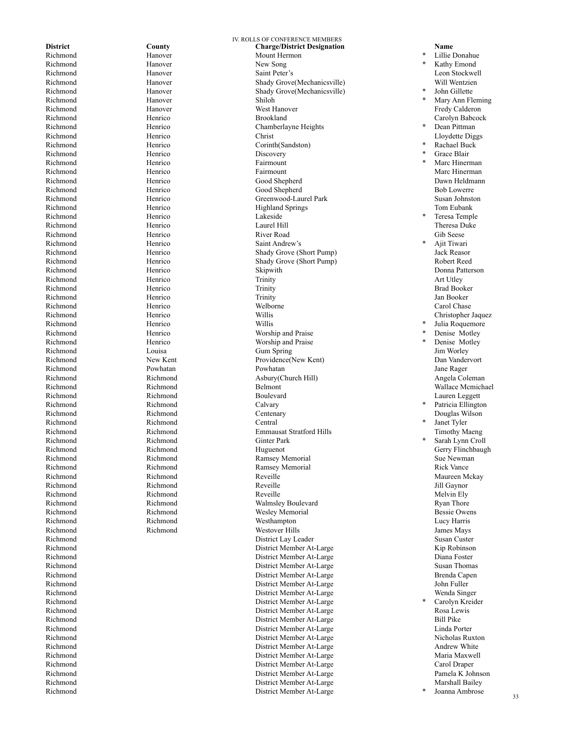IV. ROLLS OF CONFERENCE MEMBERS

| District | County | Charge/District Designation | | Name |
|---|---|---|---|---|
| Richmond | Hanover | Mount Hermon | * | Lillie Donahue |
| Richmond | Hanover | New Song | * | Kathy Emond |
| Richmond | Hanover | Saint Peter's | | Leon Stockwell |
| Richmond | Hanover | Shady Grove(Mechanicsville) | | Will Wentzien |
| Richmond | Hanover | Shady Grove(Mechanicsville) | * | John Gillette |
| Richmond | Hanover | Shiloh | * | Mary Ann Fleming |
| Richmond | Hanover | West Hanover | | Fredy Calderon |
| Richmond | Henrico | Brookland | | Carolyn Babcock |
| Richmond | Henrico | Chamberlayne Heights | * | Dean Pittman |
| Richmond | Henrico | Christ | | Lloydette Diggs |
| Richmond | Henrico | Corinth(Sandston) | * | Rachael Buck |
| Richmond | Henrico | Discovery | * | Grace Blair |
| Richmond | Henrico | Fairmount | * | Marc Hinerman |
| Richmond | Henrico | Fairmount | | Marc Hinerman |
| Richmond | Henrico | Good Shepherd | | Dawn Heldmann |
| Richmond | Henrico | Good Shepherd | | Bob Lowerre |
| Richmond | Henrico | Greenwood-Laurel Park | | Susan Johnston |
| Richmond | Henrico | Highland Springs | | Tom Eubank |
| Richmond | Henrico | Lakeside | * | Teresa Temple |
| Richmond | Henrico | Laurel Hill | | Theresa Duke |
| Richmond | Henrico | River Road | | Gib Seese |
| Richmond | Henrico | Saint Andrew's | * | Ajit Tiwari |
| Richmond | Henrico | Shady Grove (Short Pump) | | Jack Reasor |
| Richmond | Henrico | Shady Grove (Short Pump) | | Robert Reed |
| Richmond | Henrico | Skipwith | | Donna Patterson |
| Richmond | Henrico | Trinity | | Art Utley |
| Richmond | Henrico | Trinity | | Brad Booker |
| Richmond | Henrico | Trinity | | Jan Booker |
| Richmond | Henrico | Welborne | | Carol Chase |
| Richmond | Henrico | Willis | | Christopher Jaquez |
| Richmond | Henrico | Willis | * | Julia Roquemore |
| Richmond | Henrico | Worship and Praise | * | Denise Motley |
| Richmond | Henrico | Worship and Praise | * | Denise Motley |
| Richmond | Louisa | Gum Spring | | Jim Worley |
| Richmond | New Kent | Providence(New Kent) | | Dan Vandervort |
| Richmond | Powhatan | Powhatan | | Jane Rager |
| Richmond | Richmond | Asbury(Church Hill) | | Angela Coleman |
| Richmond | Richmond | Belmont | | Wallace Mcmichael |
| Richmond | Richmond | Boulevard | | Lauren Leggett |
| Richmond | Richmond | Calvary | * | Patricia Ellington |
| Richmond | Richmond | Centenary | | Douglas Wilson |
| Richmond | Richmond | Central | * | Janet Tyler |
| Richmond | Richmond | Emmausat Stratford Hills | | Timothy Maeng |
| Richmond | Richmond | Ginter Park | * | Sarah Lynn Croll |
| Richmond | Richmond | Huguenot | | Gerry Flinchbaugh |
| Richmond | Richmond | Ramsey Memorial | | Sue Newman |
| Richmond | Richmond | Ramsey Memorial | | Rick Vance |
| Richmond | Richmond | Reveille | | Maureen Mckay |
| Richmond | Richmond | Reveille | | Jill Gaynor |
| Richmond | Richmond | Reveille | | Melvin Ely |
| Richmond | Richmond | Walmsley Boulevard | | Ryan Thore |
| Richmond | Richmond | Wesley Memorial | | Bessie Owens |
| Richmond | Richmond | Westhampton | | Lucy Harris |
| Richmond | Richmond | Westover Hills | | James Mays |
| Richmond | | District Lay Leader | | Susan Custer |
| Richmond | | District Member At-Large | | Kip Robinson |
| Richmond | | District Member At-Large | | Diana Foster |
| Richmond | | District Member At-Large | | Susan Thomas |
| Richmond | | District Member At-Large | | Brenda Capen |
| Richmond | | District Member At-Large | | John Fuller |
| Richmond | | District Member At-Large | | Wenda Singer |
| Richmond | | District Member At-Large | * | Carolyn Kreider |
| Richmond | | District Member At-Large | | Rosa Lewis |
| Richmond | | District Member At-Large | | Bill Pike |
| Richmond | | District Member At-Large | | Linda Porter |
| Richmond | | District Member At-Large | | Nicholas Ruxton |
| Richmond | | District Member At-Large | | Andrew White |
| Richmond | | District Member At-Large | | Maria Maxwell |
| Richmond | | District Member At-Large | | Carol Draper |
| Richmond | | District Member At-Large | | Pamela K Johnson |
| Richmond | | District Member At-Large | | Marshall Bailey |
| Richmond | | District Member At-Large | * | Joanna Ambrose |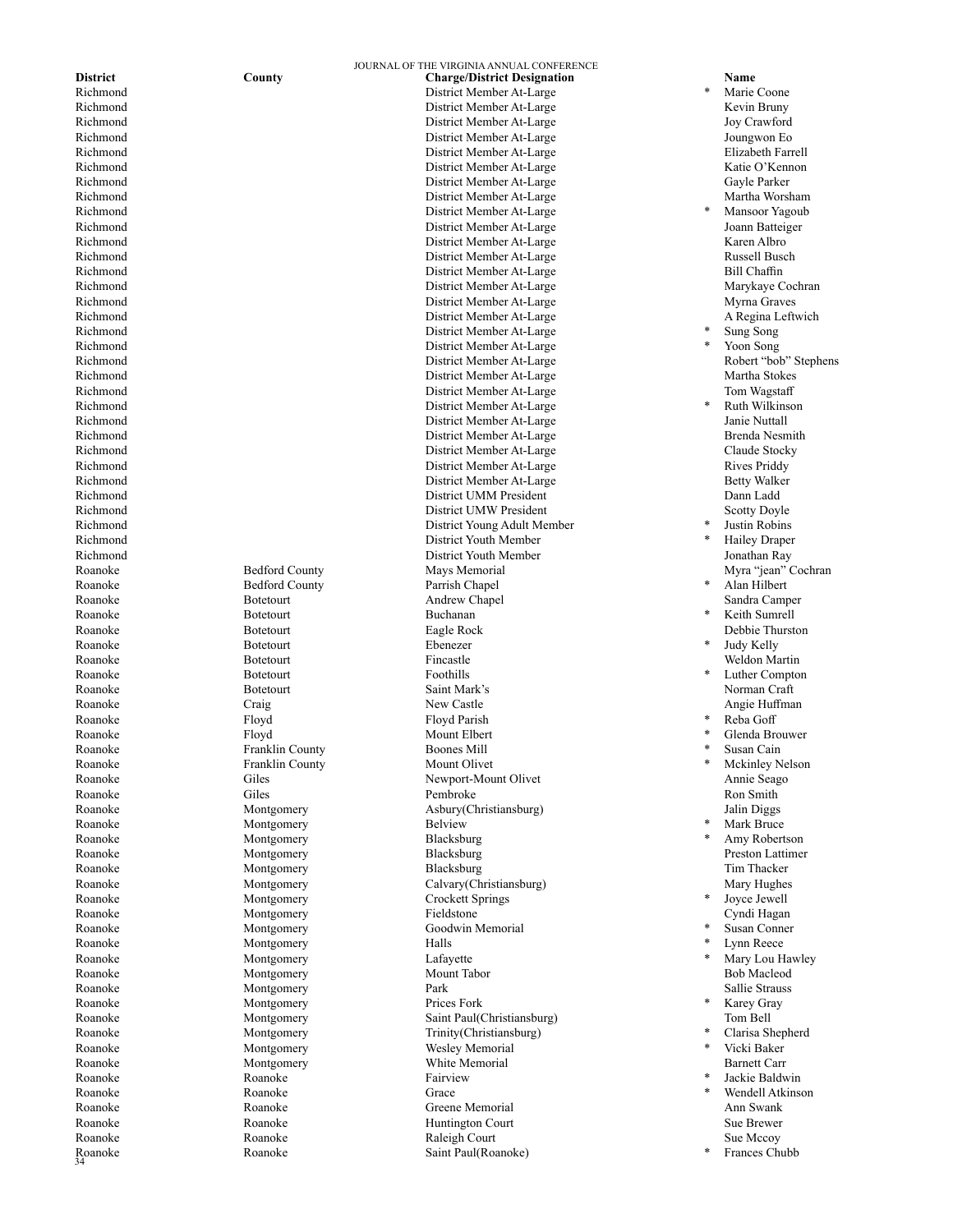| District | County | Charge/District Designation | | Name |
|---|---|---|---|---|
| Richmond | | District Member At-Large | * | Marie Coone |
| Richmond | | District Member At-Large | | Kevin Bruny |
| Richmond | | District Member At-Large | | Joy Crawford |
| Richmond | | District Member At-Large | | Joungwon Eo |
| Richmond | | District Member At-Large | | Elizabeth Farrell |
| Richmond | | District Member At-Large | | Katie O'Kennon |
| Richmond | | District Member At-Large | | Gayle Parker |
| Richmond | | District Member At-Large | | Martha Worsham |
| Richmond | | District Member At-Large | * | Mansoor Yagoub |
| Richmond | | District Member At-Large | | Joann Batteiger |
| Richmond | | District Member At-Large | | Karen Albro |
| Richmond | | District Member At-Large | | Russell Busch |
| Richmond | | District Member At-Large | | Bill Chaffin |
| Richmond | | District Member At-Large | | Marykaye Cochran |
| Richmond | | District Member At-Large | | Myrna Graves |
| Richmond | | District Member At-Large | | A Regina Leftwich |
| Richmond | | District Member At-Large | * | Sung Song |
| Richmond | | District Member At-Large | * | Yoon Song |
| Richmond | | District Member At-Large | | Robert "bob" Stephens |
| Richmond | | District Member At-Large | | Martha Stokes |
| Richmond | | District Member At-Large | | Tom Wagstaff |
| Richmond | | District Member At-Large | * | Ruth Wilkinson |
| Richmond | | District Member At-Large | | Janie Nuttall |
| Richmond | | District Member At-Large | | Brenda Nesmith |
| Richmond | | District Member At-Large | | Claude Stocky |
| Richmond | | District Member At-Large | | Rives Priddy |
| Richmond | | District Member At-Large | | Betty Walker |
| Richmond | | District UMM President | | Dann Ladd |
| Richmond | | District UMW President | | Scotty Doyle |
| Richmond | | District Young Adult Member | * | Justin Robins |
| Richmond | | District Youth Member | * | Hailey Draper |
| Richmond | | District Youth Member | | Jonathan Ray |
| Roanoke | Bedford County | Mays Memorial | | Myra "jean" Cochran |
| Roanoke | Bedford County | Parrish Chapel | * | Alan Hilbert |
| Roanoke | Botetourt | Andrew Chapel | | Sandra Camper |
| Roanoke | Botetourt | Buchanan | * | Keith Sumrell |
| Roanoke | Botetourt | Eagle Rock | | Debbie Thurston |
| Roanoke | Botetourt | Ebenezer | * | Judy Kelly |
| Roanoke | Botetourt | Fincastle | | Weldon Martin |
| Roanoke | Botetourt | Foothills | * | Luther Compton |
| Roanoke | Botetourt | Saint Mark's | | Norman Craft |
| Roanoke | Craig | New Castle | | Angie Huffman |
| Roanoke | Floyd | Floyd Parish | * | Reba Goff |
| Roanoke | Floyd | Mount Elbert | * | Glenda Brouwer |
| Roanoke | Franklin County | Boones Mill | * | Susan Cain |
| Roanoke | Franklin County | Mount Olivet | * | Mckinley Nelson |
| Roanoke | Giles | Newport-Mount Olivet | | Annie Seago |
| Roanoke | Giles | Pembroke | | Ron Smith |
| Roanoke | Montgomery | Asbury(Christiansburg) | | Jalin Diggs |
| Roanoke | Montgomery | Belview | * | Mark Bruce |
| Roanoke | Montgomery | Blacksburg | * | Amy Robertson |
| Roanoke | Montgomery | Blacksburg | | Preston Lattimer |
| Roanoke | Montgomery | Blacksburg | | Tim Thacker |
| Roanoke | Montgomery | Calvary(Christiansburg) | | Mary Hughes |
| Roanoke | Montgomery | Crockett Springs | * | Joyce Jewell |
| Roanoke | Montgomery | Fieldstone | | Cyndi Hagan |
| Roanoke | Montgomery | Goodwin Memorial | * | Susan Conner |
| Roanoke | Montgomery | Halls | * | Lynn Reece |
| Roanoke | Montgomery | Lafayette | * | Mary Lou Hawley |
| Roanoke | Montgomery | Mount Tabor | | Bob Macleod |
| Roanoke | Montgomery | Park | | Sallie Strauss |
| Roanoke | Montgomery | Prices Fork | * | Karey Gray |
| Roanoke | Montgomery | Saint Paul(Christiansburg) | | Tom Bell |
| Roanoke | Montgomery | Trinity(Christiansburg) | * | Clarisa Shepherd |
| Roanoke | Montgomery | Wesley Memorial | * | Vicki Baker |
| Roanoke | Montgomery | White Memorial | | Barnett Carr |
| Roanoke | Roanoke | Fairview | * | Jackie Baldwin |
| Roanoke | Roanoke | Grace | * | Wendell Atkinson |
| Roanoke | Roanoke | Greene Memorial | | Ann Swank |
| Roanoke | Roanoke | Huntington Court | | Sue Brewer |
| Roanoke | Roanoke | Raleigh Court | | Sue Mccoy |
| Roanoke | Roanoke | Saint Paul(Roanoke) | * | Frances Chubb |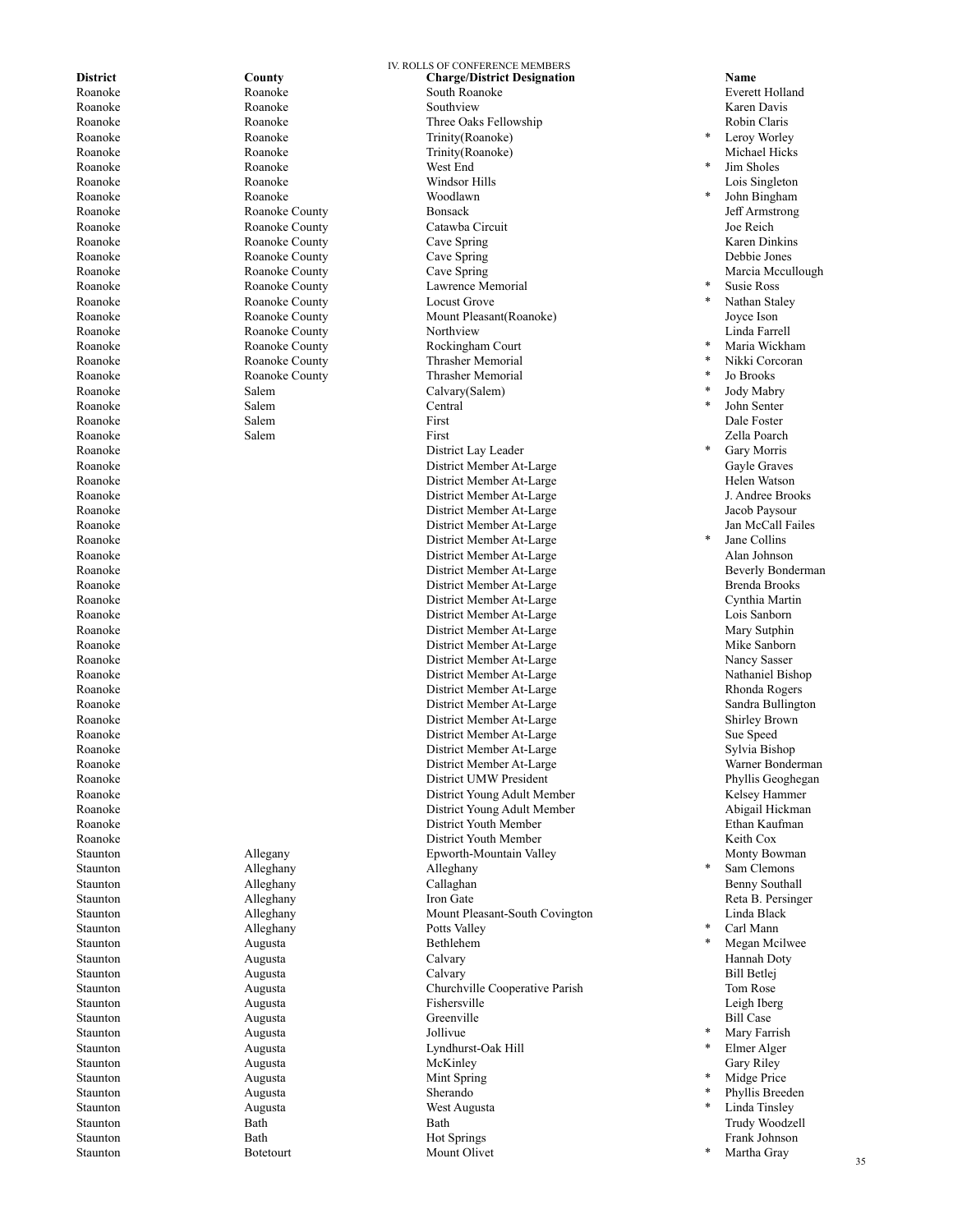IV. ROLLS OF CONFERENCE MEMBERS

| District | County | Charge/District Designation | | Name |
|---|---|---|---|---|
| Roanoke | Roanoke | South Roanoke | | Everett Holland |
| Roanoke | Roanoke | Southview | | Karen Davis |
| Roanoke | Roanoke | Three Oaks Fellowship | | Robin Claris |
| Roanoke | Roanoke | Trinity(Roanoke) | * | Leroy Worley |
| Roanoke | Roanoke | Trinity(Roanoke) | | Michael Hicks |
| Roanoke | Roanoke | West End | * | Jim Sholes |
| Roanoke | Roanoke | Windsor Hills | | Lois Singleton |
| Roanoke | Roanoke | Woodlawn | * | John Bingham |
| Roanoke | Roanoke County | Bonsack | | Jeff Armstrong |
| Roanoke | Roanoke County | Catawba Circuit | | Joe Reich |
| Roanoke | Roanoke County | Cave Spring | | Karen Dinkins |
| Roanoke | Roanoke County | Cave Spring | | Debbie Jones |
| Roanoke | Roanoke County | Cave Spring | | Marcia Mccullough |
| Roanoke | Roanoke County | Lawrence Memorial | * | Susie Ross |
| Roanoke | Roanoke County | Locust Grove | * | Nathan Staley |
| Roanoke | Roanoke County | Mount Pleasant(Roanoke) | | Joyce Ison |
| Roanoke | Roanoke County | Northview | | Linda Farrell |
| Roanoke | Roanoke County | Rockingham Court | * | Maria Wickham |
| Roanoke | Roanoke County | Thrasher Memorial | * | Nikki Corcoran |
| Roanoke | Roanoke County | Thrasher Memorial | * | Jo Brooks |
| Roanoke | Salem | Calvary(Salem) | * | Jody Mabry |
| Roanoke | Salem | Central | * | John Senter |
| Roanoke | Salem | First | | Dale Foster |
| Roanoke | Salem | First | | Zella Poarch |
| Roanoke | | District Lay Leader | * | Gary Morris |
| Roanoke | | District Member At-Large | | Gayle Graves |
| Roanoke | | District Member At-Large | | Helen Watson |
| Roanoke | | District Member At-Large | | J. Andree Brooks |
| Roanoke | | District Member At-Large | | Jacob Paysour |
| Roanoke | | District Member At-Large | | Jan McCall Failes |
| Roanoke | | District Member At-Large | * | Jane Collins |
| Roanoke | | District Member At-Large | | Alan Johnson |
| Roanoke | | District Member At-Large | | Beverly Bonderman |
| Roanoke | | District Member At-Large | | Brenda Brooks |
| Roanoke | | District Member At-Large | | Cynthia Martin |
| Roanoke | | District Member At-Large | | Lois Sanborn |
| Roanoke | | District Member At-Large | | Mary Sutphin |
| Roanoke | | District Member At-Large | | Mike Sanborn |
| Roanoke | | District Member At-Large | | Nancy Sasser |
| Roanoke | | District Member At-Large | | Nathaniel Bishop |
| Roanoke | | District Member At-Large | | Rhonda Rogers |
| Roanoke | | District Member At-Large | | Sandra Bullington |
| Roanoke | | District Member At-Large | | Shirley Brown |
| Roanoke | | District Member At-Large | | Sue Speed |
| Roanoke | | District Member At-Large | | Sylvia Bishop |
| Roanoke | | District Member At-Large | | Warner Bonderman |
| Roanoke | | District UMW President | | Phyllis Geoghegan |
| Roanoke | | District Young Adult Member | | Kelsey Hammer |
| Roanoke | | District Young Adult Member | | Abigail Hickman |
| Roanoke | | District Youth Member | | Ethan Kaufman |
| Roanoke | | District Youth Member | | Keith Cox |
| Staunton | Allegany | Epworth-Mountain Valley | | Monty Bowman |
| Staunton | Alleghany | Alleghany | * | Sam Clemons |
| Staunton | Alleghany | Callaghan | | Benny Southall |
| Staunton | Alleghany | Iron Gate | | Reta B. Persinger |
| Staunton | Alleghany | Mount Pleasant-South Covington | | Linda Black |
| Staunton | Alleghany | Potts Valley | * | Carl Mann |
| Staunton | Augusta | Bethlehem | * | Megan Mcilwee |
| Staunton | Augusta | Calvary | | Hannah Doty |
| Staunton | Augusta | Calvary | | Bill Betlej |
| Staunton | Augusta | Churchville Cooperative Parish | | Tom Rose |
| Staunton | Augusta | Fishersville | | Leigh Iberg |
| Staunton | Augusta | Greenville | | Bill Case |
| Staunton | Augusta | Jollivue | * | Mary Farrish |
| Staunton | Augusta | Lyndhurst-Oak Hill | * | Elmer Alger |
| Staunton | Augusta | McKinley | | Gary Riley |
| Staunton | Augusta | Mint Spring | * | Midge Price |
| Staunton | Augusta | Sherando | * | Phyllis Breeden |
| Staunton | Augusta | West Augusta | * | Linda Tinsley |
| Staunton | Bath | Bath | | Trudy Woodzell |
| Staunton | Bath | Hot Springs | | Frank Johnson |
| Staunton | Botetourt | Mount Olivet | * | Martha Gray |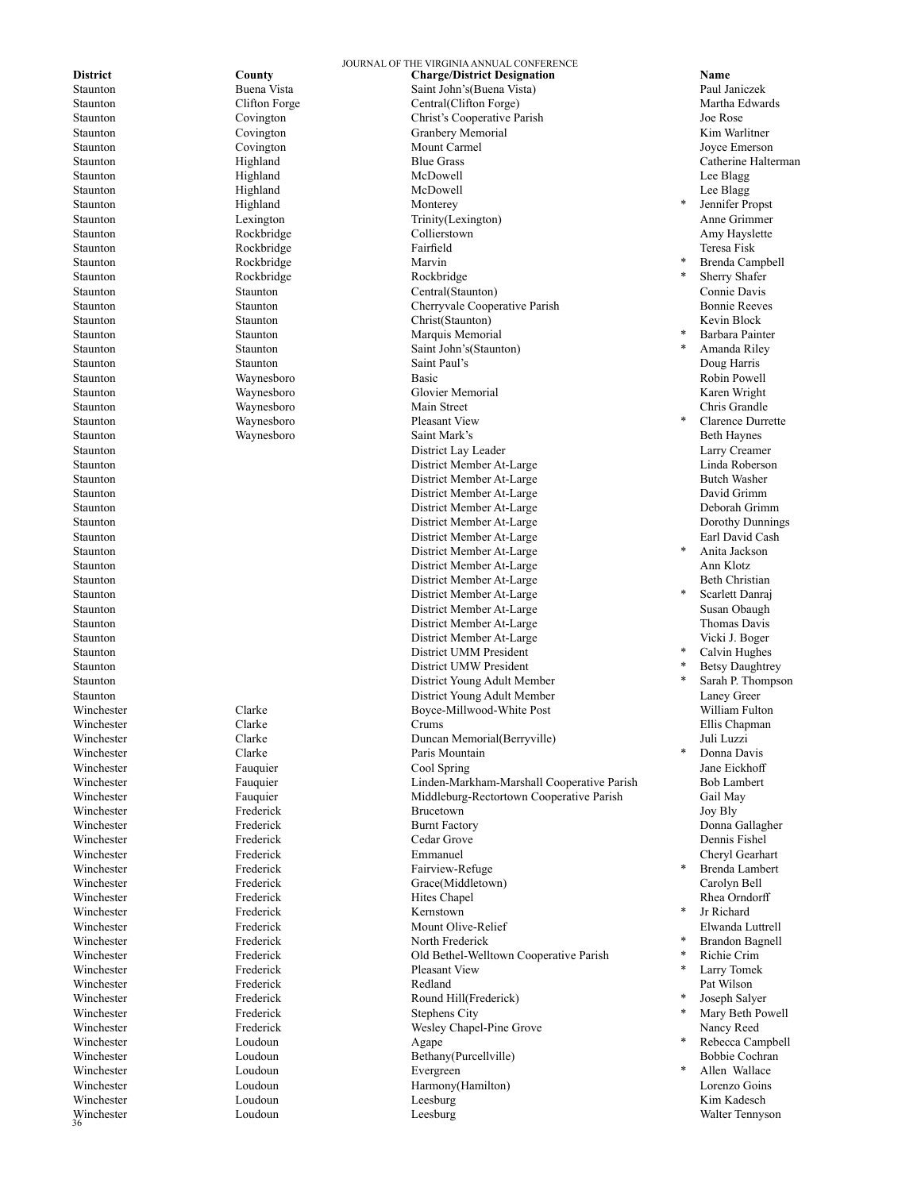| District | County | Charge/District Designation | | Name |
|---|---|---|---|---|
| Staunton | Buena Vista | Saint John's(Buena Vista) | | Paul Janiczek |
| Staunton | Clifton Forge | Central(Clifton Forge) | | Martha Edwards |
| Staunton | Covington | Christ's Cooperative Parish | | Joe Rose |
| Staunton | Covington | Granbery Memorial | | Kim Warlitner |
| Staunton | Covington | Mount Carmel | | Joyce Emerson |
| Staunton | Highland | Blue Grass | | Catherine Halterman |
| Staunton | Highland | McDowell | | Lee Blagg |
| Staunton | Highland | McDowell | | Lee Blagg |
| Staunton | Highland | Monterey | * | Jennifer Propst |
| Staunton | Lexington | Trinity(Lexington) | | Anne Grimmer |
| Staunton | Rockbridge | Collierstown | | Amy Hayslette |
| Staunton | Rockbridge | Fairfield | | Teresa Fisk |
| Staunton | Rockbridge | Marvin | * | Brenda Campbell |
| Staunton | Rockbridge | Rockbridge | * | Sherry Shafer |
| Staunton | Staunton | Central(Staunton) | | Connie Davis |
| Staunton | Staunton | Cherryvale Cooperative Parish | | Bonnie Reeves |
| Staunton | Staunton | Christ(Staunton) | | Kevin Block |
| Staunton | Staunton | Marquis Memorial | * | Barbara Painter |
| Staunton | Staunton | Saint John's(Staunton) | * | Amanda Riley |
| Staunton | Staunton | Saint Paul's | | Doug Harris |
| Staunton | Waynesboro | Basic | | Robin Powell |
| Staunton | Waynesboro | Glovier Memorial | | Karen Wright |
| Staunton | Waynesboro | Main Street | | Chris Grandle |
| Staunton | Waynesboro | Pleasant View | * | Clarence Durrette |
| Staunton | Waynesboro | Saint Mark's | | Beth Haynes |
| Staunton | | District Lay Leader | | Larry Creamer |
| Staunton | | District Member At-Large | | Linda Roberson |
| Staunton | | District Member At-Large | | Butch Washer |
| Staunton | | District Member At-Large | | David Grimm |
| Staunton | | District Member At-Large | | Deborah Grimm |
| Staunton | | District Member At-Large | | Dorothy Dunnings |
| Staunton | | District Member At-Large | | Earl David Cash |
| Staunton | | District Member At-Large | * | Anita Jackson |
| Staunton | | District Member At-Large | | Ann Klotz |
| Staunton | | District Member At-Large | | Beth Christian |
| Staunton | | District Member At-Large | * | Scarlett Danraj |
| Staunton | | District Member At-Large | | Susan Obaugh |
| Staunton | | District Member At-Large | | Thomas Davis |
| Staunton | | District Member At-Large | | Vicki J. Boger |
| Staunton | | District UMM President | * | Calvin Hughes |
| Staunton | | District UMW President | * | Betsy Daughtrey |
| Staunton | | District Young Adult Member | * | Sarah P. Thompson |
| Staunton | | District Young Adult Member | | Laney Greer |
| Winchester | Clarke | Boyce-Millwood-White Post | | William Fulton |
| Winchester | Clarke | Crums | | Ellis Chapman |
| Winchester | Clarke | Duncan Memorial(Berryville) | | Juli Luzzi |
| Winchester | Clarke | Paris Mountain | * | Donna Davis |
| Winchester | Fauquier | Cool Spring | | Jane Eickhoff |
| Winchester | Fauquier | Linden-Markham-Marshall Cooperative Parish | | Bob Lambert |
| Winchester | Fauquier | Middleburg-Rectortown Cooperative Parish | | Gail May |
| Winchester | Frederick | Brucetown | | Joy Bly |
| Winchester | Frederick | Burnt Factory | | Donna Gallagher |
| Winchester | Frederick | Cedar Grove | | Dennis Fishel |
| Winchester | Frederick | Emmanuel | | Cheryl Gearhart |
| Winchester | Frederick | Fairview-Refuge | * | Brenda Lambert |
| Winchester | Frederick | Grace(Middletown) | | Carolyn Bell |
| Winchester | Frederick | Hites Chapel | | Rhea Orndorff |
| Winchester | Frederick | Kernstown | * | Jr Richard |
| Winchester | Frederick | Mount Olive-Relief | | Elwanda Luttrell |
| Winchester | Frederick | North Frederick | * | Brandon Bagnell |
| Winchester | Frederick | Old Bethel-Welltown Cooperative Parish | * | Richie Crim |
| Winchester | Frederick | Pleasant View | * | Larry Tomek |
| Winchester | Frederick | Redland | | Pat Wilson |
| Winchester | Frederick | Round Hill(Frederick) | * | Joseph Salyer |
| Winchester | Frederick | Stephens City | * | Mary Beth Powell |
| Winchester | Frederick | Wesley Chapel-Pine Grove | | Nancy Reed |
| Winchester | Loudoun | Agape | * | Rebecca Campbell |
| Winchester | Loudoun | Bethany(Purcellville) | | Bobbie Cochran |
| Winchester | Loudoun | Evergreen | * | Allen Wallace |
| Winchester | Loudoun | Harmony(Hamilton) | | Lorenzo Goins |
| Winchester | Loudoun | Leesburg | | Kim Kadesch |
| Winchester | Loudoun | Leesburg | | Walter Tennyson |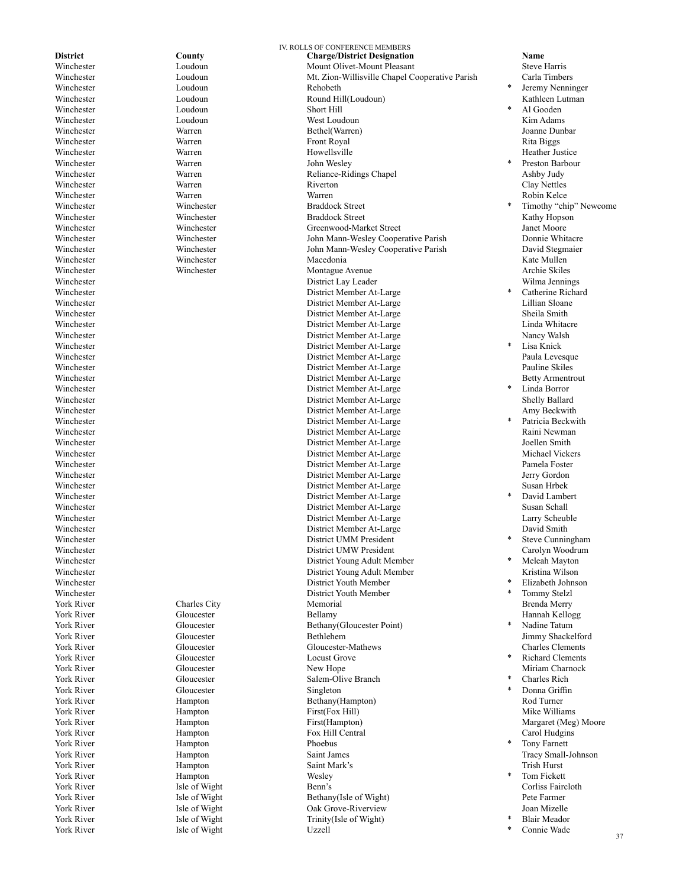IV. ROLLS OF CONFERENCE MEMBERS

| District | County | Charge/District Designation | | Name |
|---|---|---|---|---|
| Winchester | Loudoun | Mount Olivet-Mount Pleasant | | Steve Harris |
| Winchester | Loudoun | Mt. Zion-Willisville Chapel Cooperative Parish | | Carla Timbers |
| Winchester | Loudoun | Rehobeth | * | Jeremy Nenninger |
| Winchester | Loudoun | Round Hill(Loudoun) | | Kathleen Lutman |
| Winchester | Loudoun | Short Hill | * | Al Gooden |
| Winchester | Loudoun | West Loudoun | | Kim Adams |
| Winchester | Warren | Bethel(Warren) | | Joanne Dunbar |
| Winchester | Warren | Front Royal | | Rita Biggs |
| Winchester | Warren | Howellsville | | Heather Justice |
| Winchester | Warren | John Wesley | * | Preston Barbour |
| Winchester | Warren | Reliance-Ridings Chapel | | Ashby Judy |
| Winchester | Warren | Riverton | | Clay Nettles |
| Winchester | Warren | Warren | | Robin Kelce |
| Winchester | Winchester | Braddock Street | * | Timothy “chip” Newcome |
| Winchester | Winchester | Braddock Street | | Kathy Hopson |
| Winchester | Winchester | Greenwood-Market Street | | Janet Moore |
| Winchester | Winchester | John Mann-Wesley Cooperative Parish | | Donnie Whitacre |
| Winchester | Winchester | John Mann-Wesley Cooperative Parish | | David Stegmaier |
| Winchester | Winchester | Macedonia | | Kate Mullen |
| Winchester | Winchester | Montague Avenue | | Archie Skiles |
| Winchester | | District Lay Leader | | Wilma Jennings |
| Winchester | | District Member At-Large | * | Catherine Richard |
| Winchester | | District Member At-Large | | Lillian Sloane |
| Winchester | | District Member At-Large | | Sheila Smith |
| Winchester | | District Member At-Large | | Linda Whitacre |
| Winchester | | District Member At-Large | | Nancy Walsh |
| Winchester | | District Member At-Large | * | Lisa Knick |
| Winchester | | District Member At-Large | | Paula Levesque |
| Winchester | | District Member At-Large | | Pauline Skiles |
| Winchester | | District Member At-Large | | Betty Armentrout |
| Winchester | | District Member At-Large | * | Linda Borror |
| Winchester | | District Member At-Large | | Shelly Ballard |
| Winchester | | District Member At-Large | | Amy Beckwith |
| Winchester | | District Member At-Large | * | Patricia Beckwith |
| Winchester | | District Member At-Large | | Raini Newman |
| Winchester | | District Member At-Large | | Joellen Smith |
| Winchester | | District Member At-Large | | Michael Vickers |
| Winchester | | District Member At-Large | | Pamela Foster |
| Winchester | | District Member At-Large | | Jerry Gordon |
| Winchester | | District Member At-Large | | Susan Hrbek |
| Winchester | | District Member At-Large | * | David Lambert |
| Winchester | | District Member At-Large | | Susan Schall |
| Winchester | | District Member At-Large | | Larry Scheuble |
| Winchester | | District Member At-Large | | David Smith |
| Winchester | | District UMM President | * | Steve Cunningham |
| Winchester | | District UMW President | | Carolyn Woodrum |
| Winchester | | District Young Adult Member | * | Meleah Mayton |
| Winchester | | District Young Adult Member | | Kristina Wilson |
| Winchester | | District Youth Member | * | Elizabeth Johnson |
| Winchester | | District Youth Member | * | Tommy Stelzl |
| York River | Charles City | Memorial | | Brenda Merry |
| York River | Gloucester | Bellamy | | Hannah Kellogg |
| York River | Gloucester | Bethany(Gloucester Point) | * | Nadine Tatum |
| York River | Gloucester | Bethlehem | | Jimmy Shackelford |
| York River | Gloucester | Gloucester-Mathews | | Charles Clements |
| York River | Gloucester | Locust Grove | * | Richard Clements |
| York River | Gloucester | New Hope | | Miriam Charnock |
| York River | Gloucester | Salem-Olive Branch | * | Charles Rich |
| York River | Gloucester | Singleton | * | Donna Griffin |
| York River | Hampton | Bethany(Hampton) | | Rod Turner |
| York River | Hampton | First(Fox Hill) | | Mike Williams |
| York River | Hampton | First(Hampton) | | Margaret (Meg) Moore |
| York River | Hampton | Fox Hill Central | | Carol Hudgins |
| York River | Hampton | Phoebus | * | Tony Farnett |
| York River | Hampton | Saint James | | Tracy Small-Johnson |
| York River | Hampton | Saint Mark’s | | Trish Hurst |
| York River | Hampton | Wesley | * | Tom Fickett |
| York River | Isle of Wight | Benn’s | | Corliss Faircloth |
| York River | Isle of Wight | Bethany(Isle of Wight) | | Pete Farmer |
| York River | Isle of Wight | Oak Grove-Riverview | | Joan Mizelle |
| York River | Isle of Wight | Trinity(Isle of Wight) | * | Blair Meador |
| York River | Isle of Wight | Uzzell | * | Connie Wade |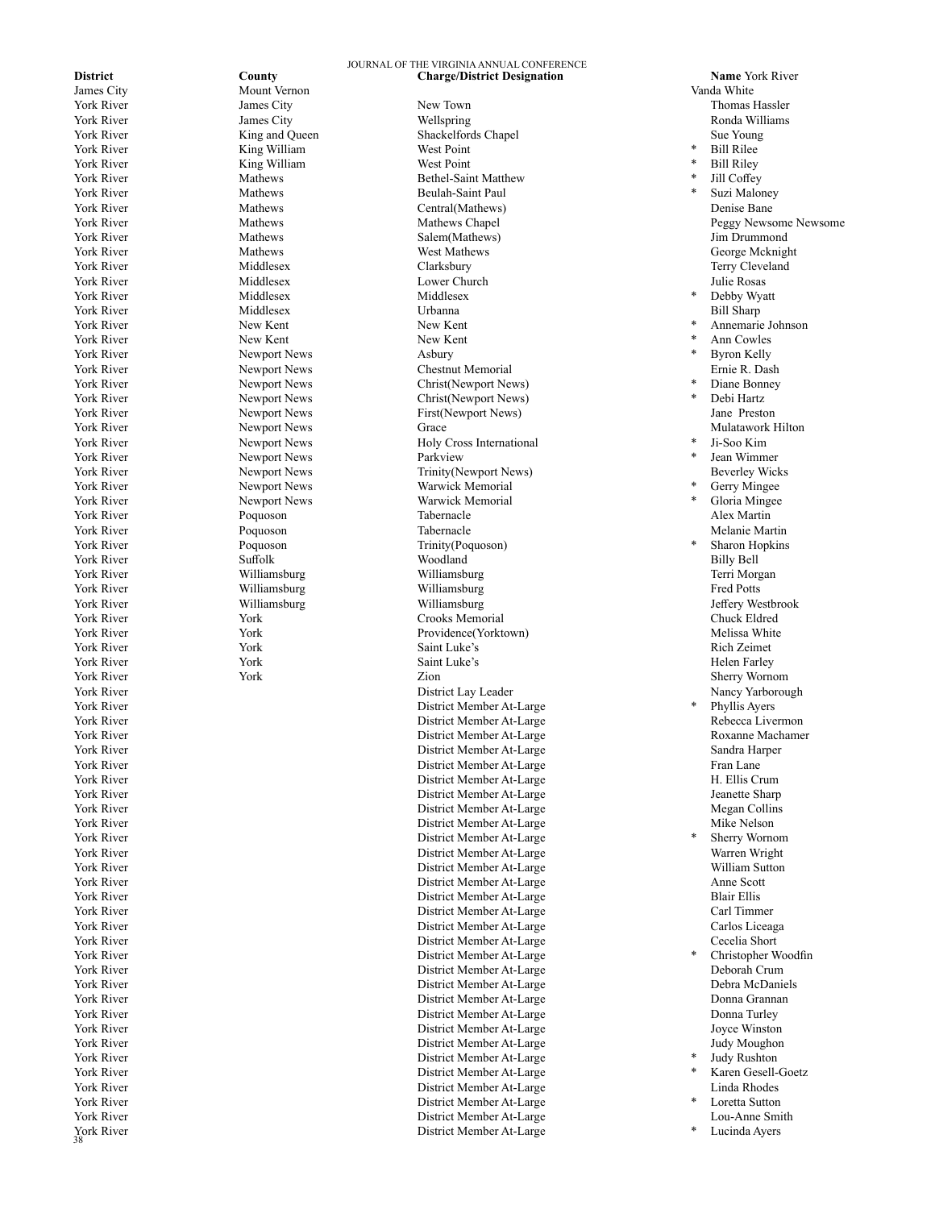| District | County | Charge/District Designation | | Name York River |
|---|---|---|---|---|
| James City | Mount Vernon | | | Vanda White |
| York River | James City | New Town | | Thomas Hassler |
| York River | James City | Wellspring | | Ronda Williams |
| York River | King and Queen | Shackelfords Chapel | | Sue Young |
| York River | King William | West Point | * | Bill Rilee |
| York River | King William | West Point | * | Bill Riley |
| York River | Mathews | Bethel-Saint Matthew | * | Jill Coffey |
| York River | Mathews | Beulah-Saint Paul | * | Suzi Maloney |
| York River | Mathews | Central(Mathews) | | Denise Bane |
| York River | Mathews | Mathews Chapel | | Peggy Newsome Newsome |
| York River | Mathews | Salem(Mathews) | | Jim Drummond |
| York River | Mathews | West Mathews | | George Mcknight |
| York River | Middlesex | Clarksbury | | Terry Cleveland |
| York River | Middlesex | Lower Church | | Julie Rosas |
| York River | Middlesex | Middlesex | * | Debby Wyatt |
| York River | Middlesex | Urbanna | | Bill Sharp |
| York River | New Kent | New Kent | * | Annemarie Johnson |
| York River | New Kent | New Kent | * | Ann Cowles |
| York River | Newport News | Asbury | * | Byron Kelly |
| York River | Newport News | Chestnut Memorial | | Ernie R. Dash |
| York River | Newport News | Christ(Newport News) | * | Diane Bonney |
| York River | Newport News | Christ(Newport News) | * | Debi Hartz |
| York River | Newport News | First(Newport News) | | Jane Preston |
| York River | Newport News | Grace | | Mulatawork Hilton |
| York River | Newport News | Holy Cross International | * | Ji-Soo Kim |
| York River | Newport News | Parkview | * | Jean Wimmer |
| York River | Newport News | Trinity(Newport News) | | Beverley Wicks |
| York River | Newport News | Warwick Memorial | * | Gerry Mingee |
| York River | Newport News | Warwick Memorial | * | Gloria Mingee |
| York River | Poquoson | Tabernacle | | Alex Martin |
| York River | Poquoson | Tabernacle | | Melanie Martin |
| York River | Poquoson | Trinity(Poquoson) | * | Sharon Hopkins |
| York River | Suffolk | Woodland | | Billy Bell |
| York River | Williamsburg | Williamsburg | | Terri Morgan |
| York River | Williamsburg | Williamsburg | | Fred Potts |
| York River | Williamsburg | Williamsburg | | Jeffery Westbrook |
| York River | York | Crooks Memorial | | Chuck Eldred |
| York River | York | Providence(Yorktown) | | Melissa White |
| York River | York | Saint Luke's | | Rich Zeimet |
| York River | York | Saint Luke's | | Helen Farley |
| York River | York | Zion | | Sherry Wornom |
| York River | | District Lay Leader | | Nancy Yarborough |
| York River | | District Member At-Large | * | Phyllis Ayers |
| York River | | District Member At-Large | | Rebecca Livermon |
| York River | | District Member At-Large | | Roxanne Machamer |
| York River | | District Member At-Large | | Sandra Harper |
| York River | | District Member At-Large | | Fran Lane |
| York River | | District Member At-Large | | H. Ellis Crum |
| York River | | District Member At-Large | | Jeanette Sharp |
| York River | | District Member At-Large | | Megan Collins |
| York River | | District Member At-Large | | Mike Nelson |
| York River | | District Member At-Large | * | Sherry Wornom |
| York River | | District Member At-Large | | Warren Wright |
| York River | | District Member At-Large | | William Sutton |
| York River | | District Member At-Large | | Anne Scott |
| York River | | District Member At-Large | | Blair Ellis |
| York River | | District Member At-Large | | Carl Timmer |
| York River | | District Member At-Large | | Carlos Liceaga |
| York River | | District Member At-Large | | Cecelia Short |
| York River | | District Member At-Large | * | Christopher Woodfin |
| York River | | District Member At-Large | | Deborah Crum |
| York River | | District Member At-Large | | Debra McDaniels |
| York River | | District Member At-Large | | Donna Grannan |
| York River | | District Member At-Large | | Donna Turley |
| York River | | District Member At-Large | | Joyce Winston |
| York River | | District Member At-Large | | Judy Moughon |
| York River | | District Member At-Large | * | Judy Rushton |
| York River | | District Member At-Large | * | Karen Gesell-Goetz |
| York River | | District Member At-Large | | Linda Rhodes |
| York River | | District Member At-Large | * | Loretta Sutton |
| York River | | District Member At-Large | | Lou-Anne Smith |
| York River | | District Member At-Large | * | Lucinda Ayers |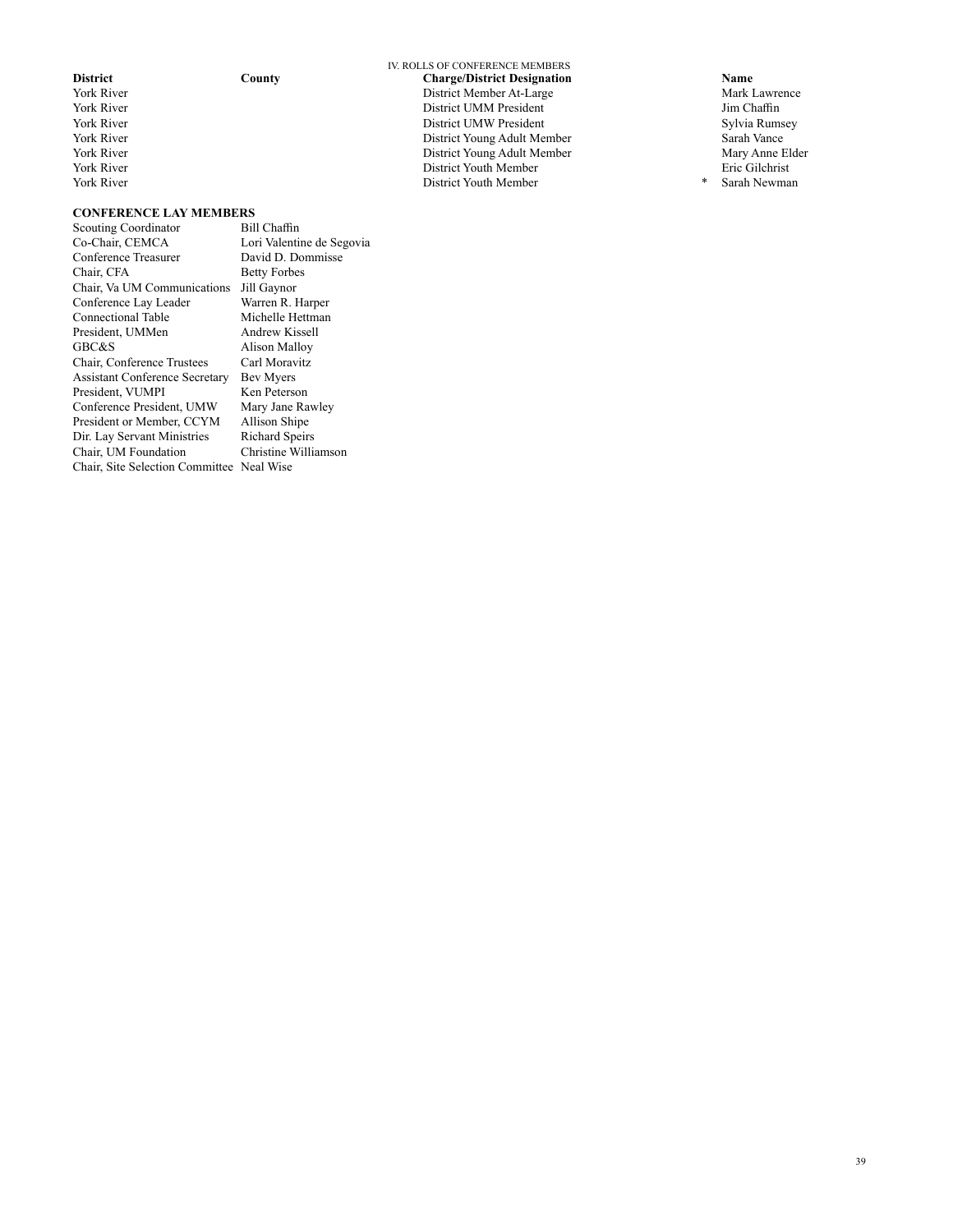IV. ROLLS OF CONFERENCE MEMBERS

| District | County | Charge/District Designation | | Name |
|---|---|---|---|---|
| York River | | District Member At-Large | | Mark Lawrence |
| York River | | District UMM President | | Jim Chaffin |
| York River | | District UMW President | | Sylvia Rumsey |
| York River | | District Young Adult Member | | Sarah Vance |
| York River | | District Young Adult Member | | Mary Anne Elder |
| York River | | District Youth Member | | Eric Gilchrist |
| York River | | District Youth Member | * | Sarah Newman |

**CONFERENCE LAY MEMBERS**

| | |
|---|---|
| Scouting Coordinator | Bill Chaffin |
| Co-Chair, CEMCA | Lori Valentine de Segovia |
| Conference Treasurer | David D. Dommisse |
| Chair, CFA | Betty Forbes |
| Chair, Va UM Communications | Jill Gaynor |
| Conference Lay Leader | Warren R. Harper |
| Connectional Table | Michelle Hettman |
| President, UMMen | Andrew Kissell |
| GBC&S | Alison Malloy |
| Chair, Conference Trustees | Carl Moravitz |
| Assistant Conference Secretary | Bev Myers |
| President, VUMPI | Ken Peterson |
| Conference President, UMW | Mary Jane Rawley |
| President or Member, CCYM | Allison Shipe |
| Dir. Lay Servant Ministries | Richard Speirs |
| Chair, UM Foundation | Christine Williamson |
| Chair, Site Selection Committee | Neal Wise |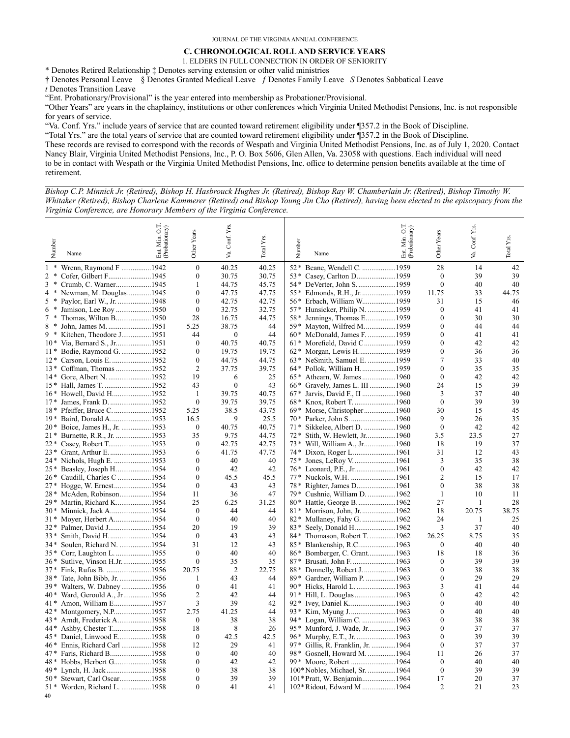## C. CHRONOLOGICAL ROLL AND SERVICE YEARS

1. ELDERS IN FULL CONNECTION IN ORDER OF SENIORITY

* Denotes Retired Relationship ‡ Denotes serving extension or other valid ministries

† Denotes Personal Leave § Denotes Granted Medical Leave *ƒ* Denotes Family Leave *S* Denotes Sabbatical Leave

*t* Denotes Transition Leave

"Ent. Probationary/Provisional" is the year entered into membership as Probationer/Provisional.

"Other Years" are years in the chaplaincy, institutions or other conferences which Virginia United Methodist Pensions, Inc. is not responsible for years of service.

"Va. Conf. Yrs." include years of service that are counted toward retirement eligibility under ¶357.2 in the Book of Discipline.

"Total Yrs." are the total years of service that are counted toward retirement eligibility under ¶357.2 in the Book of Discipline.

These records are revised to correspond with the records of Wespath and Virginia United Methodist Pensions, Inc. as of July 1, 2020. Contact Nancy Blair, Virginia United Methodist Pensions, Inc., P. O. Box 5606, Glen Allen, Va. 23058 with questions. Each individual will need to be in contact with Wespath or the Virginia United Methodist Pensions, Inc. office to determine pension benefits available at the time of retirement.

*Bishop C.P. Minnick Jr. (Retired), Bishop H. Hasbrouck Hughes Jr. (Retired), Bishop Ray W. Chamberlain Jr. (Retired), Bishop Timothy W. Whitaker (Retired), Bishop Charlene Kammerer (Retired) and Bishop Young Jin Cho (Retired), having been elected to the episcopacy from the Virginia Conference, are Honorary Members of the Virginia Conference.*

| Number | Name | Ent. Min. O.T. (Probationary) | Other Years | Va. Conf. Yrs. | Total Yrs. |
|---|---|---|---|---|---|
| 1 * | Wrenn, Raymond F | 1942 | 0 | 40.25 | 40.25 |
| 2 * | Cofer, Gilbert F. | 1945 | 0 | 30.75 | 30.75 |
| 3 * | Crumb, C. Warner | 1945 | 1 | 44.75 | 45.75 |
| 4 * | Newman, M. Douglas | 1945 | 0 | 47.75 | 47.75 |
| 5 * | Paylor, Earl W., Jr. | 1948 | 0 | 42.75 | 42.75 |
| 6 * | Jamison, Lee Roy | 1950 | 0 | 32.75 | 32.75 |
| 7 * | Thomas, Wilton B. | 1950 | 28 | 16.75 | 44.75 |
| 8 * | John, James M. | 1951 | 5.25 | 38.75 | 44 |
| 9 * | Kitchen, Theodore J. | 1951 | 44 | 0 | 44 |
| 10 * | Via, Bernard S., Jr. | 1951 | 0 | 40.75 | 40.75 |
| 11 * | Bodie, Raymond G. | 1952 | 0 | 19.75 | 19.75 |
| 12 * | Carson, Louis E. | 1952 | 0 | 44.75 | 44.75 |
| 13 * | Coffman, Thomas | 1952 | 2 | 37.75 | 39.75 |
| 14 * | Gore, Albert N. | 1952 | 19 | 6 | 25 |
| 15 * | Hall, James T. | 1952 | 43 | 0 | 43 |
| 16 * | Howell, David H. | 1952 | 1 | 39.75 | 40.75 |
| 17 * | James, Frank D. | 1952 | 0 | 39.75 | 39.75 |
| 18 * | Pfeiffer, Bruce C. | 1952 | 5.25 | 38.5 | 43.75 |
| 19 * | Baird, Donald A. | 1953 | 16.5 | 9 | 25.5 |
| 20 * | Boice, James H., Jr. | 1953 | 0 | 40.75 | 40.75 |
| 21 * | Burnette, R.R., Jr. | 1953 | 35 | 9.75 | 44.75 |
| 22 * | Casey, Robert T. | 1953 | 0 | 42.75 | 42.75 |
| 23 * | Grant, Arthur E. | 1953 | 6 | 41.75 | 47.75 |
| 24 * | Nichols, Hugh E. | 1953 | 0 | 40 | 40 |
| 25 * | Beasley, Joseph H. | 1954 | 0 | 42 | 42 |
| 26 * | Caudill, Charles C | 1954 | 0 | 45.5 | 45.5 |
| 27 * | Hogge, W. Ernest | 1954 | 0 | 43 | 43 |
| 28 * | McAden, Robinson | 1954 | 11 | 36 | 47 |
| 29 * | Martin, Richard K. | 1954 | 25 | 6.25 | 31.25 |
| 30 * | Minnick, Jack A. | 1954 | 0 | 44 | 44 |
| 31 * | Moyer, Herbert A. | 1954 | 0 | 40 | 40 |
| 32 * | Palmer, David J. | 1954 | 20 | 19 | 39 |
| 33 * | Smith, David H. | 1954 | 0 | 43 | 43 |
| 34 * | Soulen, Richard N. | 1954 | 31 | 12 | 43 |
| 35 * | Corr, Laughton L. | 1955 | 0 | 40 | 40 |
| 36 * | Sutlive, Vinson H.Jr. | 1955 | 0 | 35 | 35 |
| 37 * | Fink, Rufus B. | 1956 | 20.75 | 2 | 22.75 |
| 38 * | Tate, John Bibb, Jr. | 1956 | 1 | 43 | 44 |
| 39 * | Walters, W. Dabney | 1956 | 0 | 41 | 41 |
| 40 * | Ward, Gerould A., Jr. | 1956 | 2 | 42 | 44 |
| 41 * | Amon, William E. | 1957 | 3 | 39 | 42 |
| 42 * | Montgomery, N.P. | 1957 | 2.75 | 41.25 | 44 |
| 43 * | Arndt, Frederick A. | 1958 | 0 | 38 | 38 |
| 44 * | Ashby, Chester T. | 1958 | 18 | 8 | 26 |
| 45 * | Daniel, Linwood E. | 1958 | 0 | 42.5 | 42.5 |
| 46 * | Ennis, Richard Carl | 1958 | 12 | 29 | 41 |
| 47 * | Faris, Richard B. | 1958 | 0 | 40 | 40 |
| 48 * | Hobbs, Herbert G. | 1958 | 0 | 42 | 42 |
| 49 * | Lynch, H. Jack | 1958 | 0 | 38 | 38 |
| 50 * | Stewart, Carl Oscar | 1958 | 0 | 39 | 39 |
| 51 * | Worden, Richard L. | 1958 | 0 | 41 | 41 |
| 52 * | Beane, Wendell C. | 1959 | 28 | 14 | 42 |
| 53 * | Casey, Carlton D. | 1959 | 0 | 39 | 39 |
| 54 * | DeVerter, John S. | 1959 | 0 | 40 | 40 |
| 55 * | Edmonds, R.H., Jr. | 1959 | 11.75 | 33 | 44.75 |
| 56 * | Erbach, William W. | 1959 | 31 | 15 | 46 |
| 57 * | Hunsicker, Philip N. | 1959 | 0 | 41 | 41 |
| 58 * | Jennings, Thomas E. | 1959 | 0 | 30 | 30 |
| 59 * | Mayton, Wilfred M. | 1959 | 0 | 44 | 44 |
| 60 * | McDonald, James F. | 1959 | 0 | 41 | 41 |
| 61 * | Morefield, David C | 1959 | 0 | 42 | 42 |
| 62 * | Morgan, Lewis H. | 1959 | 0 | 36 | 36 |
| 63 * | NeSmith, Samuel E. | 1959 | 7 | 33 | 40 |
| 64 * | Pollok, William H. | 1959 | 0 | 35 | 35 |
| 65 * | Athearn, W. James | 1960 | 0 | 42 | 42 |
| 66 * | Gravely, James L. III | 1960 | 24 | 15 | 39 |
| 67 * | Jarvis, David F., II | 1960 | 3 | 37 | 40 |
| 68 * | Knox, Robert T. | 1960 | 0 | 39 | 39 |
| 69 * | Morse, Christopher | 1960 | 30 | 15 | 45 |
| 70 * | Parker, John S. | 1960 | 9 | 26 | 35 |
| 71 * | Sikkelee, Albert D. | 1960 | 0 | 42 | 42 |
| 72 * | Stith, W. Hewlett, Jr. | 1960 | 3.5 | 23.5 | 27 |
| 73 * | Will, William A., Jr. | 1960 | 18 | 19 | 37 |
| 74 * | Dixon, Roger L. | 1961 | 31 | 12 | 43 |
| 75 * | Jones, LeRoy V. | 1961 | 3 | 35 | 38 |
| 76 * | Leonard, P.E., Jr. | 1961 | 0 | 42 | 42 |
| 77 * | Nuckols, W.H. | 1961 | 2 | 15 | 17 |
| 78 * | Righter, James D. | 1961 | 0 | 38 | 38 |
| 79 * | Cushnie, William D. | 1962 | 1 | 10 | 11 |
| 80 * | Hattle, George B. | 1962 | 27 | 1 | 28 |
| 81 * | Morrison, John, Jr. | 1962 | 18 | 20.75 | 38.75 |
| 82 * | Mullaney, Fahy G. | 1962 | 24 | 1 | 25 |
| 83 * | Seely, Donald H. | 1962 | 3 | 37 | 40 |
| 84 * | Thomason, Robert T. | 1962 | 26.25 | 8.75 | 35 |
| 85 * | Blankenship, R.C. | 1963 | 0 | 40 | 40 |
| 86 * | Bomberger, C. Grant | 1963 | 18 | 18 | 36 |
| 87 * | Brusati, John F. | 1963 | 0 | 39 | 39 |
| 88 * | Donnelly, Robert J. | 1963 | 0 | 38 | 38 |
| 89 * | Gardner, William P. | 1963 | 0 | 29 | 29 |
| 90 * | Hicks, Harold L. | 1963 | 3 | 41 | 44 |
| 91 * | Hill, L. Douglas | 1963 | 0 | 42 | 42 |
| 92 * | Ivey, Daniel K. | 1963 | 0 | 40 | 40 |
| 93 * | Kim, Myung J. | 1963 | 0 | 40 | 40 |
| 94 * | Logan, William C. | 1963 | 0 | 38 | 38 |
| 95 * | Munford, J. Wade, Jr. | 1963 | 0 | 37 | 37 |
| 96 * | Murphy, E.T., Jr. | 1963 | 0 | 39 | 39 |
| 97 * | Gillis, R. Franklin, Jr. | 1964 | 0 | 37 | 37 |
| 98 * | Gosnell, Howard M. | 1964 | 11 | 26 | 37 |
| 99 * | Moore, Robert | 1964 | 0 | 40 | 40 |
| 100 * | Nobles, Michael, Sr. | 1964 | 0 | 39 | 39 |
| 101 * | Pratt, W. Benjamin | 1964 | 17 | 20 | 37 |
| 102 * | Ridout, Edward M | 1964 | 2 | 21 | 23 |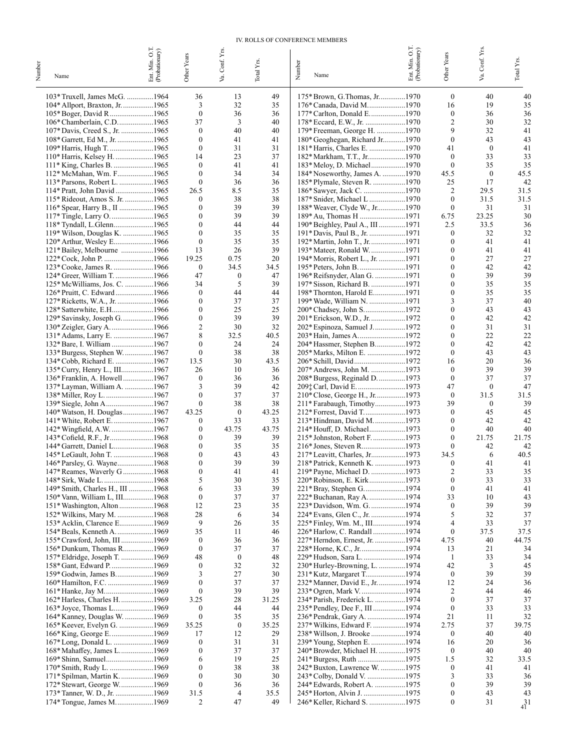# IV. ROLLS OF CONFERENCE MEMBERS

| Number | Name | Ent. Min. O.T. (Probationary) | Other Years | Va. Conf. Yrs. | Total Yrs. |
|---|---|---|---|---|---|
| 103* | Truxell, James McG. | 1964 | 36 | 13 | 49 |
| 104* | Allport, Braxton, Jr. | 1965 | 3 | 32 | 35 |
| 105* | Boger, David R | 1965 | 0 | 36 | 36 |
| 106* | Chamberlain, C.D. | 1965 | 37 | 3 | 40 |
| 107* | Davis, Creed S., Jr. | 1965 | 0 | 40 | 40 |
| 108* | Garrett, Ed M., Jr. | 1965 | 0 | 41 | 41 |
| 109* | Harris, Hugh T. | 1965 | 0 | 31 | 31 |
| 110* | Harris, Kelsey H. | 1965 | 14 | 23 | 37 |
| 111* | King, Charles B. | 1965 | 0 | 41 | 41 |
| 112* | McMahan, Wm. F. | 1965 | 0 | 34 | 34 |
| 113* | Parsons, Robert L. | 1965 | 0 | 36 | 36 |
| 114* | Pratt, John David | 1965 | 26.5 | 8.5 | 35 |
| 115* | Rideout, Amos S. Jr. | 1965 | 0 | 38 | 38 |
| 116* | Spear, Harry B., II | 1965 | 0 | 39 | 39 |
| 117* | Tingle, Larry O. | 1965 | 0 | 39 | 39 |
| 118* | Tyndall, L.Glenn | 1965 | 0 | 44 | 44 |
| 119* | Wilson, Douglas K. | 1965 | 0 | 35 | 35 |
| 120* | Arthur, Wesley E. | 1966 | 0 | 35 | 35 |
| 121* | Bailey, Melbourne | 1966 | 13 | 26 | 39 |
| 122* | Cock, John P. | 1966 | 19.25 | 0.75 | 20 |
| 123* | Cooke, James R. | 1966 | 0 | 34.5 | 34.5 |
| 124* | Greer, William T. | 1966 | 47 | 0 | 47 |
| 125* | McWilliams, Jos. C. | 1966 | 34 | 5 | 39 |
| 126* | Pruitt, C. Edward | 1966 | 0 | 44 | 44 |
| 127* | Ricketts, W.A., Jr. | 1966 | 0 | 37 | 37 |
| 128* | Satterwhite, E.H. | 1966 | 0 | 25 | 25 |
| 129* | Savinsky, Joseph G. | 1966 | 0 | 39 | 39 |
| 130* | Zeigler, Gary A. | 1966 | 2 | 30 | 32 |
| 131* | Adams, Larry E. | 1967 | 8 | 32.5 | 40.5 |
| 132* | Bare, I. William | 1967 | 0 | 24 | 24 |
| 133* | Burgess, Stephen W. | 1967 | 0 | 38 | 38 |
| 134* | Cobb, Richard E. | 1967 | 13.5 | 30 | 43.5 |
| 135* | Curry, Henry L., III | 1967 | 26 | 10 | 36 |
| 136* | Franklin, A. Howell | 1967 | 0 | 36 | 36 |
| 137* | Layman, William A. | 1967 | 3 | 39 | 42 |
| 138* | Miller, Roy L. | 1967 | 0 | 37 | 37 |
| 139* | Siegle, John A | 1967 | 0 | 38 | 38 |
| 140* | Watson, H. Douglas | 1967 | 43.25 | 0 | 43.25 |
| 141* | White, Robert E. | 1967 | 0 | 33 | 33 |
| 142* | Wingfield, A.W. | 1967 | 0 | 43.75 | 43.75 |
| 143* | Cofield, R.F., Jr | 1968 | 0 | 39 | 39 |
| 144* | Garrett, Daniel L | 1968 | 0 | 35 | 35 |
| 145* | LeGault, John T. | 1968 | 0 | 43 | 43 |
| 146* | Parsley, G. Wayne | 1968 | 0 | 39 | 39 |
| 147* | Reames, Waverly G | 1968 | 0 | 41 | 41 |
| 148* | Sirk, Wade L. | 1968 | 5 | 30 | 35 |
| 149* | Smith, Charles H., III | 1968 | 6 | 33 | 39 |
| 150* | Vann, William L, III. | 1968 | 0 | 37 | 37 |
| 151* | Washington, Alton | 1968 | 12 | 23 | 35 |
| 152* | Wilkins, Mary M. | 1968 | 28 | 6 | 34 |
| 153* | Acklin, Clarence E. | 1969 | 9 | 26 | 35 |
| 154* | Beals, Kenneth A. | 1969 | 35 | 11 | 46 |
| 155* | Crawford, John, III | 1969 | 0 | 36 | 36 |
| 156* | Dunkum, Thomas R. | 1969 | 0 | 37 | 37 |
| 157* | Eldridge, Joseph T. | 1969 | 48 | 0 | 48 |
| 158* | Gant, Edward P. | 1969 | 0 | 32 | 32 |
| 159* | Godwin, James B. | 1969 | 3 | 27 | 30 |
| 160* | Hamilton, F.C. | 1969 | 0 | 37 | 37 |
| 161* | Hanke, Jay M. | 1969 | 0 | 39 | 39 |
| 162* | Harless, Charles H. | 1969 | 3.25 | 28 | 31.25 |
| 163* | Joyce, Thomas L. | 1969 | 0 | 44 | 44 |
| 164* | Kanney, Douglas W. | 1969 | 0 | 35 | 35 |
| 165* | Keever, Evelyn G. | 1969 | 35.25 | 0 | 35.25 |
| 166* | King, George E. | 1969 | 17 | 12 | 29 |
| 167* | Long, Donald L. | 1969 | 0 | 31 | 31 |
| 168* | Mahaffey, James L. | 1969 | 0 | 37 | 37 |
| 169* | Shinn, Samuel | 1969 | 6 | 19 | 25 |
| 170* | Smith, Rudy L. | 1969 | 0 | 38 | 38 |
| 171* | Spilman, Martin K. | 1969 | 0 | 30 | 30 |
| 172* | Stewart, George W. | 1969 | 0 | 36 | 36 |
| 173* | Tanner, W. D., Jr. | 1969 | 31.5 | 4 | 35.5 |
| 174* | Tongue, James M. | 1969 | 2 | 47 | 49 |
| 175* | Brown, G.Thomas, Jr. | 1970 | 0 | 40 | 40 |
| 176* | Canada, David M. | 1970 | 16 | 19 | 35 |
| 177* | Carlton, Donald E. | 1970 | 0 | 36 | 36 |
| 178* | Eccard, E.W., Jr. | 1970 | 2 | 30 | 32 |
| 179* | Freeman, George H. | 1970 | 9 | 32 | 41 |
| 180* | Geoghegan, Richard Jr. | 1970 | 0 | 43 | 43 |
| 181* | Harris, Charles E. | 1970 | 41 | 0 | 41 |
| 182* | Markham, T.T., Jr. | 1970 | 0 | 33 | 33 |
| 183* | Meloy, D. Michael | 1970 | 0 | 35 | 35 |
| 184* | Noseworthy, James A. | 1970 | 45.5 | 0 | 45.5 |
| 185* | Plymale, Steven R. | 1970 | 25 | 17 | 42 |
| 186* | Sawyer, Jack C. | 1970 | 2 | 29.5 | 31.5 |
| 187* | Snider, Michael L | 1970 | 0 | 31.5 | 31.5 |
| 188* | Weaver, Clyde W., Jr. | 1970 | 0 | 31 | 31 |
| 189* | Au, Thomas H | 1971 | 6.75 | 23.25 | 30 |
| 190* | Beighley, Paul A., III | 1971 | 2.5 | 33.5 | 36 |
| 191* | Davis, Paul B., Jr. | 1971 | 0 | 32 | 32 |
| 192* | Martin, John T., Jr. | 1971 | 0 | 41 | 41 |
| 193* | Mateer, Ronald W. | 1971 | 0 | 41 | 41 |
| 194* | Morris, Robert L., Jr. | 1971 | 0 | 27 | 27 |
| 195* | Peters, John B. | 1971 | 0 | 42 | 42 |
| 196* | Reifsnyder, Alan G. | 1971 | 0 | 39 | 39 |
| 197* | Sisson, Richard B. | 1971 | 0 | 35 | 35 |
| 198* | Thornton, Harold E. | 1971 | 0 | 35 | 35 |
| 199* | Wade, William N. | 1971 | 3 | 37 | 40 |
| 200* | Chadsey, John S. | 1972 | 0 | 43 | 43 |
| 201* | Erickson, W.D., Jr. | 1972 | 0 | 42 | 42 |
| 202* | Espinoza, Samuel J. | 1972 | 0 | 31 | 31 |
| 203* | Hain, James A. | 1972 | 0 | 22 | 22 |
| 204* | Hassmer, Stephen B. | 1972 | 0 | 42 | 42 |
| 205* | Marks, Milton E. | 1972 | 0 | 43 | 43 |
| 206* | Schill, David | 1972 | 16 | 20 | 36 |
| 207* | Andrews, John M. | 1973 | 0 | 39 | 39 |
| 208* | Burgess, Reginald D. | 1973 | 0 | 37 | 37 |
| 209‡ | Carl, David E. | 1973 | 47 | 0 | 47 |
| 210* | Close, George H., Jr. | 1973 | 0 | 31.5 | 31.5 |
| 211* | Farabaugh, Timothy | 1973 | 39 | 0 | 39 |
| 212* | Forrest, David T. | 1973 | 0 | 45 | 45 |
| 213* | Hindman, David M. | 1973 | 0 | 42 | 42 |
| 214* | Houff, D. Michael | 1973 | 0 | 40 | 40 |
| 215* | Johnston, Robert F. | 1973 | 0 | 21.75 | 21.75 |
| 216* | Jones, Steven R. | 1973 | 0 | 42 | 42 |
| 217* | Leavitt, Charles, Jr. | 1973 | 34.5 | 6 | 40.5 |
| 218* | Patrick, Kenneth K. | 1973 | 0 | 41 | 41 |
| 219* | Payne, Michael D. | 1973 | 2 | 33 | 35 |
| 220* | Robinson, E. Kirk | 1973 | 0 | 33 | 33 |
| 221* | Bray, Stephen G. | 1974 | 0 | 41 | 41 |
| 222* | Buchanan, Ray A. | 1974 | 33 | 10 | 43 |
| 223* | Davidson, Wm. G. | 1974 | 0 | 39 | 39 |
| 224* | Evans, Glen C., Jr. | 1974 | 5 | 32 | 37 |
| 225* | Finley, Wm. M., III | 1974 | 4 | 33 | 37 |
| 226* | Harlow, C. Randall | 1974 | 0 | 37.5 | 37.5 |
| 227* | Herndon, Ernest, Jr. | 1974 | 4.75 | 40 | 44.75 |
| 228* | Horne, K.C., Jr. | 1974 | 13 | 21 | 34 |
| 229* | Hudson, Sara L. | 1974 | 1 | 33 | 34 |
| 230* | Hurley-Browning, L. | 1974 | 42 | 3 | 45 |
| 231* | Kutz, Margaret T. | 1974 | 0 | 39 | 39 |
| 232* | Manner, David E., Jr. | 1974 | 12 | 24 | 36 |
| 233* | Ogren, Mark V. | 1974 | 2 | 44 | 46 |
| 234* | Parish, Frederick L. | 1974 | 0 | 37 | 37 |
| 235* | Pendley, Dee F., III | 1974 | 0 | 33 | 33 |
| 236* | Pendrak, Gary A. | 1974 | 21 | 11 | 32 |
| 237* | Wilkins, Edward F. | 1974 | 2.75 | 37 | 39.75 |
| 238* | Willson, J. Brooke | 1974 | 0 | 40 | 40 |
| 239* | Young, Stephen E. | 1974 | 16 | 20 | 36 |
| 240* | Browder, Michael H. | 1975 | 0 | 40 | 40 |
| 241* | Burgess, Ruth | 1975 | 1.5 | 32 | 33.5 |
| 242* | Buxton, Lawrence W. | 1975 | 0 | 41 | 41 |
| 243* | Colby, Donald V. | 1975 | 3 | 33 | 36 |
| 244* | Edwards, Robert A. | 1975 | 0 | 39 | 39 |
| 245* | Horton, Alvin J. | 1975 | 0 | 43 | 43 |
| 246* | Keller, Richard S. | 1975 | 0 | 31 | 31 |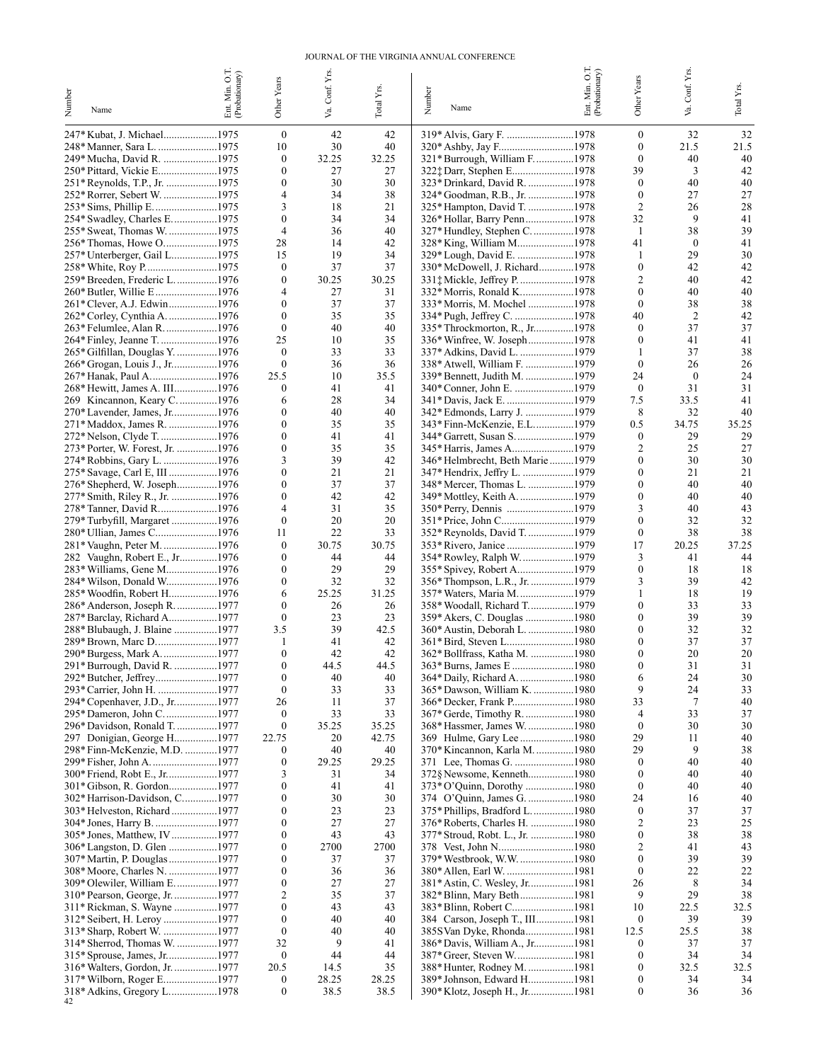| Number | Name | Ent. Min. O.T. (Probationary) | Other Years | Va. Conf. Yrs. | Total Yrs. |
|---|---|---|---|---|---|
| 247* | Kubat, J. Michael | 1975 | 0 | 42 | 42 |
| 248* | Manner, Sara L. | 1975 | 10 | 30 | 40 |
| 249* | Mucha, David R. | 1975 | 0 | 32.25 | 32.25 |
| 250* | Pittard, Vickie E. | 1975 | 0 | 27 | 27 |
| 251* | Reynolds, T.P., Jr. | 1975 | 0 | 30 | 30 |
| 252* | Rorrer, Sebert W. | 1975 | 4 | 34 | 38 |
| 253* | Sims, Phillip E. | 1975 | 3 | 18 | 21 |
| 254* | Swadley, Charles E. | 1975 | 0 | 34 | 34 |
| 255* | Sweat, Thomas W. | 1975 | 4 | 36 | 40 |
| 256* | Thomas, Howe O. | 1975 | 28 | 14 | 42 |
| 257* | Unterberger, Gail L. | 1975 | 15 | 19 | 34 |
| 258* | White, Roy P. | 1975 | 0 | 37 | 37 |
| 259* | Breeden, Frederic L. | 1976 | 0 | 30.25 | 30.25 |
| 260* | Butler, Willie E | 1976 | 4 | 27 | 31 |
| 261* | Clever, A.J. Edwin | 1976 | 0 | 37 | 37 |
| 262* | Corley, Cynthia A. | 1976 | 0 | 35 | 35 |
| 263* | Felumlee, Alan R. | 1976 | 0 | 40 | 40 |
| 264* | Finley, Jeanne T. | 1976 | 25 | 10 | 35 |
| 265* | Gilfillan, Douglas Y. | 1976 | 0 | 33 | 33 |
| 266* | Grogan, Louis J., Jr. | 1976 | 0 | 36 | 36 |
| 267* | Hanak, Paul A. | 1976 | 25.5 | 10 | 35.5 |
| 268* | Hewitt, James A. III | 1976 | 0 | 41 | 41 |
| 269 | Kincannon, Keary C. | 1976 | 6 | 28 | 34 |
| 270* | Lavender, James, Jr. | 1976 | 0 | 40 | 40 |
| 271* | Maddox, James R. | 1976 | 0 | 35 | 35 |
| 272* | Nelson, Clyde T. | 1976 | 0 | 41 | 41 |
| 273* | Porter, W. Forest, Jr. | 1976 | 0 | 35 | 35 |
| 274* | Robbins, Gary L. | 1976 | 3 | 39 | 42 |
| 275* | Savage, Carl E, III | 1976 | 0 | 21 | 21 |
| 276* | Shepherd, W. Joseph | 1976 | 0 | 37 | 37 |
| 277* | Smith, Riley R., Jr. | 1976 | 0 | 42 | 42 |
| 278* | Tanner, David R. | 1976 | 4 | 31 | 35 |
| 279* | Turbyfill, Margaret | 1976 | 0 | 20 | 20 |
| 280* | Ullian, James C. | 1976 | 11 | 22 | 33 |
| 281* | Vaughn, Peter M. | 1976 | 0 | 30.75 | 30.75 |
| 282 | Vaughn, Robert E., Jr. | 1976 | 0 | 44 | 44 |
| 283* | Williams, Gene M. | 1976 | 0 | 29 | 29 |
| 284* | Wilson, Donald W. | 1976 | 0 | 32 | 32 |
| 285* | Woodfin, Robert H. | 1976 | 6 | 25.25 | 31.25 |
| 286* | Anderson, Joseph R. | 1977 | 0 | 26 | 26 |
| 287* | Barclay, Richard A. | 1977 | 0 | 23 | 23 |
| 288* | Blubaugh, J. Blaine | 1977 | 3.5 | 39 | 42.5 |
| 289* | Brown, Marc D. | 1977 | 1 | 41 | 42 |
| 290* | Burgess, Mark A. | 1977 | 0 | 42 | 42 |
| 291* | Burrough, David R. | 1977 | 0 | 44.5 | 44.5 |
| 292* | Butcher, Jeffrey | 1977 | 0 | 40 | 40 |
| 293* | Carrier, John H. | 1977 | 0 | 33 | 33 |
| 294* | Copenhaver, J.D., Jr. | 1977 | 26 | 11 | 37 |
| 295* | Dameron, John C. | 1977 | 0 | 33 | 33 |
| 296* | Davidson, Ronald T. | 1977 | 0 | 35.25 | 35.25 |
| 297 | Donigian, George H. | 1977 | 22.75 | 20 | 42.75 |
| 298* | Finn-McKenzie, M.D. | 1977 | 0 | 40 | 40 |
| 299* | Fisher, John A. | 1977 | 0 | 29.25 | 29.25 |
| 300* | Friend, Robt E., Jr. | 1977 | 3 | 31 | 34 |
| 301* | Gibson, R. Gordon | 1977 | 0 | 41 | 41 |
| 302* | Harrison-Davidson, C. | 1977 | 0 | 30 | 30 |
| 303* | Helveston, Richard | 1977 | 0 | 23 | 23 |
| 304* | Jones, Harry B. | 1977 | 0 | 27 | 27 |
| 305* | Jones, Matthew, IV | 1977 | 0 | 43 | 43 |
| 306* | Langston, D. Glen | 1977 | 0 | 2700 | 2700 |
| 307* | Martin, P. Douglas | 1977 | 0 | 37 | 37 |
| 308* | Moore, Charles N. | 1977 | 0 | 36 | 36 |
| 309* | Olewiler, William E. | 1977 | 0 | 27 | 27 |
| 310* | Pearson, George, Jr. | 1977 | 2 | 35 | 37 |
| 311* | Rickman, S. Wayne | 1977 | 0 | 43 | 43 |
| 312* | Seibert, H. Leroy | 1977 | 0 | 40 | 40 |
| 313* | Sharp, Robert W. | 1977 | 0 | 40 | 40 |
| 314* | Sherrod, Thomas W. | 1977 | 32 | 9 | 41 |
| 315* | Sprouse, James, Jr. | 1977 | 0 | 44 | 44 |
| 316* | Walters, Gordon, Jr. | 1977 | 20.5 | 14.5 | 35 |
| 317* | Wilborn, Roger E. | 1977 | 0 | 28.25 | 28.25 |
| 318* | Adkins, Gregory L. | 1978 | 0 | 38.5 | 38.5 |
| 319* | Alvis, Gary F. | 1978 | 0 | 32 | 32 |
| 320* | Ashby, Jay F. | 1978 | 0 | 21.5 | 21.5 |
| 321* | Burrough, William F. | 1978 | 0 | 40 | 40 |
| 322‡ | Darr, Stephen E. | 1978 | 39 | 3 | 42 |
| 323* | Drinkard, David R. | 1978 | 0 | 40 | 40 |
| 324* | Goodman, R.B., Jr. | 1978 | 0 | 27 | 27 |
| 325* | Hampton, David T. | 1978 | 2 | 26 | 28 |
| 326* | Hollar, Barry Penn | 1978 | 32 | 9 | 41 |
| 327* | Hundley, Stephen C. | 1978 | 1 | 38 | 39 |
| 328* | King, William M. | 1978 | 41 | 0 | 41 |
| 329* | Lough, David E. | 1978 | 1 | 29 | 30 |
| 330* | McDowell, J. Richard | 1978 | 0 | 42 | 42 |
| 331‡ | Mickle, Jeffrey P. | 1978 | 2 | 40 | 42 |
| 332* | Morris, Ronald K. | 1978 | 0 | 40 | 40 |
| 333* | Morris, M. Mochel | 1978 | 0 | 38 | 38 |
| 334* | Pugh, Jeffrey C. | 1978 | 40 | 2 | 42 |
| 335* | Throckmorton, R., Jr. | 1978 | 0 | 37 | 37 |
| 336* | Winfree, W. Joseph | 1978 | 0 | 41 | 41 |
| 337* | Adkins, David L. | 1979 | 1 | 37 | 38 |
| 338* | Atwell, William F. | 1979 | 0 | 26 | 26 |
| 339* | Bennett, Judith M. | 1979 | 24 | 0 | 24 |
| 340* | Conner, John E. | 1979 | 0 | 31 | 31 |
| 341* | Davis, Jack E. | 1979 | 7.5 | 33.5 | 41 |
| 342* | Edmonds, Larry J. | 1979 | 8 | 32 | 40 |
| 343* | Finn-McKenzie, E.L. | 1979 | 0.5 | 34.75 | 35.25 |
| 344* | Garrett, Susan S. | 1979 | 0 | 29 | 29 |
| 345* | Harris, James A. | 1979 | 2 | 25 | 27 |
| 346* | Helmbrecht, Beth Marie | 1979 | 0 | 30 | 30 |
| 347* | Hendrix, Jeffry L. | 1979 | 0 | 21 | 21 |
| 348* | Mercer, Thomas L. | 1979 | 0 | 40 | 40 |
| 349* | Mottley, Keith A. | 1979 | 0 | 40 | 40 |
| 350* | Perry, Dennis | 1979 | 3 | 40 | 43 |
| 351* | Price, John C. | 1979 | 0 | 32 | 32 |
| 352* | Reynolds, David T. | 1979 | 0 | 38 | 38 |
| 353* | Rivero, Janice | 1979 | 17 | 20.25 | 37.25 |
| 354* | Rowley, Ralph W. | 1979 | 3 | 41 | 44 |
| 355* | Spivey, Robert A. | 1979 | 0 | 18 | 18 |
| 356* | Thompson, L.R., Jr. | 1979 | 3 | 39 | 42 |
| 357* | Waters, Maria M. | 1979 | 1 | 18 | 19 |
| 358* | Woodall, Richard T. | 1979 | 0 | 33 | 33 |
| 359* | Akers, C. Douglas | 1980 | 0 | 39 | 39 |
| 360* | Austin, Deborah L. | 1980 | 0 | 32 | 32 |
| 361* | Bird, Steven L. | 1980 | 0 | 37 | 37 |
| 362* | Bollfrass, Katha M. | 1980 | 0 | 20 | 20 |
| 363* | Burns, James E | 1980 | 0 | 31 | 31 |
| 364* | Daily, Richard A. | 1980 | 6 | 24 | 30 |
| 365* | Dawson, William K. | 1980 | 9 | 24 | 33 |
| 366* | Decker, Frank P. | 1980 | 33 | 7 | 40 |
| 367* | Gerde, Timothy R. | 1980 | 4 | 33 | 37 |
| 368* | Hassmer, James W. | 1980 | 0 | 30 | 30 |
| 369 | Hulme, Gary Lee | 1980 | 29 | 11 | 40 |
| 370* | Kincannon, Karla M. | 1980 | 29 | 9 | 38 |
| 371 | Lee, Thomas G. | 1980 | 0 | 40 | 40 |
| 372§ | Newsome, Kenneth | 1980 | 0 | 40 | 40 |
| 373* | O'Quinn, Dorothy | 1980 | 0 | 40 | 40 |
| 374 | O'Quinn, James G. | 1980 | 24 | 16 | 40 |
| 375* | Phillips, Bradford L. | 1980 | 0 | 37 | 37 |
| 376* | Roberts, Charles H. | 1980 | 2 | 23 | 25 |
| 377* | Stroud, Robt. L., Jr. | 1980 | 0 | 38 | 38 |
| 378 | Vest, John N. | 1980 | 2 | 41 | 43 |
| 379* | Westbrook, W.W. | 1980 | 0 | 39 | 39 |
| 380* | Allen, Earl W. | 1981 | 0 | 22 | 22 |
| 381* | Astin, C. Wesley, Jr. | 1981 | 26 | 8 | 34 |
| 382* | Blinn, Mary Beth | 1981 | 9 | 29 | 38 |
| 383* | Blinn, Robert C. | 1981 | 10 | 22.5 | 32.5 |
| 384 | Carson, Joseph T., III | 1981 | 0 | 39 | 39 |
| 385S | Van Dyke, Rhonda | 1981 | 12.5 | 25.5 | 38 |
| 386* | Davis, William A., Jr. | 1981 | 0 | 37 | 37 |
| 387* | Greer, Steven W. | 1981 | 0 | 34 | 34 |
| 388* | Hunter, Rodney M. | 1981 | 0 | 32.5 | 32.5 |
| 389* | Johnson, Edward H. | 1981 | 0 | 34 | 34 |
| 390* | Klotz, Joseph H., Jr. | 1981 | 0 | 36 | 36 |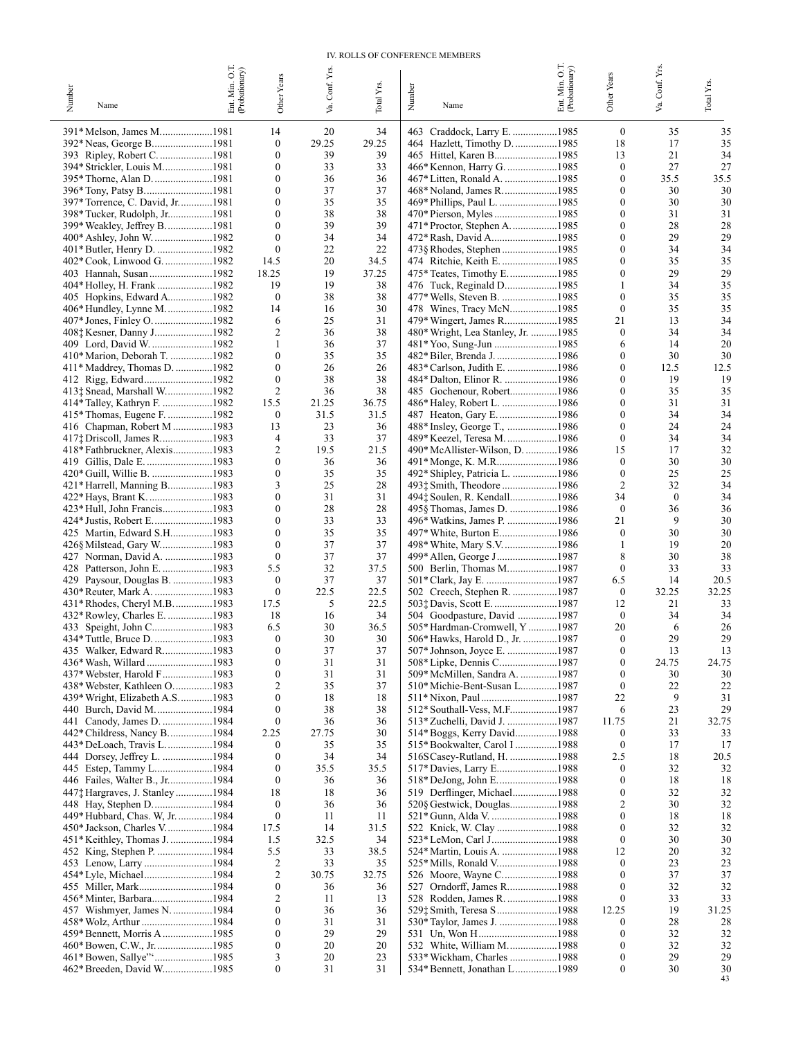# IV. ROLLS OF CONFERENCE MEMBERS

| Number | Name | Ent. Min. O.T. (Probationary) | Other Years | Va. Conf. Yrs. | Total Yrs. |
|---|---|---|---|---|---|
| 391* | Melson, James M. | 1981 | 14 | 20 | 34 |
| 392* | Neas, George B. | 1981 | 0 | 29.25 | 29.25 |
| 393 | Ripley, Robert C. | 1981 | 0 | 39 | 39 |
| 394* | Strickler, Louis M. | 1981 | 0 | 33 | 33 |
| 395* | Thorne, Alan D. | 1981 | 0 | 36 | 36 |
| 396* | Tony, Patsy B. | 1981 | 0 | 37 | 37 |
| 397* | Torrence, C. David, Jr. | 1981 | 0 | 35 | 35 |
| 398* | Tucker, Rudolph, Jr. | 1981 | 0 | 38 | 38 |
| 399* | Weakley, Jeffrey B. | 1981 | 0 | 39 | 39 |
| 400* | Ashley, John W. | 1982 | 0 | 34 | 34 |
| 401* | Butler, Henry D. | 1982 | 0 | 22 | 22 |
| 402* | Cook, Linwood G. | 1982 | 14.5 | 20 | 34.5 |
| 403 | Hannah, Susan | 1982 | 18.25 | 19 | 37.25 |
| 404* | Holley, H. Frank | 1982 | 19 | 19 | 38 |
| 405 | Hopkins, Edward A. | 1982 | 0 | 38 | 38 |
| 406* | Hundley, Lynne M. | 1982 | 14 | 16 | 30 |
| 407* | Jones, Finley O. | 1982 | 6 | 25 | 31 |
| 408‡ | Kesner, Danny J. | 1982 | 2 | 36 | 38 |
| 409 | Lord, David W. | 1982 | 1 | 36 | 37 |
| 410* | Marion, Deborah T. | 1982 | 0 | 35 | 35 |
| 411* | Maddrey, Thomas D. | 1982 | 0 | 26 | 26 |
| 412 | Rigg, Edward | 1982 | 0 | 38 | 38 |
| 413‡ | Snead, Marshall W. | 1982 | 2 | 36 | 38 |
| 414* | Talley, Kathryn F. | 1982 | 15.5 | 21.25 | 36.75 |
| 415* | Thomas, Eugene F. | 1982 | 0 | 31.5 | 31.5 |
| 416 | Chapman, Robert M | 1983 | 13 | 23 | 36 |
| 417‡ | Driscoll, James R. | 1983 | 4 | 33 | 37 |
| 418* | Fathbruckner, Alexis | 1983 | 2 | 19.5 | 21.5 |
| 419 | Gillis, Dale E. | 1983 | 0 | 36 | 36 |
| 420* | Guill, Willie B. | 1983 | 0 | 35 | 35 |
| 421* | Harrell, Manning B. | 1983 | 3 | 25 | 28 |
| 422* | Hays, Brant K. | 1983 | 0 | 31 | 31 |
| 423* | Hull, John Francis | 1983 | 0 | 28 | 28 |
| 424* | Justis, Robert E. | 1983 | 0 | 33 | 33 |
| 425 | Martin, Edward S.H. | 1983 | 0 | 35 | 35 |
| 426§ | Milstead, Gary W. | 1983 | 0 | 37 | 37 |
| 427 | Norman, David A. | 1983 | 0 | 37 | 37 |
| 428 | Patterson, John E. | 1983 | 5.5 | 32 | 37.5 |
| 429 | Paysour, Douglas B. | 1983 | 0 | 37 | 37 |
| 430* | Reuter, Mark A. | 1983 | 0 | 22.5 | 22.5 |
| 431* | Rhodes, Cheryl M.B. | 1983 | 17.5 | 5 | 22.5 |
| 432* | Rowley, Charles E. | 1983 | 18 | 16 | 34 |
| 433 | Speight, John C. | 1983 | 6.5 | 30 | 36.5 |
| 434* | Tuttle, Bruce D. | 1983 | 0 | 30 | 30 |
| 435 | Walker, Edward R. | 1983 | 0 | 37 | 37 |
| 436* | Wash, Willard | 1983 | 0 | 31 | 31 |
| 437* | Webster, Harold F | 1983 | 0 | 31 | 31 |
| 438* | Webster, Kathleen O. | 1983 | 2 | 35 | 37 |
| 439* | Wright, Elizabeth A.S. | 1983 | 0 | 18 | 18 |
| 440 | Burch, David M. | 1984 | 0 | 38 | 38 |
| 441 | Canody, James D. | 1984 | 0 | 36 | 36 |
| 442* | Childress, Nancy B. | 1984 | 2.25 | 27.75 | 30 |
| 443* | DeLoach, Travis L. | 1984 | 0 | 35 | 35 |
| 444 | Dorsey, Jeffrey L. | 1984 | 0 | 34 | 34 |
| 445 | Estep, Tammy L. | 1984 | 0 | 35.5 | 35.5 |
| 446 | Failes, Walter B., Jr. | 1984 | 0 | 36 | 36 |
| 447‡ | Hargraves, J. Stanley | 1984 | 18 | 18 | 36 |
| 448 | Hay, Stephen D. | 1984 | 0 | 36 | 36 |
| 449* | Hubbard, Chas. W, Jr. | 1984 | 0 | 11 | 11 |
| 450* | Jackson, Charles V. | 1984 | 17.5 | 14 | 31.5 |
| 451* | Keithley, Thomas J. | 1984 | 1.5 | 32.5 | 34 |
| 452 | King, Stephen P. | 1984 | 5.5 | 33 | 38.5 |
| 453 | Lenow, Larry | 1984 | 2 | 33 | 35 |
| 454* | Lyle, Michael | 1984 | 2 | 30.75 | 32.75 |
| 455 | Miller, Mark | 1984 | 0 | 36 | 36 |
| 456* | Minter, Barbara | 1984 | 2 | 11 | 13 |
| 457 | Wishmyer, James N. | 1984 | 0 | 36 | 36 |
| 458* | Wolz, Arthur | 1984 | 0 | 31 | 31 |
| 459* | Bennett, Morris A | 1985 | 0 | 29 | 29 |
| 460* | Bowen, C.W., Jr. | 1985 | 0 | 20 | 20 |
| 461* | Bowen, Sallye"' | 1985 | 3 | 20 | 23 |
| 462* | Breeden, David W. | 1985 | 0 | 31 | 31 |
| 463 | Craddock, Larry E. | 1985 | 0 | 35 | 35 |
| 464 | Hazlett, Timothy D. | 1985 | 18 | 17 | 35 |
| 465 | Hittel, Karen B. | 1985 | 13 | 21 | 34 |
| 466* | Kennon, Harry G. | 1985 | 0 | 27 | 27 |
| 467* | Litten, Ronald A. | 1985 | 0 | 35.5 | 35.5 |
| 468* | Noland, James R. | 1985 | 0 | 30 | 30 |
| 469* | Phillips, Paul L. | 1985 | 0 | 30 | 30 |
| 470* | Pierson, Myles | 1985 | 0 | 31 | 31 |
| 471* | Proctor, Stephen A. | 1985 | 0 | 28 | 28 |
| 472* | Rash, David A. | 1985 | 0 | 29 | 29 |
| 473§ | Rhodes, Stephen | 1985 | 0 | 34 | 34 |
| 474 | Ritchie, Keith E. | 1985 | 0 | 35 | 35 |
| 475* | Teates, Timothy E. | 1985 | 0 | 29 | 29 |
| 476 | Tuck, Reginald D. | 1985 | 1 | 34 | 35 |
| 477* | Wells, Steven B. | 1985 | 0 | 35 | 35 |
| 478 | Wines, Tracy McN. | 1985 | 0 | 35 | 35 |
| 479* | Wingert, James R. | 1985 | 21 | 13 | 34 |
| 480* | Wright, Lea Stanley, Jr. | 1985 | 0 | 34 | 34 |
| 481* | Yoo, Sung-Jun | 1985 | 6 | 14 | 20 |
| 482* | Biler, Brenda J. | 1986 | 0 | 30 | 30 |
| 483* | Carlson, Judith E. | 1986 | 0 | 12.5 | 12.5 |
| 484* | Dalton, Elinor R. | 1986 | 0 | 19 | 19 |
| 485 | Gochenour, Robert | 1986 | 0 | 35 | 35 |
| 486* | Haley, Robert L. | 1986 | 0 | 31 | 31 |
| 487 | Heaton, Gary E. | 1986 | 0 | 34 | 34 |
| 488* | Insley, George T., | 1986 | 0 | 24 | 24 |
| 489* | Keezel, Teresa M. | 1986 | 0 | 34 | 34 |
| 490* | McAllister-Wilson, D. | 1986 | 15 | 17 | 32 |
| 491* | Monge, K. M.R. | 1986 | 0 | 30 | 30 |
| 492* | Shipley, Patricia L. | 1986 | 0 | 25 | 25 |
| 493‡ | Smith, Theodore | 1986 | 2 | 32 | 34 |
| 494‡ | Soulen, R. Kendall | 1986 | 34 | 0 | 34 |
| 495§ | Thomas, James D. | 1986 | 0 | 36 | 36 |
| 496* | Watkins, James P. | 1986 | 21 | 9 | 30 |
| 497* | White, Burton E. | 1986 | 0 | 30 | 30 |
| 498* | White, Mary S.V. | 1986 | 1 | 19 | 20 |
| 499* | Allen, George J | 1987 | 8 | 30 | 38 |
| 500 | Berlin, Thomas M. | 1987 | 0 | 33 | 33 |
| 501* | Clark, Jay E. | 1987 | 6.5 | 14 | 20.5 |
| 502 | Creech, Stephen R. | 1987 | 0 | 32.25 | 32.25 |
| 503‡ | Davis, Scott E. | 1987 | 12 | 21 | 33 |
| 504 | Goodpasture, David | 1987 | 0 | 34 | 34 |
| 505* | Hardman-Cromwell, Y | 1987 | 20 | 6 | 26 |
| 506* | Hawks, Harold D., Jr. | 1987 | 0 | 29 | 29 |
| 507* | Johnson, Joyce E. | 1987 | 0 | 13 | 13 |
| 508* | Lipke, Dennis C. | 1987 | 0 | 24.75 | 24.75 |
| 509* | McMillen, Sandra A. | 1987 | 0 | 30 | 30 |
| 510* | Michie-Bent-Susan L. | 1987 | 0 | 22 | 22 |
| 511* | Nixon, Paul | 1987 | 22 | 9 | 31 |
| 512* | Southall-Vess, M.F. | 1987 | 6 | 23 | 29 |
| 513* | Zuchelli, David J. | 1987 | 11.75 | 21 | 32.75 |
| 514* | Boggs, Kerry David | 1988 | 0 | 33 | 33 |
| 515* | Bookwalter, Carol I | 1988 | 0 | 17 | 17 |
| 516S | Casey-Rutland, H. | 1988 | 2.5 | 18 | 20.5 |
| 517* | Davies, Larry E. | 1988 | 0 | 32 | 32 |
| 518* | DeJong, John E. | 1988 | 0 | 18 | 18 |
| 519 | Derflinger, Michael | 1988 | 0 | 32 | 32 |
| 520§ | Gestwick, Douglas | 1988 | 2 | 30 | 32 |
| 521* | Gunn, Alda V. | 1988 | 0 | 18 | 18 |
| 522 | Knick, W. Clay | 1988 | 0 | 32 | 32 |
| 523* | LeMon, Carl J | 1988 | 0 | 30 | 30 |
| 524* | Martin, Louis A. | 1988 | 12 | 20 | 32 |
| 525* | Mills, Ronald V. | 1988 | 0 | 23 | 23 |
| 526 | Moore, Wayne C. | 1988 | 0 | 37 | 37 |
| 527 | Orndorff, James R. | 1988 | 0 | 32 | 32 |
| 528 | Rodden, James R. | 1988 | 0 | 33 | 33 |
| 529‡ | Smith, Teresa S | 1988 | 12.25 | 19 | 31.25 |
| 530* | Taylor, James J. | 1988 | 0 | 28 | 28 |
| 531 | Un, Won H | 1988 | 0 | 32 | 32 |
| 532 | White, William M. | 1988 | 0 | 32 | 32 |
| 533* | Wickham, Charles | 1988 | 0 | 29 | 29 |
| 534* | Bennett, Jonathan L | 1989 | 0 | 30 | 30 |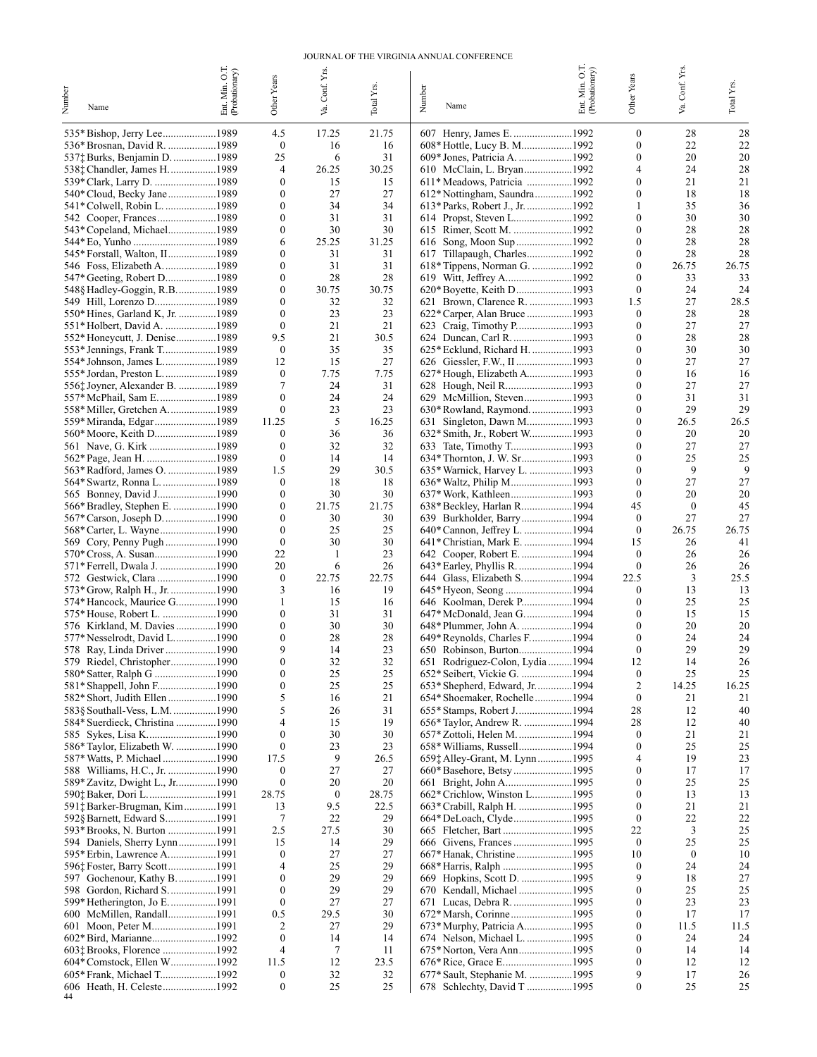| Number | Name | Ent. Min. O.T. (Probationary) | Other Years | Va. Conf. Yrs. | Total Yrs. |
|---|---|---|---|---|---|
| 535* | Bishop, Jerry Lee | 1989 | 4.5 | 17.25 | 21.75 |
| 536* | Brosnan, David R. | 1989 | 0 | 16 | 16 |
| 537‡ | Burks, Benjamin D. | 1989 | 25 | 6 | 31 |
| 538‡ | Chandler, James H. | 1989 | 4 | 26.25 | 30.25 |
| 539* | Clark, Larry D. | 1989 | 0 | 15 | 15 |
| 540* | Cloud, Becky Jane | 1989 | 0 | 27 | 27 |
| 541* | Colwell, Robin L. | 1989 | 0 | 34 | 34 |
| 542 | Cooper, Frances | 1989 | 0 | 31 | 31 |
| 543* | Copeland, Michael | 1989 | 0 | 30 | 30 |
| 544* | Eo, Yunho | 1989 | 6 | 25.25 | 31.25 |
| 545* | Forstall, Walton, II | 1989 | 0 | 31 | 31 |
| 546 | Foss, Elizabeth A. | 1989 | 0 | 31 | 31 |
| 547* | Geeting, Robert D. | 1989 | 0 | 28 | 28 |
| 548§ | Hadley-Goggin, R.B. | 1989 | 0 | 30.75 | 30.75 |
| 549 | Hill, Lorenzo D. | 1989 | 0 | 32 | 32 |
| 550* | Hines, Garland K, Jr. | 1989 | 0 | 23 | 23 |
| 551* | Holbert, David A. | 1989 | 0 | 21 | 21 |
| 552* | Honeycutt, J. Denise | 1989 | 9.5 | 21 | 30.5 |
| 553* | Jennings, Frank T. | 1989 | 0 | 35 | 35 |
| 554* | Johnson, James L. | 1989 | 12 | 15 | 27 |
| 555* | Jordan, Preston L. | 1989 | 0 | 7.75 | 7.75 |
| 556‡ | Joyner, Alexander B. | 1989 | 7 | 24 | 31 |
| 557* | McPhail, Sam E. | 1989 | 0 | 24 | 24 |
| 558* | Miller, Gretchen A. | 1989 | 0 | 23 | 23 |
| 559* | Miranda, Edgar | 1989 | 11.25 | 5 | 16.25 |
| 560* | Moore, Keith D. | 1989 | 0 | 36 | 36 |
| 561 | Nave, G. Kirk | 1989 | 0 | 32 | 32 |
| 562* | Page, Jean H. | 1989 | 0 | 14 | 14 |
| 563* | Radford, James O. | 1989 | 1.5 | 29 | 30.5 |
| 564* | Swartz, Ronna L. | 1989 | 0 | 18 | 18 |
| 565 | Bonney, David J | 1990 | 0 | 30 | 30 |
| 566* | Bradley, Stephen E. | 1990 | 0 | 21.75 | 21.75 |
| 567* | Carson, Joseph D. | 1990 | 0 | 30 | 30 |
| 568* | Carter, L. Wayne | 1990 | 0 | 25 | 25 |
| 569 | Cory, Penny Pugh | 1990 | 0 | 30 | 30 |
| 570* | Cross, A. Susan | 1990 | 22 | 1 | 23 |
| 571* | Ferrell, Dwala J. | 1990 | 20 | 6 | 26 |
| 572 | Gestwick, Clara | 1990 | 0 | 22.75 | 22.75 |
| 573* | Grow, Ralph H., Jr. | 1990 | 3 | 16 | 19 |
| 574* | Hancock, Maurice G. | 1990 | 1 | 15 | 16 |
| 575* | House, Robert L. | 1990 | 0 | 31 | 31 |
| 576 | Kirkland, M. Davies | 1990 | 0 | 30 | 30 |
| 577* | Nesselrodt, David L. | 1990 | 0 | 28 | 28 |
| 578 | Ray, Linda Driver | 1990 | 9 | 14 | 23 |
| 579 | Riedel, Christopher | 1990 | 0 | 32 | 32 |
| 580* | Satter, Ralph G | 1990 | 0 | 25 | 25 |
| 581* | Shappell, John F. | 1990 | 0 | 25 | 25 |
| 582* | Short, Judith Ellen | 1990 | 5 | 16 | 21 |
| 583§ | Southall-Vess, L.M. | 1990 | 5 | 26 | 31 |
| 584* | Suerdieck, Christina | 1990 | 4 | 15 | 19 |
| 585 | Sykes, Lisa K. | 1990 | 0 | 30 | 30 |
| 586* | Taylor, Elizabeth W. | 1990 | 0 | 23 | 23 |
| 587* | Watts, P. Michael | 1990 | 17.5 | 9 | 26.5 |
| 588 | Williams, H.C., Jr. | 1990 | 0 | 27 | 27 |
| 589* | Zavitz, Dwight L., Jr. | 1990 | 0 | 20 | 20 |
| 590‡ | Baker, Dori L. | 1991 | 28.75 | 0 | 28.75 |
| 591‡ | Barker-Brugman, Kim | 1991 | 13 | 9.5 | 22.5 |
| 592§ | Barnett, Edward S. | 1991 | 7 | 22 | 29 |
| 593* | Brooks, N. Burton | 1991 | 2.5 | 27.5 | 30 |
| 594 | Daniels, Sherry Lynn | 1991 | 15 | 14 | 29 |
| 595* | Erbin, Lawrence A. | 1991 | 0 | 27 | 27 |
| 596‡ | Foster, Barry Scott | 1991 | 4 | 25 | 29 |
| 597 | Gochenour, Kathy B. | 1991 | 0 | 29 | 29 |
| 598 | Gordon, Richard S. | 1991 | 0 | 29 | 29 |
| 599* | Hetherington, Jo E. | 1991 | 0 | 27 | 27 |
| 600 | McMillen, Randall | 1991 | 0.5 | 29.5 | 30 |
| 601 | Moon, Peter M. | 1991 | 2 | 27 | 29 |
| 602* | Bird, Marianne | 1992 | 0 | 14 | 14 |
| 603‡ | Brooks, Florence | 1992 | 4 | 7 | 11 |
| 604* | Comstock, Ellen W | 1992 | 11.5 | 12 | 23.5 |
| 605* | Frank, Michael T. | 1992 | 0 | 32 | 32 |
| 606 | Heath, H. Celeste | 1992 | 0 | 25 | 25 |
| 607 | Henry, James E. | 1992 | 0 | 28 | 28 |
| 608* | Hottle, Lucy B. M. | 1992 | 0 | 22 | 22 |
| 609* | Jones, Patricia A. | 1992 | 0 | 20 | 20 |
| 610 | McClain, L. Bryan | 1992 | 4 | 24 | 28 |
| 611* | Meadows, Patricia | 1992 | 0 | 21 | 21 |
| 612* | Nottingham, Saundra | 1992 | 0 | 18 | 18 |
| 613* | Parks, Robert J., Jr. | 1992 | 1 | 35 | 36 |
| 614 | Propst, Steven L. | 1992 | 0 | 30 | 30 |
| 615 | Rimer, Scott M. | 1992 | 0 | 28 | 28 |
| 616 | Song, Moon Sup | 1992 | 0 | 28 | 28 |
| 617 | Tillapaugh, Charles | 1992 | 0 | 28 | 28 |
| 618* | Tippens, Norman G. | 1992 | 0 | 26.75 | 26.75 |
| 619 | Witt, Jeffrey A. | 1992 | 0 | 33 | 33 |
| 620* | Boyette, Keith D. | 1993 | 0 | 24 | 24 |
| 621 | Brown, Clarence R. | 1993 | 1.5 | 27 | 28.5 |
| 622* | Carper, Alan Bruce | 1993 | 0 | 28 | 28 |
| 623 | Craig, Timothy P. | 1993 | 0 | 27 | 27 |
| 624 | Duncan, Carl R. | 1993 | 0 | 28 | 28 |
| 625* | Ecklund, Richard H. | 1993 | 0 | 30 | 30 |
| 626 | Giessler, F.W., II | 1993 | 0 | 27 | 27 |
| 627* | Hough, Elizabeth A. | 1993 | 0 | 16 | 16 |
| 628 | Hough, Neil R. | 1993 | 0 | 27 | 27 |
| 629 | McMillion, Steven | 1993 | 0 | 31 | 31 |
| 630* | Rowland, Raymond. | 1993 | 0 | 29 | 29 |
| 631 | Singleton, Dawn M. | 1993 | 0 | 26.5 | 26.5 |
| 632* | Smith, Jr., Robert W. | 1993 | 0 | 20 | 20 |
| 633 | Tate, Timothy T. | 1993 | 0 | 27 | 27 |
| 634* | Thornton, J. W. Sr. | 1993 | 0 | 25 | 25 |
| 635* | Warnick, Harvey L. | 1993 | 0 | 9 | 9 |
| 636* | Waltz, Philip M. | 1993 | 0 | 27 | 27 |
| 637* | Work, Kathleen | 1993 | 0 | 20 | 20 |
| 638* | Beckley, Harlan R. | 1994 | 45 | 0 | 45 |
| 639 | Burkholder, Barry | 1994 | 0 | 27 | 27 |
| 640* | Cannon, Jeffrey L. | 1994 | 0 | 26.75 | 26.75 |
| 641* | Christian, Mark E. | 1994 | 15 | 26 | 41 |
| 642 | Cooper, Robert E. | 1994 | 0 | 26 | 26 |
| 643* | Earley, Phyllis R. | 1994 | 0 | 26 | 26 |
| 644 | Glass, Elizabeth S. | 1994 | 22.5 | 3 | 25.5 |
| 645* | Hyeon, Seong | 1994 | 0 | 13 | 13 |
| 646 | Koolman, Derek P. | 1994 | 0 | 25 | 25 |
| 647* | McDonald, Jean G. | 1994 | 0 | 15 | 15 |
| 648* | Plummer, John A. | 1994 | 0 | 20 | 20 |
| 649* | Reynolds, Charles F. | 1994 | 0 | 24 | 24 |
| 650 | Robinson, Burton | 1994 | 0 | 29 | 29 |
| 651 | Rodriguez-Colon, Lydia | 1994 | 12 | 14 | 26 |
| 652* | Seibert, Vickie G. | 1994 | 0 | 25 | 25 |
| 653* | Shepherd, Edward, Jr. | 1994 | 2 | 14.25 | 16.25 |
| 654* | Shoemaker, Rochelle | 1994 | 0 | 21 | 21 |
| 655* | Stamps, Robert J. | 1994 | 28 | 12 | 40 |
| 656* | Taylor, Andrew R. | 1994 | 28 | 12 | 40 |
| 657* | Zottoli, Helen M. | 1994 | 0 | 21 | 21 |
| 658* | Williams, Russell | 1994 | 0 | 25 | 25 |
| 659‡ | Alley-Grant, M. Lynn | 1995 | 4 | 19 | 23 |
| 660* | Basehore, Betsy | 1995 | 0 | 17 | 17 |
| 661 | Bright, John A. | 1995 | 0 | 25 | 25 |
| 662* | Crichlow, Winston L. | 1995 | 0 | 13 | 13 |
| 663* | Crabill, Ralph H. | 1995 | 0 | 21 | 21 |
| 664* | DeLoach, Clyde | 1995 | 0 | 22 | 22 |
| 665 | Fletcher, Bart | 1995 | 22 | 3 | 25 |
| 666 | Givens, Frances | 1995 | 0 | 25 | 25 |
| 667* | Hanak, Christine | 1995 | 10 | 0 | 10 |
| 668* | Harris, Ralph | 1995 | 0 | 24 | 24 |
| 669 | Hopkins, Scott D. | 1995 | 9 | 18 | 27 |
| 670 | Kendall, Michael | 1995 | 0 | 25 | 25 |
| 671 | Lucas, Debra R. | 1995 | 0 | 23 | 23 |
| 672* | Marsh, Corinne | 1995 | 0 | 17 | 17 |
| 673* | Murphy, Patricia A. | 1995 | 0 | 11.5 | 11.5 |
| 674 | Nelson, Michael L. | 1995 | 0 | 24 | 24 |
| 675* | Norton, Vera Ann | 1995 | 0 | 14 | 14 |
| 676* | Rice, Grace E. | 1995 | 0 | 12 | 12 |
| 677* | Sault, Stephanie M. | 1995 | 9 | 17 | 26 |
| 678 | Schlechty, David T | 1995 | 0 | 25 | 25 |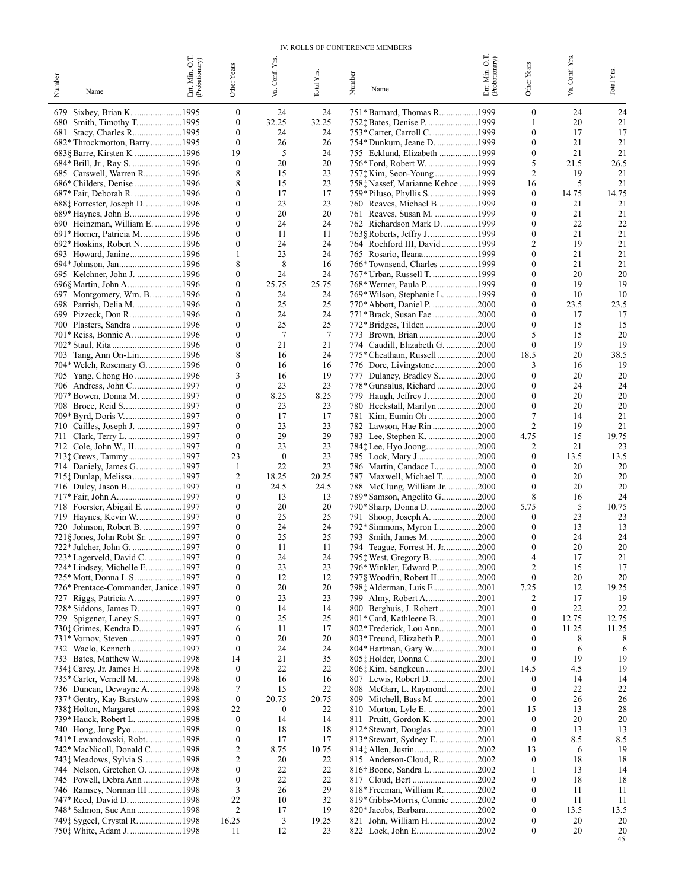## IV. ROLLS OF CONFERENCE MEMBERS

| Number | Name | Ent. Min. O.T. (Probationary) | Other Years | Va. Conf. Yrs. | Total Yrs. |
|---|---|---|---|---|---|
| 679 | Sixbey, Brian K. | 1995 | 0 | 24 | 24 |
| 680 | Smith, Timothy T. | 1995 | 0 | 32.25 | 32.25 |
| 681 | Stacy, Charles R. | 1995 | 0 | 24 | 24 |
| 682* | Throckmorton, Barry | 1995 | 0 | 26 | 26 |
| 683§ | Barre, Kirsten K | 1996 | 19 | 5 | 24 |
| 684* | Brill, Jr., Ray S. | 1996 | 0 | 20 | 20 |
| 685 | Carswell, Warren R. | 1996 | 8 | 15 | 23 |
| 686* | Childers, Denise | 1996 | 8 | 15 | 23 |
| 687* | Fair, Deborah R. | 1996 | 0 | 17 | 17 |
| 688‡ | Forrester, Joseph D. | 1996 | 0 | 23 | 23 |
| 689* | Haynes, John B. | 1996 | 0 | 20 | 20 |
| 690 | Heinzman, William E. | 1996 | 0 | 24 | 24 |
| 691* | Horner, Patricia M. | 1996 | 0 | 11 | 11 |
| 692* | Hoskins, Robert N. | 1996 | 0 | 24 | 24 |
| 693 | Howard, Janine | 1996 | 1 | 23 | 24 |
| 694* | Johnson, Jan | 1996 | 8 | 8 | 16 |
| 695 | Kelchner, John J. | 1996 | 0 | 24 | 24 |
| 696§ | Martin, John A. | 1996 | 0 | 25.75 | 25.75 |
| 697 | Montgomery, Wm. B. | 1996 | 0 | 24 | 24 |
| 698 | Parrish, Delia M. | 1996 | 0 | 25 | 25 |
| 699 | Pizzeck, Don R. | 1996 | 0 | 24 | 24 |
| 700 | Plasters, Sandra | 1996 | 0 | 25 | 25 |
| 701* | Reiss, Bonnie A. | 1996 | 0 | 7 | 7 |
| 702* | Staul, Rita | 1996 | 0 | 21 | 21 |
| 703 | Tang, Ann On-Lin | 1996 | 8 | 16 | 24 |
| 704* | Welch, Rosemary G. | 1996 | 0 | 16 | 16 |
| 705 | Yang, Chong Ho | 1996 | 3 | 16 | 19 |
| 706 | Andress, John C. | 1997 | 0 | 23 | 23 |
| 707* | Bowen, Donna M. | 1997 | 0 | 8.25 | 8.25 |
| 708 | Broce, Reid S. | 1997 | 0 | 23 | 23 |
| 709* | Byrd, Doris V. | 1997 | 0 | 17 | 17 |
| 710 | Cailles, Joseph J. | 1997 | 0 | 23 | 23 |
| 711 | Clark, Terry L. | 1997 | 0 | 29 | 29 |
| 712 | Cole, John W., II | 1997 | 0 | 23 | 23 |
| 713‡ | Crews, Tammy | 1997 | 23 | 0 | 23 |
| 714 | Daniely, James G. | 1997 | 1 | 22 | 23 |
| 715‡ | Dunlap, Melissa | 1997 | 2 | 18.25 | 20.25 |
| 716 | Duley, Jason B. | 1997 | 0 | 24.5 | 24.5 |
| 717* | Fair, John A. | 1997 | 0 | 13 | 13 |
| 718 | Foerster, Abigail E. | 1997 | 0 | 20 | 20 |
| 719 | Haynes, Kevin W. | 1997 | 0 | 25 | 25 |
| 720 | Johnson, Robert B. | 1997 | 0 | 24 | 24 |
| 721§ | Jones, John Robt Sr. | 1997 | 0 | 25 | 25 |
| 722* | Julcher, John G. | 1997 | 0 | 11 | 11 |
| 723* | Lagerveld, David C. | 1997 | 0 | 24 | 24 |
| 724* | Lindsey, Michelle E. | 1997 | 0 | 23 | 23 |
| 725* | Mott, Donna L.S. | 1997 | 0 | 12 | 12 |
| 726* | Prentace-Commander, Janice | 1997 | 0 | 20 | 20 |
| 727 | Riggs, Patricia A. | 1997 | 0 | 23 | 23 |
| 728* | Siddons, James D. | 1997 | 0 | 14 | 14 |
| 729 | Spigener, Laney S. | 1997 | 0 | 25 | 25 |
| 730‡ | Grimes, Kendra D. | 1997 | 6 | 11 | 17 |
| 731* | Vornov, Steven | 1997 | 0 | 20 | 20 |
| 732 | Waclo, Kenneth | 1997 | 0 | 24 | 24 |
| 733 | Bates, Matthew W. | 1998 | 14 | 21 | 35 |
| 734‡ | Carey, Jr. James H. | 1998 | 0 | 22 | 22 |
| 735* | Carter, Vernell M. | 1998 | 0 | 16 | 16 |
| 736 | Duncan, Dewayne A. | 1998 | 7 | 15 | 22 |
| 737* | Gentry, Kay Barstow | 1998 | 0 | 20.75 | 20.75 |
| 738‡ | Holton, Margaret | 1998 | 22 | 0 | 22 |
| 739* | Hauck, Robert L. | 1998 | 0 | 14 | 14 |
| 740 | Hong, Jung Pyo | 1998 | 0 | 18 | 18 |
| 741* | Lewandowski, Robt | 1998 | 0 | 17 | 17 |
| 742* | MacNicoll, Donald C. | 1998 | 2 | 8.75 | 10.75 |
| 743‡ | Meadows, Sylvia S. | 1998 | 2 | 20 | 22 |
| 744 | Nelson, Gretchen O. | 1998 | 0 | 22 | 22 |
| 745 | Powell, Debra Ann | 1998 | 0 | 22 | 22 |
| 746 | Ramsey, Norman III | 1998 | 3 | 26 | 29 |
| 747* | Reed, David D. | 1998 | 22 | 10 | 32 |
| 748* | Salmon, Sue Ann | 1998 | 2 | 17 | 19 |
| 749‡ | Sygeel, Crystal R. | 1998 | 16.25 | 3 | 19.25 |
| 750‡ | White, Adam J. | 1998 | 11 | 12 | 23 |
| 751* | Barnard, Thomas R. | 1999 | 0 | 24 | 24 |
| 752‡ | Bates, Denise P. | 1999 | 1 | 20 | 21 |
| 753* | Carter, Carroll C. | 1999 | 0 | 17 | 17 |
| 754* | Dunkum, Jeane D. | 1999 | 0 | 21 | 21 |
| 755 | Ecklund, Elizabeth | 1999 | 0 | 21 | 21 |
| 756* | Ford, Robert W. | 1999 | 5 | 21.5 | 26.5 |
| 757‡ | Kim, Seon-Young | 1999 | 2 | 19 | 21 |
| 758‡ | Nassef, Marianne Kehoe | 1999 | 16 | 5 | 21 |
| 759* | Piluso, Phyllis S. | 1999 | 0 | 14.75 | 14.75 |
| 760 | Reaves, Michael B. | 1999 | 0 | 21 | 21 |
| 761 | Reaves, Susan M. | 1999 | 0 | 21 | 21 |
| 762 | Richardson Mark D. | 1999 | 0 | 22 | 22 |
| 763§ | Roberts, Jeffry J. | 1999 | 0 | 21 | 21 |
| 764 | Rochford III, David | 1999 | 2 | 19 | 21 |
| 765 | Rosario, Ileana | 1999 | 0 | 21 | 21 |
| 766* | Townsend, Charles | 1999 | 0 | 21 | 21 |
| 767* | Urban, Russell T. | 1999 | 0 | 20 | 20 |
| 768* | Werner, Paula P. | 1999 | 0 | 19 | 19 |
| 769* | Wilson, Stephanie L. | 1999 | 0 | 10 | 10 |
| 770* | Abbott, Daniel P. | 2000 | 0 | 23.5 | 23.5 |
| 771* | Brack, Susan Fae | 2000 | 0 | 17 | 17 |
| 772* | Bridges, Tilden | 2000 | 0 | 15 | 15 |
| 773 | Brown, Brian | 2000 | 5 | 15 | 20 |
| 774 | Caudill, Elizabeth G. | 2000 | 0 | 19 | 19 |
| 775* | Cheatham, Russell | 2000 | 18.5 | 20 | 38.5 |
| 776 | Dore, Livingstone | 2000 | 3 | 16 | 19 |
| 777 | Dulaney, Bradley S. | 2000 | 0 | 20 | 20 |
| 778* | Gunsalus, Richard | 2000 | 0 | 24 | 24 |
| 779 | Haugh, Jeffrey J. | 2000 | 0 | 20 | 20 |
| 780 | Heckstall, Marilyn | 2000 | 0 | 20 | 20 |
| 781 | Kim, Eumin Oh | 2000 | 7 | 14 | 21 |
| 782 | Lawson, Hae Rin | 2000 | 2 | 19 | 21 |
| 783 | Lee, Stephen K. | 2000 | 4.75 | 15 | 19.75 |
| 784‡ | Lee, Hyo Joong | 2000 | 2 | 21 | 23 |
| 785 | Lock, Mary J. | 2000 | 0 | 13.5 | 13.5 |
| 786 | Martin, Candace L. | 2000 | 0 | 20 | 20 |
| 787 | Maxwell, Michael T. | 2000 | 0 | 20 | 20 |
| 788 | McClung, William Jr. | 2000 | 0 | 20 | 20 |
| 789* | Samson, Angelito G. | 2000 | 8 | 16 | 24 |
| 790* | Sharp, Donna D. | 2000 | 5.75 | 5 | 10.75 |
| 791 | Shoop, Joseph A. | 2000 | 0 | 23 | 23 |
| 792* | Simmons, Myron I. | 2000 | 0 | 13 | 13 |
| 793 | Smith, James M. | 2000 | 0 | 24 | 24 |
| 794 | Teague, Forrest H. Jr. | 2000 | 0 | 20 | 20 |
| 795‡ | West, Gregory B. | 2000 | 4 | 17 | 21 |
| 796* | Winkler, Edward P. | 2000 | 2 | 15 | 17 |
| 797§ | Woodfin, Robert II | 2000 | 0 | 20 | 20 |
| 798‡ | Alderman, Luis E. | 2001 | 7.25 | 12 | 19.25 |
| 799 | Almy, Robert A. | 2001 | 2 | 17 | 19 |
| 800 | Berghuis, J. Robert | 2001 | 0 | 22 | 22 |
| 801* | Card, Kathleene B. | 2001 | 0 | 12.75 | 12.75 |
| 802* | Frederick, Lou Ann | 2001 | 0 | 11.25 | 11.25 |
| 803* | Freund, Elizabeth P. | 2001 | 0 | 8 | 8 |
| 804* | Hartman, Gary W. | 2001 | 0 | 6 | 6 |
| 805‡ | Holder, Donna C. | 2001 | 0 | 19 | 19 |
| 806‡ | Kim, Sangkeun | 2001 | 14.5 | 4.5 | 19 |
| 807 | Lewis, Robert D. | 2001 | 0 | 14 | 14 |
| 808 | McGarr, L. Raymond | 2001 | 0 | 22 | 22 |
| 809 | Mitchell, Bass M. | 2001 | 0 | 26 | 26 |
| 810 | Morton, Lyle E. | 2001 | 15 | 13 | 28 |
| 811 | Pruitt, Gordon K. | 2001 | 0 | 20 | 20 |
| 812* | Stewart, Douglas | 2001 | 0 | 13 | 13 |
| 813* | Stewart, Sydney E. | 2001 | 0 | 8.5 | 8.5 |
| 814‡ | Allen, Justin | 2002 | 13 | 6 | 19 |
| 815 | Anderson-Cloud, R. | 2002 | 0 | 18 | 18 |
| 816† | Boone, Sandra L. | 2002 | 1 | 13 | 14 |
| 817 | Cloud, Bert | 2002 | 0 | 18 | 18 |
| 818* | Freeman, William R. | 2002 | 0 | 11 | 11 |
| 819* | Gibbs-Morris, Connie | 2002 | 0 | 11 | 11 |
| 820* | Jacobs, Barbara | 2002 | 0 | 13.5 | 13.5 |
| 821 | John, William H. | 2002 | 0 | 20 | 20 |
| 822 | Lock, John E. | 2002 | 0 | 20 | 20 |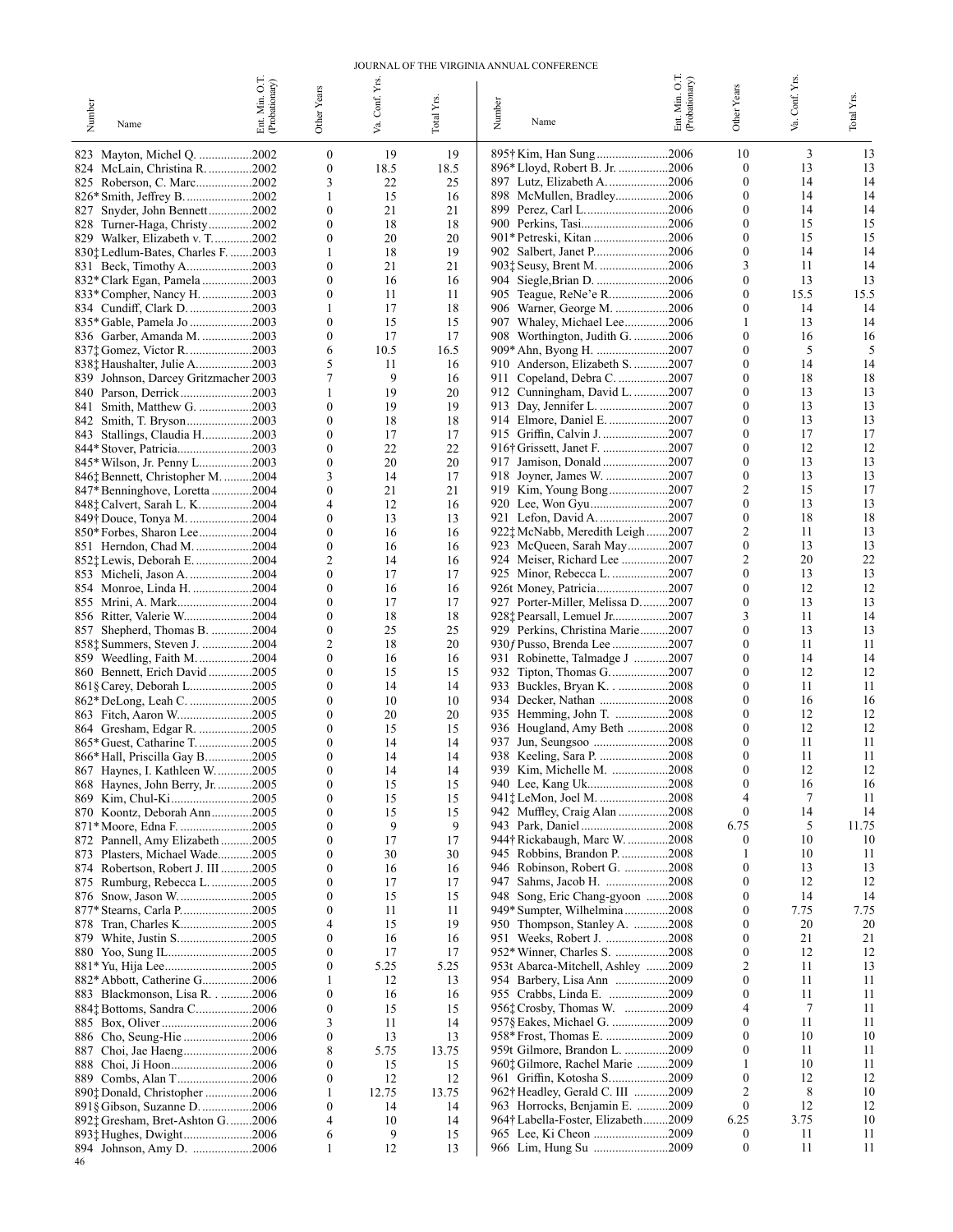| Number | Name | Ent. Min. O.T. (Probationary) | Other Years | Va. Conf. Yrs. | Total Yrs. |
|---|---|---|---|---|---|
| 823 | Mayton, Michel Q. | 2002 | 0 | 19 | 19 |
| 824 | McLain, Christina R. | 2002 | 0 | 18.5 | 18.5 |
| 825 | Roberson, C. Marc | 2002 | 3 | 22 | 25 |
| 826* | Smith, Jeffrey B. | 2002 | 1 | 15 | 16 |
| 827 | Snyder, John Bennett | 2002 | 0 | 21 | 21 |
| 828 | Turner-Haga, Christy | 2002 | 0 | 18 | 18 |
| 829 | Walker, Elizabeth v. T. | 2002 | 0 | 20 | 20 |
| 830‡ | Ledlum-Bates, Charles F. | 2003 | 1 | 18 | 19 |
| 831 | Beck, Timothy A. | 2003 | 0 | 21 | 21 |
| 832* | Clark Egan, Pamela | 2003 | 0 | 16 | 16 |
| 833* | Compher, Nancy H. | 2003 | 0 | 11 | 11 |
| 834 | Cundiff, Clark D. | 2003 | 1 | 17 | 18 |
| 835* | Gable, Pamela Jo | 2003 | 0 | 15 | 15 |
| 836 | Garber, Amanda M. | 2003 | 0 | 17 | 17 |
| 837‡ | Gomez, Victor R. | 2003 | 6 | 10.5 | 16.5 |
| 838‡ | Haushalter, Julie A. | 2003 | 5 | 11 | 16 |
| 839 | Johnson, Darcey Gritzmacher | 2003 | 7 | 9 | 16 |
| 840 | Parson, Derrick | 2003 | 1 | 19 | 20 |
| 841 | Smith, Matthew G. | 2003 | 0 | 19 | 19 |
| 842 | Smith, T. Bryson | 2003 | 0 | 18 | 18 |
| 843 | Stallings, Claudia H. | 2003 | 0 | 17 | 17 |
| 844* | Stover, Patricia | 2003 | 0 | 22 | 22 |
| 845* | Wilson, Jr. Penny L. | 2003 | 0 | 20 | 20 |
| 846‡ | Bennett, Christopher M. | 2004 | 3 | 14 | 17 |
| 847* | Benninghove, Loretta | 2004 | 0 | 21 | 21 |
| 848‡ | Calvert, Sarah L. K. | 2004 | 4 | 12 | 16 |
| 849† | Douce, Tonya M. | 2004 | 0 | 13 | 13 |
| 850* | Forbes, Sharon Lee | 2004 | 0 | 16 | 16 |
| 851 | Herndon, Chad M. | 2004 | 0 | 16 | 16 |
| 852‡ | Lewis, Deborah E. | 2004 | 2 | 14 | 16 |
| 853 | Micheli, Jason A. | 2004 | 0 | 17 | 17 |
| 854 | Monroe, Linda H. | 2004 | 0 | 16 | 16 |
| 855 | Mrini, A. Mark | 2004 | 0 | 17 | 17 |
| 856 | Ritter, Valerie W. | 2004 | 0 | 18 | 18 |
| 857 | Shepherd, Thomas B. | 2004 | 0 | 25 | 25 |
| 858‡ | Summers, Steven J. | 2004 | 2 | 18 | 20 |
| 859 | Weedling, Faith M. | 2004 | 0 | 16 | 16 |
| 860 | Bennett, Erich David | 2005 | 0 | 15 | 15 |
| 861§ | Carey, Deborah L. | 2005 | 0 | 14 | 14 |
| 862* | DeLong, Leah C. | 2005 | 0 | 10 | 10 |
| 863 | Fitch, Aaron W. | 2005 | 0 | 20 | 20 |
| 864 | Gresham, Edgar R. | 2005 | 0 | 15 | 15 |
| 865* | Guest, Catharine T. | 2005 | 0 | 14 | 14 |
| 866* | Hall, Priscilla Gay B. | 2005 | 0 | 14 | 14 |
| 867 | Haynes, I. Kathleen W. | 2005 | 0 | 14 | 14 |
| 868 | Haynes, John Berry, Jr. | 2005 | 0 | 15 | 15 |
| 869 | Kim, Chul-Ki | 2005 | 0 | 15 | 15 |
| 870 | Koontz, Deborah Ann | 2005 | 0 | 15 | 15 |
| 871* | Moore, Edna F. | 2005 | 0 | 9 | 9 |
| 872 | Pannell, Amy Elizabeth | 2005 | 0 | 17 | 17 |
| 873 | Plasters, Michael Wade | 2005 | 0 | 30 | 30 |
| 874 | Robertson, Robert J. III | 2005 | 0 | 16 | 16 |
| 875 | Rumburg, Rebecca L. | 2005 | 0 | 17 | 17 |
| 876 | Snow, Jason W. | 2005 | 0 | 15 | 15 |
| 877* | Stearns, Carla P. | 2005 | 0 | 11 | 11 |
| 878 | Tran, Charles K. | 2005 | 4 | 15 | 19 |
| 879 | White, Justin S. | 2005 | 0 | 16 | 16 |
| 880 | Yoo, Sung IL | 2005 | 0 | 17 | 17 |
| 881* | Yu, Hija Lee | 2005 | 0 | 5.25 | 5.25 |
| 882* | Abbott, Catherine G. | 2006 | 1 | 12 | 13 |
| 883 | Blackmonson, Lisa R. | 2006 | 0 | 16 | 16 |
| 884‡ | Bottoms, Sandra C. | 2006 | 0 | 15 | 15 |
| 885 | Box, Oliver | 2006 | 3 | 11 | 14 |
| 886 | Cho, Seung-Hie | 2006 | 0 | 13 | 13 |
| 887 | Choi, Jae Haeng | 2006 | 8 | 5.75 | 13.75 |
| 888 | Choi, Ji Hoon | 2006 | 0 | 15 | 15 |
| 889 | Combs, Alan T. | 2006 | 0 | 12 | 12 |
| 890‡ | Donald, Christopher | 2006 | 1 | 12.75 | 13.75 |
| 891§ | Gibson, Suzanne D. | 2006 | 0 | 14 | 14 |
| 892‡ | Gresham, Bret-Ashton G. | 2006 | 4 | 10 | 14 |
| 893‡ | Hughes, Dwight | 2006 | 6 | 9 | 15 |
| 894 | Johnson, Amy D. | 2006 | 1 | 12 | 13 |
| 895† | Kim, Han Sung | 2006 | 10 | 3 | 13 |
| 896* | Lloyd, Robert B. Jr. | 2006 | 0 | 13 | 13 |
| 897 | Lutz, Elizabeth A. | 2006 | 0 | 14 | 14 |
| 898 | McMullen, Bradley | 2006 | 0 | 14 | 14 |
| 899 | Perez, Carl L. | 2006 | 0 | 14 | 14 |
| 900 | Perkins, Tasi | 2006 | 0 | 15 | 15 |
| 901* | Petreski, Kitan | 2006 | 0 | 15 | 15 |
| 902 | Salbert, Janet P. | 2006 | 0 | 14 | 14 |
| 903‡ | Seusy, Brent M. | 2006 | 3 | 11 | 14 |
| 904 | Siegle,Brian D. | 2006 | 0 | 13 | 13 |
| 905 | Teague, ReNe'e R. | 2006 | 0 | 15.5 | 15.5 |
| 906 | Warner, George M. | 2006 | 0 | 14 | 14 |
| 907 | Whaley, Michael Lee | 2006 | 1 | 13 | 14 |
| 908 | Worthington, Judith G. | 2006 | 0 | 16 | 16 |
| 909* | Ahn, Byong H. | 2007 | 0 | 5 | 5 |
| 910 | Anderson, Elizabeth S. | 2007 | 0 | 14 | 14 |
| 911 | Copeland, Debra C. | 2007 | 0 | 18 | 18 |
| 912 | Cunningham, David L. | 2007 | 0 | 13 | 13 |
| 913 | Day, Jennifer L. | 2007 | 0 | 13 | 13 |
| 914 | Elmore, Daniel E. | 2007 | 0 | 13 | 13 |
| 915 | Griffin, Calvin J. | 2007 | 0 | 17 | 17 |
| 916† | Grissett, Janet F. | 2007 | 0 | 12 | 12 |
| 917 | Jamison, Donald | 2007 | 0 | 13 | 13 |
| 918 | Joyner, James W. | 2007 | 0 | 13 | 13 |
| 919 | Kim, Young Bong | 2007 | 2 | 15 | 17 |
| 920 | Lee, Won Gyu | 2007 | 0 | 13 | 13 |
| 921 | Lefon, David A. | 2007 | 0 | 18 | 18 |
| 922‡ | McNabb, Meredith Leigh | 2007 | 2 | 11 | 13 |
| 923 | McQueen, Sarah May | 2007 | 0 | 13 | 13 |
| 924 | Meiser, Richard Lee | 2007 | 2 | 20 | 22 |
| 925 | Minor, Rebecca L. | 2007 | 0 | 13 | 13 |
| 926t | Money, Patricia | 2007 | 0 | 12 | 12 |
| 927 | Porter-Miller, Melissa D. | 2007 | 0 | 13 | 13 |
| 928‡ | Pearsall, Lemuel Jr. | 2007 | 3 | 11 | 14 |
| 929 | Perkins, Christina Marie | 2007 | 0 | 13 | 13 |
| 930*f* | Pusso, Brenda Lee | 2007 | 0 | 11 | 11 |
| 931 | Robinette, Talmadge J | 2007 | 0 | 14 | 14 |
| 932 | Tipton, Thomas G. | 2007 | 0 | 12 | 12 |
| 933 | Buckles, Bryan K. | 2008 | 0 | 11 | 11 |
| 934 | Decker, Nathan | 2008 | 0 | 16 | 16 |
| 935 | Hemming, John T. | 2008 | 0 | 12 | 12 |
| 936 | Hougland, Amy Beth | 2008 | 0 | 12 | 12 |
| 937 | Jun, Seungsoo | 2008 | 0 | 11 | 11 |
| 938 | Keeling, Sara P. | 2008 | 0 | 11 | 11 |
| 939 | Kim, Michelle M. | 2008 | 0 | 12 | 12 |
| 940 | Lee, Kang Uk | 2008 | 0 | 16 | 16 |
| 941‡ | LeMon, Joel M. | 2008 | 4 | 7 | 11 |
| 942 | Muffley, Craig Alan | 2008 | 0 | 14 | 14 |
| 943 | Park, Daniel | 2008 | 6.75 | 5 | 11.75 |
| 944† | Rickabaugh, Marc W. | 2008 | 0 | 10 | 10 |
| 945 | Robbins, Brandon P. | 2008 | 1 | 10 | 11 |
| 946 | Robinson, Robert G. | 2008 | 0 | 13 | 13 |
| 947 | Sahms, Jacob H. | 2008 | 0 | 12 | 12 |
| 948 | Song, Eric Chang-gyoon | 2008 | 0 | 14 | 14 |
| 949* | Sumpter, Wilhelmina | 2008 | 0 | 7.75 | 7.75 |
| 950 | Thompson, Stanley A. | 2008 | 0 | 20 | 20 |
| 951 | Weeks, Robert J. | 2008 | 0 | 21 | 21 |
| 952* | Winner, Charles S. | 2008 | 0 | 12 | 12 |
| 953t | Abarca-Mitchell, Ashley | 2009 | 2 | 11 | 13 |
| 954 | Barbery, Lisa Ann | 2009 | 0 | 11 | 11 |
| 955 | Crabbs, Linda E. | 2009 | 0 | 11 | 11 |
| 956‡ | Crosby, Thomas W. | 2009 | 4 | 7 | 11 |
| 957§ | Eakes, Michael G. | 2009 | 0 | 11 | 11 |
| 958* | Frost, Thomas E. | 2009 | 0 | 10 | 10 |
| 959t | Gilmore, Brandon L. | 2009 | 0 | 11 | 11 |
| 960‡ | Gilmore, Rachel Marie | 2009 | 1 | 10 | 11 |
| 961 | Griffin, Kotosha S. | 2009 | 0 | 12 | 12 |
| 962† | Headley, Gerald C. III | 2009 | 2 | 8 | 10 |
| 963 | Horrocks, Benjamin E. | 2009 | 0 | 12 | 12 |
| 964† | Labella-Foster, Elizabeth | 2009 | 6.25 | 3.75 | 10 |
| 965 | Lee, Ki Cheon | 2009 | 0 | 11 | 11 |
| 966 | Lim, Hung Su | 2009 | 0 | 11 | 11 |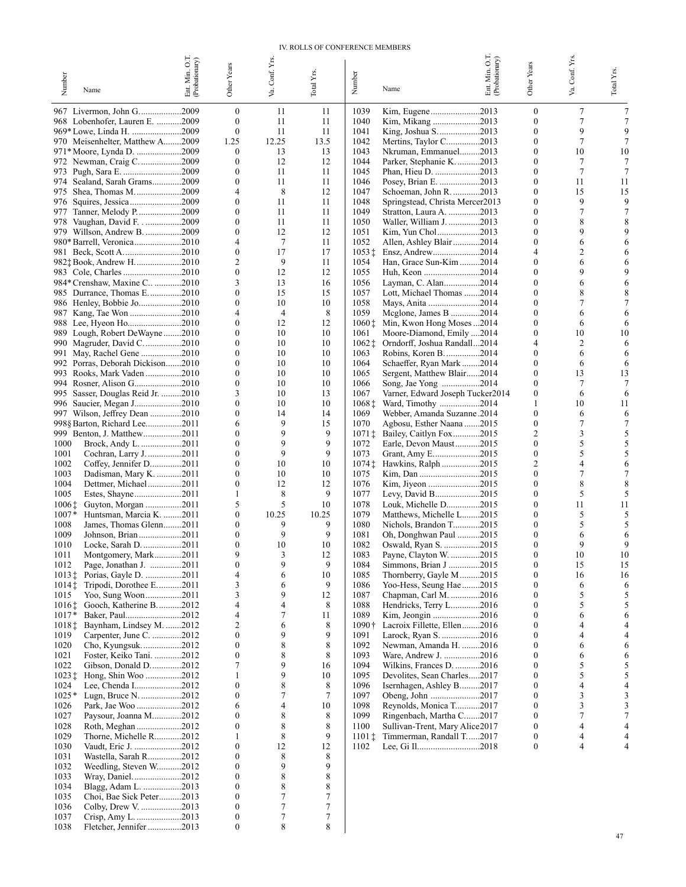## IV. ROLLS OF CONFERENCE MEMBERS

| Number | Name | Ent. Min. O.T. (Probationary) | Other Years | Va. Conf. Yrs. | Total Yrs. |
|---|---|---|---|---|---|
| 967 | Livermon, John G. | 2009 | 0 | 11 | 11 |
| 968 | Lobenhofer, Lauren E. | 2009 | 0 | 11 | 11 |
| 969* | Lowe, Linda H. | 2009 | 0 | 11 | 11 |
| 970 | Meisenhelter, Matthew A. | 2009 | 1.25 | 12.25 | 13.5 |
| 971* | Moore, Lynda D. | 2009 | 0 | 13 | 13 |
| 972 | Newman, Craig C. | 2009 | 0 | 12 | 12 |
| 973 | Pugh, Sara E. | 2009 | 0 | 11 | 11 |
| 974 | Sealand, Sarah Grams | 2009 | 0 | 11 | 11 |
| 975 | Shea, Thomas M. | 2009 | 4 | 8 | 12 |
| 976 | Squires, Jessica | 2009 | 0 | 11 | 11 |
| 977 | Tanner, Melody P. | 2009 | 0 | 11 | 11 |
| 978 | Vaughan, David F. | 2009 | 0 | 11 | 11 |
| 979 | Willson, Andrew B. | 2009 | 0 | 12 | 12 |
| 980* | Barrell, Veronica | 2010 | 4 | 7 | 11 |
| 981 | Beck, Scott A. | 2010 | 0 | 17 | 17 |
| 982‡ | Book, Andrew H. | 2010 | 2 | 9 | 11 |
| 983 | Cole, Charles | 2010 | 0 | 12 | 12 |
| 984* | Crenshaw, Maxine C. | 2010 | 3 | 13 | 16 |
| 985 | Durrance, Thomas E. | 2010 | 0 | 15 | 15 |
| 986 | Henley, Bobbie Jo | 2010 | 0 | 10 | 10 |
| 987 | Kang, Tae Won | 2010 | 4 | 4 | 8 |
| 988 | Lee, Hyeon Ho | 2010 | 0 | 12 | 12 |
| 989 | Lough, Robert DeWayne | 2010 | 0 | 10 | 10 |
| 990 | Magruder, David C. | 2010 | 0 | 10 | 10 |
| 991 | May, Rachel Gene | 2010 | 0 | 10 | 10 |
| 992 | Porras, Deborah Dickison | 2010 | 0 | 10 | 10 |
| 993 | Rooks, Mark Vaden | 2010 | 0 | 10 | 10 |
| 994 | Rosner, Alison G. | 2010 | 0 | 10 | 10 |
| 995 | Sasser, Douglas Reid Jr. | 2010 | 3 | 10 | 13 |
| 996 | Saucier, Megan J. | 2010 | 0 | 10 | 10 |
| 997 | Wilson, Jeffrey Dean | 2010 | 0 | 14 | 14 |
| 998§ | Barton, Richard Lee | 2011 | 6 | 9 | 15 |
| 999 | Benton, J. Matthew | 2011 | 0 | 9 | 9 |
| 1000 | Brock, Andy L. | 2011 | 0 | 9 | 9 |
| 1001 | Cochran, Larry J. | 2011 | 0 | 9 | 9 |
| 1002 | Coffey, Jennifer D. | 2011 | 0 | 10 | 10 |
| 1003 | Dadisman, Mary K. | 2011 | 0 | 10 | 10 |
| 1004 | Dettmer, Michael | 2011 | 0 | 12 | 12 |
| 1005 | Estes, Shayne | 2011 | 1 | 8 | 9 |
| 1006‡ | Guyton, Morgan | 2011 | 5 | 5 | 10 |
| 1007* | Huntsman, Marcia K. | 2011 | 0 | 10.25 | 10.25 |
| 1008 | James, Thomas Glenn | 2011 | 0 | 9 | 9 |
| 1009 | Johnson, Brian | 2011 | 0 | 9 | 9 |
| 1010 | Locke, Sarah D. | 2011 | 0 | 10 | 10 |
| 1011 | Montgomery, Mark | 2011 | 9 | 3 | 12 |
| 1012 | Page, Jonathan J. | 2011 | 0 | 9 | 9 |
| 1013‡ | Porias, Gayle D. | 2011 | 4 | 6 | 10 |
| 1014‡ | Tripodi, Dorothee E. | 2011 | 3 | 6 | 9 |
| 1015 | Yoo, Sung Woon | 2011 | 3 | 9 | 12 |
| 1016‡ | Gooch, Katherine B. | 2012 | 4 | 4 | 8 |
| 1017* | Baker, Paul | 2012 | 4 | 7 | 11 |
| 1018‡ | Baynham, Lindsey M. | 2012 | 2 | 6 | 8 |
| 1019 | Carpenter, June C. | 2012 | 0 | 9 | 9 |
| 1020 | Cho, Kyungsuk | 2012 | 0 | 8 | 8 |
| 1021 | Foster, Keiko Tani. | 2012 | 0 | 8 | 8 |
| 1022 | Gibson, Donald D. | 2012 | 7 | 9 | 16 |
| 1023‡ | Hong, Shin Woo | 2012 | 1 | 9 | 10 |
| 1024 | Lee, Chenda I. | 2012 | 0 | 8 | 8 |
| 1025* | Lugn, Bruce N. | 2012 | 0 | 7 | 7 |
| 1026 | Park, Jae Woo | 2012 | 6 | 4 | 10 |
| 1027 | Paysour, Joanna M. | 2012 | 0 | 8 | 8 |
| 1028 | Roth, Meghan | 2012 | 0 | 8 | 8 |
| 1029 | Thorne, Michelle R. | 2012 | 1 | 8 | 9 |
| 1030 | Vaudt, Eric J. | 2012 | 0 | 12 | 12 |
| 1031 | Wastella, Sarah R. | 2012 | 0 | 8 | 8 |
| 1032 | Weedling, Steven W. | 2012 | 0 | 9 | 9 |
| 1033 | Wray, Daniel. | 2012 | 0 | 8 | 8 |
| 1034 | Blagg, Adam L. | 2013 | 0 | 8 | 8 |
| 1035 | Choi, Bae Sick Peter | 2013 | 0 | 7 | 7 |
| 1036 | Colby, Drew V. | 2013 | 0 | 7 | 7 |
| 1037 | Crisp, Amy L. | 2013 | 0 | 7 | 7 |
| 1038 | Fletcher, Jennifer | 2013 | 0 | 8 | 8 |
| 1039 | Kim, Eugene | 2013 | 0 | 7 | 7 |
| 1040 | Kim, Mikang | 2013 | 0 | 7 | 7 |
| 1041 | King, Joshua S. | 2013 | 0 | 9 | 9 |
| 1042 | Mertins, Taylor C. | 2013 | 0 | 7 | 7 |
| 1043 | Nkruman, Emmanuel | 2013 | 0 | 10 | 10 |
| 1044 | Parker, Stephanie K. | 2013 | 0 | 7 | 7 |
| 1045 | Phan, Hieu D. | 2013 | 0 | 7 | 7 |
| 1046 | Posey, Brian E. | 2013 | 0 | 11 | 11 |
| 1047 | Schoeman, John R. | 2013 | 0 | 15 | 15 |
| 1048 | Springstead, Christa Mercer | 2013 | 0 | 9 | 9 |
| 1049 | Stratton, Laura A. | 2013 | 0 | 7 | 7 |
| 1050 | Waller, William J. | 2013 | 0 | 8 | 8 |
| 1051 | Kim, Yun Chol | 2013 | 0 | 9 | 9 |
| 1052 | Allen, Ashley Blair | 2014 | 0 | 6 | 6 |
| 1053‡ | Ensz, Andrew | 2014 | 4 | 2 | 6 |
| 1054 | Han, Grace Sun-Kim | 2014 | 0 | 6 | 6 |
| 1055 | Huh, Keon | 2014 | 0 | 9 | 9 |
| 1056 | Layman, C. Alan | 2014 | 0 | 6 | 6 |
| 1057 | Lott, Michael Thomas | 2014 | 0 | 8 | 8 |
| 1058 | Mays, Anita | 2014 | 0 | 7 | 7 |
| 1059 | Mcglone, James B | 2014 | 0 | 6 | 6 |
| 1060‡ | Min, Kwon Hong Moses | 2014 | 0 | 6 | 6 |
| 1061 | Moore-Diamond, Emily | 2014 | 0 | 10 | 10 |
| 1062‡ | Orndorff, Joshua Randall | 2014 | 4 | 2 | 6 |
| 1063 | Robins, Koren B. | 2014 | 0 | 6 | 6 |
| 1064 | Schaeffer, Ryan Mark | 2014 | 0 | 6 | 6 |
| 1065 | Sergent, Matthew Blair | 2014 | 0 | 13 | 13 |
| 1066 | Song, Jae Yong | 2014 | 0 | 7 | 7 |
| 1067 | Varner, Edward Joseph Tucker | 2014 | 0 | 6 | 6 |
| 1068‡ | Ward, Timothy | 2014 | 1 | 10 | 11 |
| 1069 | Webber, Amanda Suzanne | 2014 | 0 | 6 | 6 |
| 1070 | Agbosu, Esther Naana | 2015 | 0 | 7 | 7 |
| 1071‡ | Bailey, Caitlyn Fox | 2015 | 2 | 3 | 5 |
| 1072 | Earle, Devon Maust | 2015 | 0 | 5 | 5 |
| 1073 | Grant, Amy E. | 2015 | 0 | 5 | 5 |
| 1074‡ | Hawkins, Ralph | 2015 | 2 | 4 | 6 |
| 1075 | Kim, Dan | 2015 | 0 | 7 | 7 |
| 1076 | Kim, Jiyeon | 2015 | 0 | 8 | 8 |
| 1077 | Levy, David B. | 2015 | 0 | 5 | 5 |
| 1078 | Louk, Michelle D. | 2015 | 0 | 11 | 11 |
| 1079 | Matthews, Michelle L. | 2015 | 0 | 5 | 5 |
| 1080 | Nichols, Brandon T. | 2015 | 0 | 5 | 5 |
| 1081 | Oh, Donghwan Paul | 2015 | 0 | 6 | 6 |
| 1082 | Oswald, Ryan S. | 2015 | 0 | 9 | 9 |
| 1083 | Payne, Clayton W. | 2015 | 0 | 10 | 10 |
| 1084 | Simmons, Brian J | 2015 | 0 | 15 | 15 |
| 1085 | Thornberry, Gayle M | 2015 | 0 | 16 | 16 |
| 1086 | Yoo-Hess, Seung Hae | 2015 | 0 | 6 | 6 |
| 1087 | Chapman, Carl M. | 2016 | 0 | 5 | 5 |
| 1088 | Hendricks, Terry L. | 2016 | 0 | 5 | 5 |
| 1089 | Kim, Jeongin | 2016 | 0 | 6 | 6 |
| 1090† | Lacroix Fillette, Ellen | 2016 | 0 | 4 | 4 |
| 1091 | Larock, Ryan S. | 2016 | 0 | 4 | 4 |
| 1092 | Newman, Amanda H. | 2016 | 0 | 6 | 6 |
| 1093 | Ware, Andrew J. | 2016 | 0 | 6 | 6 |
| 1094 | Wilkins, Frances D. | 2016 | 0 | 5 | 5 |
| 1095 | Devolites, Sean Charles | 2017 | 0 | 5 | 5 |
| 1096 | Isernhagen, Ashley B. | 2017 | 0 | 4 | 4 |
| 1097 | Obeng, John | 2017 | 0 | 3 | 3 |
| 1098 | Reynolds, Monica T. | 2017 | 0 | 3 | 3 |
| 1099 | Ringenbach, Martha C. | 2017 | 0 | 7 | 7 |
| 1100 | Sullivan-Trent, Mary Alice | 2017 | 0 | 4 | 4 |
| 1101‡ | Timmerman, Randall T. | 2017 | 0 | 4 | 4 |
| 1102 | Lee, Gi Il | 2018 | 0 | 4 | 4 |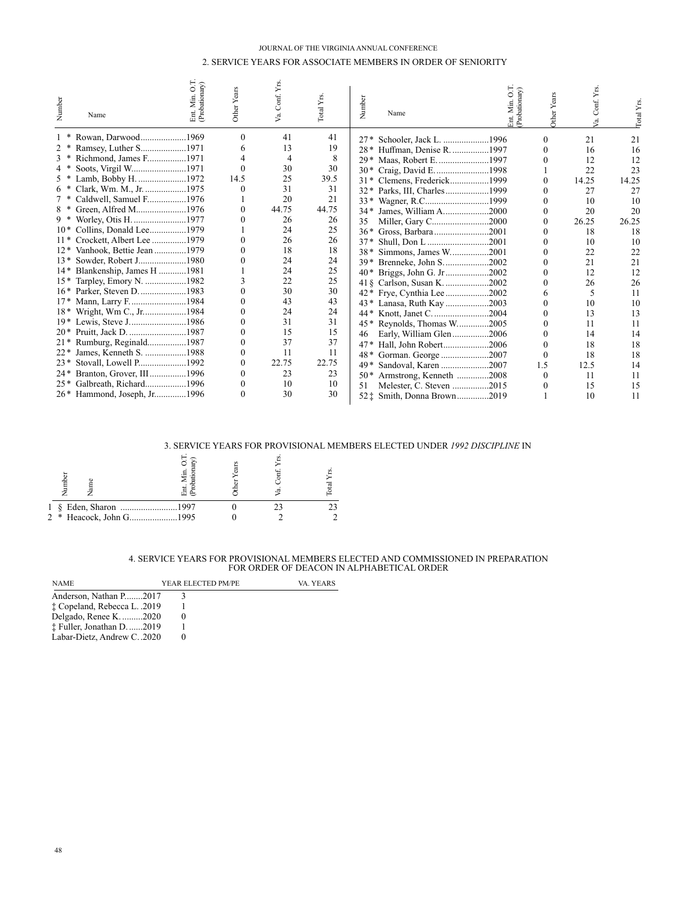## 2. SERVICE YEARS FOR ASSOCIATE MEMBERS IN ORDER OF SENIORITY

| Number | Name | Ent. Min. O.T. (Probationary) | Other Years | Va. Conf. Yrs. | Total Yrs. |
|---|---|---|---|---|---|
| 1 * | Rowan, Darwood | 1969 | 0 | 41 | 41 |
| 2 * | Ramsey, Luther S. | 1971 | 6 | 13 | 19 |
| 3 * | Richmond, James F. | 1971 | 4 | 4 | 8 |
| 4 * | Soots, Virgil W. | 1971 | 0 | 30 | 30 |
| 5 * | Lamb, Bobby H. | 1972 | 14.5 | 25 | 39.5 |
| 6 * | Clark, Wm. M., Jr. | 1975 | 0 | 31 | 31 |
| 7 * | Caldwell, Samuel F. | 1976 | 1 | 20 | 21 |
| 8 * | Green, Alfred M. | 1976 | 0 | 44.75 | 44.75 |
| 9 * | Worley, Otis H. | 1977 | 0 | 26 | 26 |
| 10 * | Collins, Donald Lee | 1979 | 1 | 24 | 25 |
| 11 * | Crockett, Albert Lee | 1979 | 0 | 26 | 26 |
| 12 * | Vanhook, Bettie Jean | 1979 | 0 | 18 | 18 |
| 13 * | Sowder, Robert J. | 1980 | 0 | 24 | 24 |
| 14 * | Blankenship, James H | 1981 | 1 | 24 | 25 |
| 15 * | Tarpley, Emory N. | 1982 | 3 | 22 | 25 |
| 16 * | Parker, Steven D. | 1983 | 0 | 30 | 30 |
| 17 * | Mann, Larry F. | 1984 | 0 | 43 | 43 |
| 18 * | Wright, Wm C., Jr. | 1984 | 0 | 24 | 24 |
| 19 * | Lewis, Steve J. | 1986 | 0 | 31 | 31 |
| 20 * | Pruitt, Jack D. | 1987 | 0 | 15 | 15 |
| 21 * | Rumburg, Reginald | 1987 | 0 | 37 | 37 |
| 22 * | James, Kenneth S. | 1988 | 0 | 11 | 11 |
| 23 * | Stovall, Lowell P. | 1992 | 0 | 22.75 | 22.75 |
| 24 * | Branton, Grover, III | 1996 | 0 | 23 | 23 |
| 25 * | Galbreath, Richard | 1996 | 0 | 10 | 10 |
| 26 * | Hammond, Joseph, Jr. | 1996 | 0 | 30 | 30 |
| 27 * | Schooler, Jack L. | 1996 | 0 | 21 | 21 |
| 28 * | Huffman, Denise R. | 1997 | 0 | 16 | 16 |
| 29 * | Maas, Robert E. | 1997 | 0 | 12 | 12 |
| 30 * | Craig, David E. | 1998 | 1 | 22 | 23 |
| 31 * | Clemens, Frederick | 1999 | 0 | 14.25 | 14.25 |
| 32 * | Parks, III, Charles | 1999 | 0 | 27 | 27 |
| 33 * | Wagner, R.C. | 1999 | 0 | 10 | 10 |
| 34 * | James, William A. | 2000 | 0 | 20 | 20 |
| 35 | Miller, Gary C. | 2000 | 0 | 26.25 | 26.25 |
| 36 * | Gross, Barbara | 2001 | 0 | 18 | 18 |
| 37 * | Shull, Don L | 2001 | 0 | 10 | 10 |
| 38 * | Simmons, James W. | 2001 | 0 | 22 | 22 |
| 39 * | Brenneke, John S. | 2002 | 0 | 21 | 21 |
| 40 * | Briggs, John G. Jr | 2002 | 0 | 12 | 12 |
| 41 § | Carlson, Susan K. | 2002 | 0 | 26 | 26 |
| 42 * | Frye, Cynthia Lee | 2002 | 6 | 5 | 11 |
| 43 * | Lanasa, Ruth Kay | 2003 | 0 | 10 | 10 |
| 44 * | Knott, Janet C. | 2004 | 0 | 13 | 13 |
| 45 * | Reynolds, Thomas W. | 2005 | 0 | 11 | 11 |
| 46 | Early, William Glen | 2006 | 0 | 14 | 14 |
| 47 * | Hall, John Robert | 2006 | 0 | 18 | 18 |
| 48 * | Gorman. George | 2007 | 0 | 18 | 18 |
| 49 * | Sandoval, Karen | 2007 | 1.5 | 12.5 | 14 |
| 50 * | Armstrong, Kenneth | 2008 | 0 | 11 | 11 |
| 51 | Melester, C. Steven | 2015 | 0 | 15 | 15 |
| 52 ‡ | Smith, Donna Brown | 2019 | 1 | 10 | 11 |

## 3. SERVICE YEARS FOR PROVISIONAL MEMBERS ELECTED UNDER *1992 DISCIPLINE* IN

| Number | Name | Ent. Min. O.T. (Probationary) | Other Years | Va. Conf. Yrs. | Total Yrs. |
|---|---|---|---|---|---|
| 1 § | Eden, Sharon | 1997 | 0 | 23 | 23 |
| 2 * | Heacock, John G. | 1995 | 0 | 2 | 2 |

## 4. SERVICE YEARS FOR PROVISIONAL MEMBERS ELECTED AND COMMISSIONED IN PREPARATION FOR ORDER OF DEACON IN ALPHABETICAL ORDER

| NAME | YEAR ELECTED PM/PE | VA. YEARS |
|---|---|---|
| Anderson, Nathan P. | 2017 | 3 |
| ‡ Copeland, Rebecca L. | 2019 | 1 |
| Delgado, Renee K. | 2020 | 0 |
| ‡ Fuller, Jonathan D. | 2019 | 1 |
| Labar-Dietz, Andrew C. | 2020 | 0 |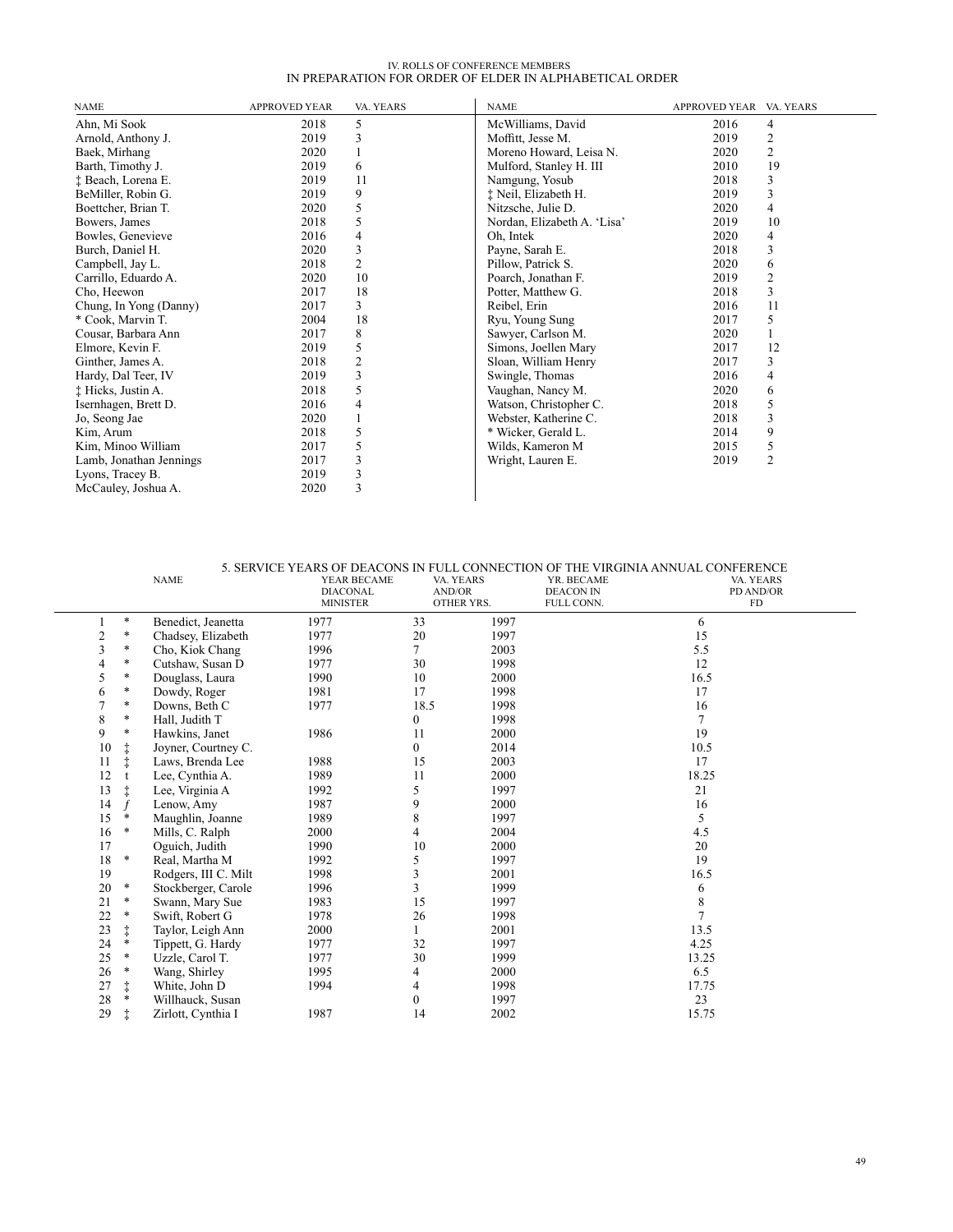IV. ROLLS OF CONFERENCE MEMBERS
IN PREPARATION FOR ORDER OF ELDER IN ALPHABETICAL ORDER

| NAME | APPROVED YEAR | VA. YEARS |
|---|---|---|
| Ahn, Mi Sook | 2018 | 5 |
| Arnold, Anthony J. | 2019 | 3 |
| Baek, Mirhang | 2020 | 1 |
| Barth, Timothy J. | 2019 | 6 |
| ‡ Beach, Lorena E. | 2019 | 11 |
| BeMiller, Robin G. | 2019 | 9 |
| Boettcher, Brian T. | 2020 | 5 |
| Bowers, James | 2018 | 5 |
| Bowles, Genevieve | 2016 | 4 |
| Burch, Daniel H. | 2020 | 3 |
| Campbell, Jay L. | 2018 | 2 |
| Carrillo, Eduardo A. | 2020 | 10 |
| Cho, Heewon | 2017 | 18 |
| Chung, In Yong (Danny) | 2017 | 3 |
| * Cook, Marvin T. | 2004 | 18 |
| Cousar, Barbara Ann | 2017 | 8 |
| Elmore, Kevin F. | 2019 | 5 |
| Ginther, James A. | 2018 | 2 |
| Hardy, Dal Teer, IV | 2019 | 3 |
| ‡ Hicks, Justin A. | 2018 | 5 |
| Isernhagen, Brett D. | 2016 | 4 |
| Jo, Seong Jae | 2020 | 1 |
| Kim, Arum | 2018 | 5 |
| Kim, Minoo William | 2017 | 5 |
| Lamb, Jonathan Jennings | 2017 | 3 |
| Lyons, Tracey B. | 2019 | 3 |
| McCauley, Joshua A. | 2020 | 3 |
| McWilliams, David | 2016 | 4 |
| Moffitt, Jesse M. | 2019 | 2 |
| Moreno Howard, Leisa N. | 2020 | 2 |
| Mulford, Stanley H. III | 2010 | 19 |
| Namgung, Yosub | 2018 | 3 |
| ‡ Neil, Elizabeth H. | 2019 | 3 |
| Nitzsche, Julie D. | 2020 | 4 |
| Nordan, Elizabeth A. 'Lisa' | 2019 | 10 |
| Oh, Intek | 2020 | 4 |
| Payne, Sarah E. | 2018 | 3 |
| Pillow, Patrick S. | 2020 | 6 |
| Poarch, Jonathan F. | 2019 | 2 |
| Potter, Matthew G. | 2018 | 3 |
| Reibel, Erin | 2016 | 11 |
| Ryu, Young Sung | 2017 | 5 |
| Sawyer, Carlson M. | 2020 | 1 |
| Simons, Joellen Mary | 2017 | 12 |
| Sloan, William Henry | 2017 | 3 |
| Swingle, Thomas | 2016 | 4 |
| Vaughan, Nancy M. | 2020 | 6 |
| Watson, Christopher C. | 2018 | 5 |
| Webster, Katherine C. | 2018 | 3 |
| * Wicker, Gerald L. | 2014 | 9 |
| Wilds, Kameron M | 2015 | 5 |
| Wright, Lauren E. | 2019 | 2 |

5. SERVICE YEARS OF DEACONS IN FULL CONNECTION OF THE VIRGINIA ANNUAL CONFERENCE

| | | NAME | YEAR BECAME DIACONAL MINISTER | VA. YEARS AND/OR OTHER YRS. | YR. BECAME DEACON IN FULL CONN. | VA. YEARS PD AND/OR FD |
|---|---|---|---|---|---|---|
| 1 | * | Benedict, Jeanetta | 1977 | 33 | 1997 | 6 |
| 2 | * | Chadsey, Elizabeth | 1977 | 20 | 1997 | 15 |
| 3 | * | Cho, Kiok Chang | 1996 | 7 | 2003 | 5.5 |
| 4 | * | Cutshaw, Susan D | 1977 | 30 | 1998 | 12 |
| 5 | * | Douglass, Laura | 1990 | 10 | 2000 | 16.5 |
| 6 | * | Dowdy, Roger | 1981 | 17 | 1998 | 17 |
| 7 | * | Downs, Beth C | 1977 | 18.5 | 1998 | 16 |
| 8 | * | Hall, Judith T | | 0 | 1998 | 7 |
| 9 | * | Hawkins, Janet | 1986 | 11 | 2000 | 19 |
| 10 | ‡ | Joyner, Courtney C. | | 0 | 2014 | 10.5 |
| 11 | ‡ | Laws, Brenda Lee | 1988 | 15 | 2003 | 17 |
| 12 | t | Lee, Cynthia A. | 1989 | 11 | 2000 | 18.25 |
| 13 | ‡ | Lee, Virginia A | 1992 | 5 | 1997 | 21 |
| 14 | *f* | Lenow, Amy | 1987 | 9 | 2000 | 16 |
| 15 | * | Maughlin, Joanne | 1989 | 8 | 1997 | 5 |
| 16 | * | Mills, C. Ralph | 2000 | 4 | 2004 | 4.5 |
| 17 | | Oguich, Judith | 1990 | 10 | 2000 | 20 |
| 18 | * | Real, Martha M | 1992 | 5 | 1997 | 19 |
| 19 | | Rodgers, III C. Milt | 1998 | 3 | 2001 | 16.5 |
| 20 | * | Stockberger, Carole | 1996 | 3 | 1999 | 6 |
| 21 | * | Swann, Mary Sue | 1983 | 15 | 1997 | 8 |
| 22 | * | Swift, Robert G | 1978 | 26 | 1998 | 7 |
| 23 | ‡ | Taylor, Leigh Ann | 2000 | 1 | 2001 | 13.5 |
| 24 | * | Tippett, G. Hardy | 1977 | 32 | 1997 | 4.25 |
| 25 | * | Uzzle, Carol T. | 1977 | 30 | 1999 | 13.25 |
| 26 | * | Wang, Shirley | 1995 | 4 | 2000 | 6.5 |
| 27 | ‡ | White, John D | 1994 | 4 | 1998 | 17.75 |
| 28 | * | Willhauck, Susan | | 0 | 1997 | 23 |
| 29 | ‡ | Zirlott, Cynthia I | 1987 | 14 | 2002 | 15.75 |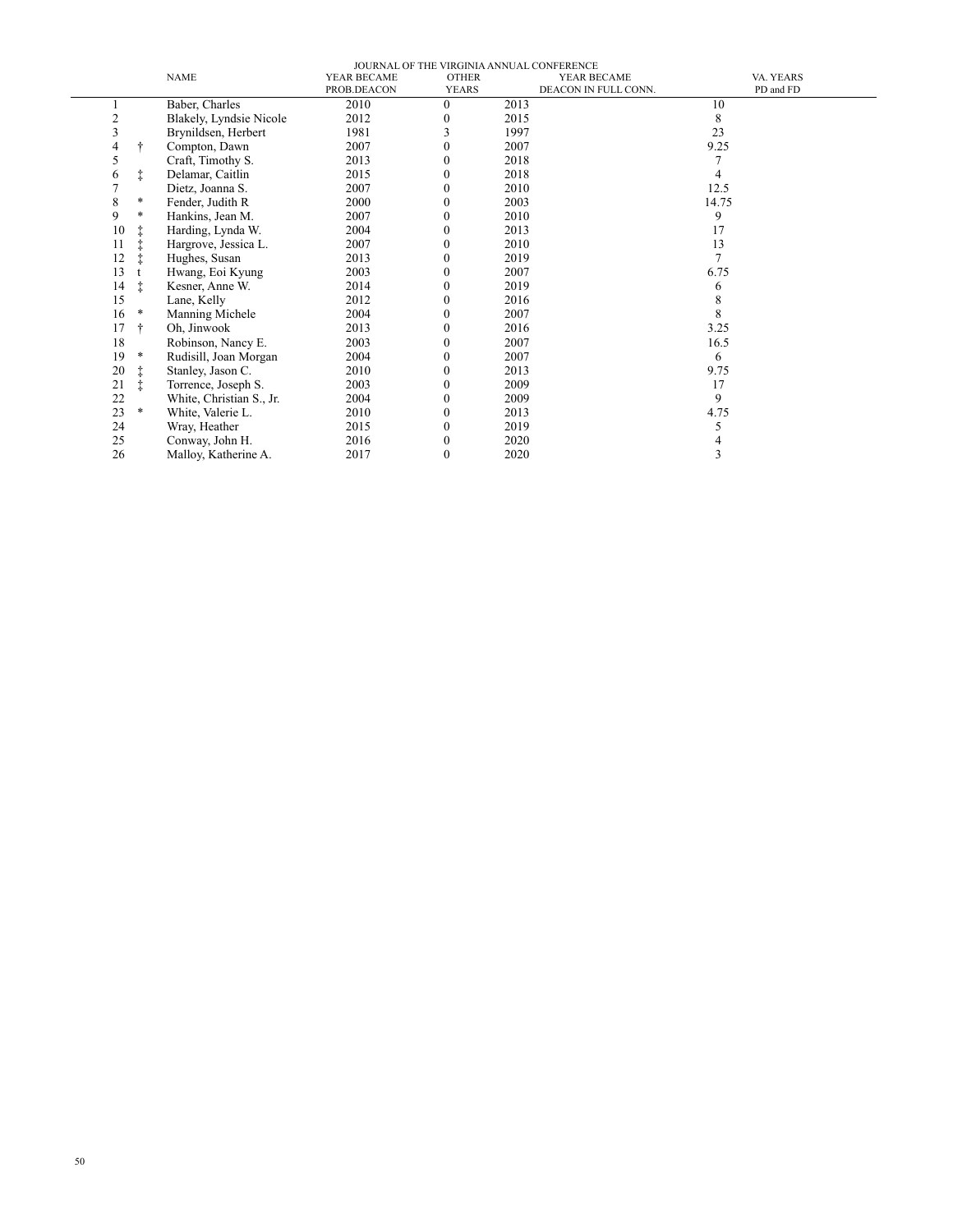| | | NAME | YEAR BECAME PROB.DEACON | OTHER YEARS | YEAR BECAME DEACON IN FULL CONN. | VA. YEARS PD and FD |
|---|---|---|---|---|---|---|
| 1 | | Baber, Charles | 2010 | 0 | 2013 | 10 |
| 2 | | Blakely, Lyndsie Nicole | 2012 | 0 | 2015 | 8 |
| 3 | | Brynildsen, Herbert | 1981 | 3 | 1997 | 23 |
| 4 | † | Compton, Dawn | 2007 | 0 | 2007 | 9.25 |
| 5 | | Craft, Timothy S. | 2013 | 0 | 2018 | 7 |
| 6 | ‡ | Delamar, Caitlin | 2015 | 0 | 2018 | 4 |
| 7 | | Dietz, Joanna S. | 2007 | 0 | 2010 | 12.5 |
| 8 | * | Fender, Judith R | 2000 | 0 | 2003 | 14.75 |
| 9 | * | Hankins, Jean M. | 2007 | 0 | 2010 | 9 |
| 10 | ‡ | Harding, Lynda W. | 2004 | 0 | 2013 | 17 |
| 11 | ‡ | Hargrove, Jessica L. | 2007 | 0 | 2010 | 13 |
| 12 | ‡ | Hughes, Susan | 2013 | 0 | 2019 | 7 |
| 13 | t | Hwang, Eoi Kyung | 2003 | 0 | 2007 | 6.75 |
| 14 | ‡ | Kesner, Anne W. | 2014 | 0 | 2019 | 6 |
| 15 | | Lane, Kelly | 2012 | 0 | 2016 | 8 |
| 16 | * | Manning Michele | 2004 | 0 | 2007 | 8 |
| 17 | † | Oh, Jinwook | 2013 | 0 | 2016 | 3.25 |
| 18 | | Robinson, Nancy E. | 2003 | 0 | 2007 | 16.5 |
| 19 | * | Rudisill, Joan Morgan | 2004 | 0 | 2007 | 6 |
| 20 | ‡ | Stanley, Jason C. | 2010 | 0 | 2013 | 9.75 |
| 21 | ‡ | Torrence, Joseph S. | 2003 | 0 | 2009 | 17 |
| 22 | | White, Christian S., Jr. | 2004 | 0 | 2009 | 9 |
| 23 | * | White, Valerie L. | 2010 | 0 | 2013 | 4.75 |
| 24 | | Wray, Heather | 2015 | 0 | 2019 | 5 |
| 25 | | Conway, John H. | 2016 | 0 | 2020 | 4 |
| 26 | | Malloy, Katherine A. | 2017 | 0 | 2020 | 3 |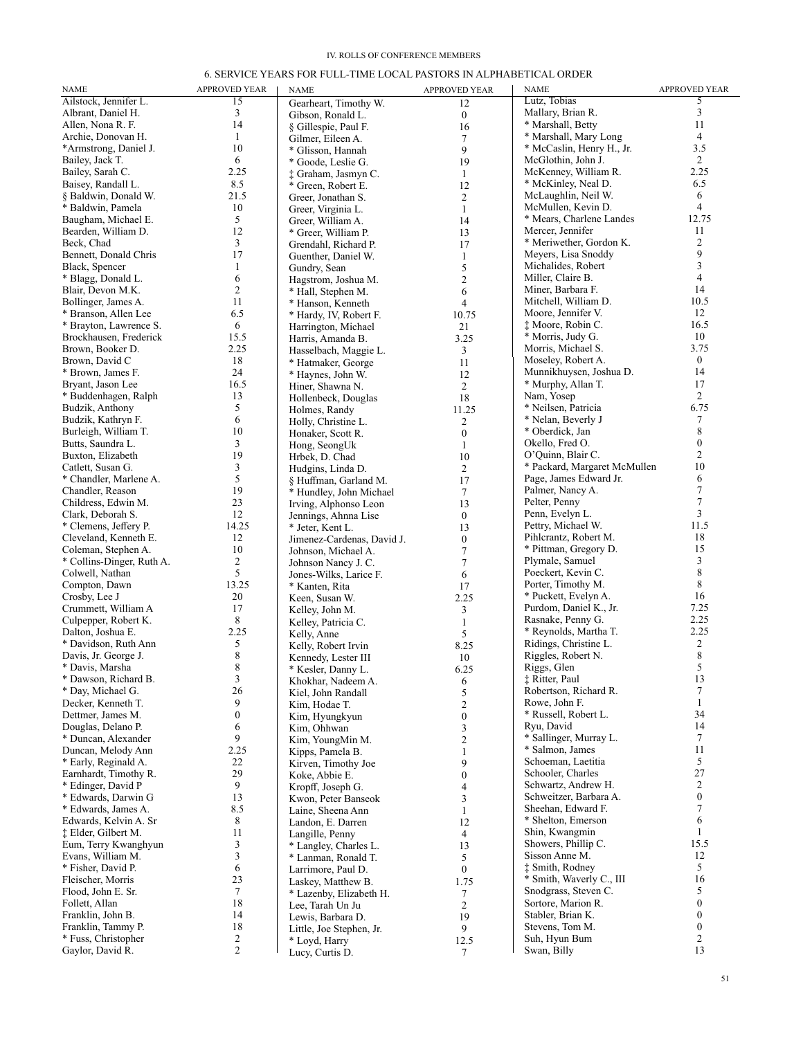IV. ROLLS OF CONFERENCE MEMBERS

## 6. SERVICE YEARS FOR FULL-TIME LOCAL PASTORS IN ALPHABETICAL ORDER

| NAME | APPROVED YEAR |
|---|---|
| Ailstock, Jennifer L. | 15 |
| Albrant, Daniel H. | 3 |
| Allen, Nona R. F. | 14 |
| Archie, Donovan H. | 1 |
| *Armstrong, Daniel J. | 10 |
| Bailey, Jack T. | 6 |
| Bailey, Sarah C. | 2.25 |
| Baisey, Randall L. | 8.5 |
| § Baldwin, Donald W. | 21.5 |
| * Baldwin, Pamela | 10 |
| Baugham, Michael E. | 5 |
| Bearden, William D. | 12 |
| Beck, Chad | 3 |
| Bennett, Donald Chris | 17 |
| Black, Spencer | 1 |
| * Blagg, Donald L. | 6 |
| Blair, Devon M.K. | 2 |
| Bollinger, James A. | 11 |
| * Branson, Allen Lee | 6.5 |
| * Brayton, Lawrence S. | 6 |
| Brockhausen, Frederick | 15.5 |
| Brown, Booker D. | 2.25 |
| Brown, David C | 18 |
| * Brown, James F. | 24 |
| Bryant, Jason Lee | 16.5 |
| * Buddenhagen, Ralph | 13 |
| Budzik, Anthony | 5 |
| Budzik, Kathryn F. | 6 |
| Burleigh, William T. | 10 |
| Butts, Saundra L. | 3 |
| Buxton, Elizabeth | 19 |
| Catlett, Susan G. | 3 |
| * Chandler, Marlene A. | 5 |
| Chandler, Reason | 19 |
| Childress, Edwin M. | 23 |
| Clark, Deborah S. | 12 |
| * Clemens, Jeffery P. | 14.25 |
| Cleveland, Kenneth E. | 12 |
| Coleman, Stephen A. | 10 |
| * Collins-Dinger, Ruth A. | 2 |
| Colwell, Nathan | 5 |
| Compton, Dawn | 13.25 |
| Crosby, Lee J | 20 |
| Crummett, William A | 17 |
| Culpepper, Robert K. | 8 |
| Dalton, Joshua E. | 2.25 |
| * Davidson, Ruth Ann | 5 |
| Davis, Jr. George J. | 8 |
| * Davis, Marsha | 8 |
| * Dawson, Richard B. | 3 |
| * Day, Michael G. | 26 |
| Decker, Kenneth T. | 9 |
| Dettmer, James M. | 0 |
| Douglas, Delano P. | 6 |
| * Duncan, Alexander | 9 |
| Duncan, Melody Ann | 2.25 |
| * Early, Reginald A. | 22 |
| Earnhardt, Timothy R. | 29 |
| * Edinger, David P | 9 |
| * Edwards, Darwin G | 13 |
| * Edwards, James A. | 8.5 |
| Edwards, Kelvin A. Sr | 8 |
| ‡ Elder, Gilbert M. | 11 |
| Eum, Terry Kwanghyun | 3 |
| Evans, William M. | 3 |
| * Fisher, David P. | 6 |
| Fleischer, Morris | 23 |
| Flood, John E. Sr. | 7 |
| Follett, Allan | 18 |
| Franklin, John B. | 14 |
| Franklin, Tammy P. | 18 |
| * Fuss, Christopher | 2 |
| Gaylor, David R. | 2 |
| Gearheart, Timothy W. | 12 |
| Gibson, Ronald L. | 0 |
| § Gillespie, Paul F. | 16 |
| Gilmer, Eileen A. | 7 |
| * Glisson, Hannah | 9 |
| * Goode, Leslie G. | 19 |
| ‡ Graham, Jasmyn C. | 1 |
| * Green, Robert E. | 12 |
| Greer, Jonathan S. | 2 |
| Greer, Virginia L. | 1 |
| Greer, William A. | 14 |
| * Greer, William P. | 13 |
| Grendahl, Richard P. | 17 |
| Guenther, Daniel W. | 1 |
| Gundry, Sean | 5 |
| Hagstrom, Joshua M. | 2 |
| * Hall, Stephen M. | 6 |
| * Hanson, Kenneth | 4 |
| * Hardy, IV, Robert F. | 10.75 |
| Harrington, Michael | 21 |
| Harris, Amanda B. | 3.25 |
| Hasselbach, Maggie L. | 3 |
| * Hatmaker, George | 11 |
| * Haynes, John W. | 12 |
| Hiner, Shawna N. | 2 |
| Hollenbeck, Douglas | 18 |
| Holmes, Randy | 11.25 |
| Holly, Christine L. | 2 |
| Honaker, Scott R. | 0 |
| Hong, SeongUk | 1 |
| Hrbek, D. Chad | 10 |
| Hudgins, Linda D. | 2 |
| § Huffman, Garland M. | 17 |
| * Hundley, John Michael | 7 |
| Irving, Alphonso Leon | 13 |
| Jennings, Ahnna Lise | 0 |
| * Jeter, Kent L. | 13 |
| Jimenez-Cardenas, David J. | 0 |
| Johnson, Michael A. | 7 |
| Johnson Nancy J. C. | 7 |
| Jones-Wilks, Larice F. | 6 |
| * Kanten, Rita | 17 |
| Keen, Susan W. | 2.25 |
| Kelley, John M. | 3 |
| Kelley, Patricia C. | 1 |
| Kelly, Anne | 5 |
| Kelly, Robert Irvin | 8.25 |
| Kennedy, Lester III | 10 |
| * Kesler, Danny L. | 6.25 |
| Khokhar, Nadeem A. | 6 |
| Kiel, John Randall | 5 |
| Kim, Hodae T. | 2 |
| Kim, Hyungkyun | 0 |
| Kim, Ohhwan | 3 |
| Kim, YoungMin M. | 2 |
| Kipps, Pamela B. | 1 |
| Kirven, Timothy Joe | 9 |
| Koke, Abbie E. | 0 |
| Kropff, Joseph G. | 4 |
| Kwon, Peter Banseok | 3 |
| Laine, Sheena Ann | 1 |
| Landon, E. Darren | 12 |
| Langille, Penny | 4 |
| * Langley, Charles L. | 13 |
| * Lanman, Ronald T. | 5 |
| Larrimore, Paul D. | 0 |
| Laskey, Matthew B. | 1.75 |
| * Lazenby, Elizabeth H. | 7 |
| Lee, Tarah Un Ju | 2 |
| Lewis, Barbara D. | 19 |
| Little, Joe Stephen, Jr. | 9 |
| * Loyd, Harry | 12.5 |
| Lucy, Curtis D. | 7 |
| Lutz, Tobias | 5 |
| Mallary, Brian R. | 3 |
| * Marshall, Betty | 11 |
| * Marshall, Mary Long | 4 |
| * McCaslin, Henry H., Jr. | 3.5 |
| McGlothin, John J. | 2 |
| McKenney, William R. | 2.25 |
| * McKinley, Neal D. | 6.5 |
| McLaughlin, Neil W. | 6 |
| McMullen, Kevin D. | 4 |
| * Mears, Charlene Landes | 12.75 |
| Mercer, Jennifer | 11 |
| * Meriwether, Gordon K. | 2 |
| Meyers, Lisa Snoddy | 9 |
| Michalides, Robert | 3 |
| Miller, Claire B. | 4 |
| Miner, Barbara F. | 14 |
| Mitchell, William D. | 10.5 |
| Moore, Jennifer V. | 12 |
| ‡ Moore, Robin C. | 16.5 |
| * Morris, Judy G. | 10 |
| Morris, Michael S. | 3.75 |
| Moseley, Robert A. | 0 |
| Munnikhuysen, Joshua D. | 14 |
| * Murphy, Allan T. | 17 |
| Nam, Yosep | 2 |
| * Neilsen, Patricia | 6.75 |
| * Nelan, Beverly J | 7 |
| * Oberdick, Jan | 8 |
| Okello, Fred O. | 0 |
| O'Quinn, Blair C. | 2 |
| * Packard, Margaret McMullen | 10 |
| Page, James Edward Jr. | 6 |
| Palmer, Nancy A. | 7 |
| Pelter, Penny | 7 |
| Penn, Evelyn L. | 3 |
| Pettry, Michael W. | 11.5 |
| Pihlcrantz, Robert M. | 18 |
| * Pittman, Gregory D. | 15 |
| Plymale, Samuel | 3 |
| Poeckert, Kevin C. | 8 |
| Porter, Timothy M. | 8 |
| * Puckett, Evelyn A. | 16 |
| Purdom, Daniel K., Jr. | 7.25 |
| Rasnake, Penny G. | 2.25 |
| * Reynolds, Martha T. | 2.25 |
| Ridings, Christine L. | 2 |
| Riggles, Robert N. | 8 |
| Riggs, Glen | 5 |
| ‡ Ritter, Paul | 13 |
| Robertson, Richard R. | 7 |
| Rowe, John F. | 1 |
| * Russell, Robert L. | 34 |
| Ryu, David | 14 |
| * Sallinger, Murray L. | 7 |
| * Salmon, James | 11 |
| Schoeman, Laetitia | 5 |
| Schooler, Charles | 27 |
| Schwartz, Andrew H. | 2 |
| Schweitzer, Barbara A. | 0 |
| Sheehan, Edward F. | 7 |
| * Shelton, Emerson | 6 |
| Shin, Kwangmin | 1 |
| Showers, Phillip C. | 15.5 |
| Sisson Anne M. | 12 |
| ‡ Smith, Rodney | 5 |
| * Smith, Waverly C., III | 16 |
| Snodgrass, Steven C. | 5 |
| Sortore, Marion R. | 0 |
| Stabler, Brian K. | 0 |
| Stevens, Tom M. | 0 |
| Suh, Hyun Bum | 2 |
| Swan, Billy | 13 |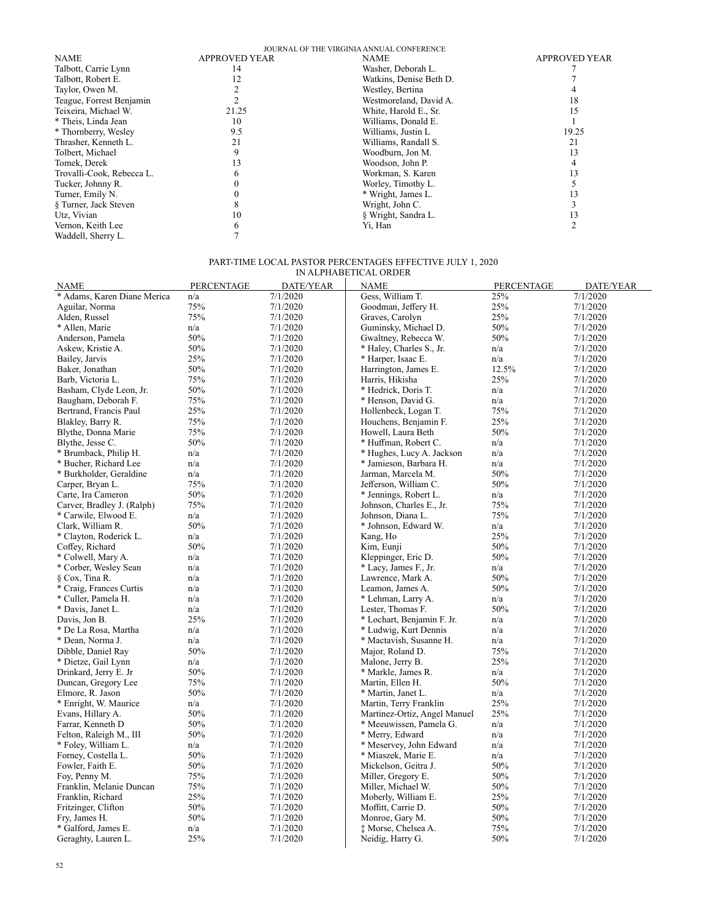| NAME | APPROVED YEAR | NAME | APPROVED YEAR |
|---|---|---|---|
| Talbott, Carrie Lynn | 14 | Washer, Deborah L. | 7 |
| Talbott, Robert E. | 12 | Watkins, Denise Beth D. | 7 |
| Taylor, Owen M. | 2 | Westley, Bertina | 4 |
| Teague, Forrest Benjamin | 2 | Westmoreland, David A. | 18 |
| Teixeira, Michael W. | 21.25 | White, Harold E., Sr. | 15 |
| * Theis, Linda Jean | 10 | Williams, Donald E. | 1 |
| * Thornberry, Wesley | 9.5 | Williams, Justin L | 19.25 |
| Thrasher, Kenneth L. | 21 | Williams, Randall S. | 21 |
| Tolbert, Michael | 9 | Woodburn, Jon M. | 13 |
| Tomek, Derek | 13 | Woodson, John P. | 4 |
| Trovalli-Cook, Rebecca L. | 6 | Workman, S. Karen | 13 |
| Tucker, Johnny R. | 0 | Worley, Timothy L. | 5 |
| Turner, Emily N. | 0 | * Wright, James L. | 13 |
| § Turner, Jack Steven | 8 | Wright, John C. | 3 |
| Utz, Vivian | 10 | § Wright, Sandra L. | 13 |
| Vernon, Keith Lee | 6 | Yi, Han | 2 |
| Waddell, Sherry L. | 7 | | |

## PART-TIME LOCAL PASTOR PERCENTAGES EFFECTIVE JULY 1, 2020
IN ALPHABETICAL ORDER

| NAME | PERCENTAGE | DATE/YEAR | NAME | PERCENTAGE | DATE/YEAR |
|---|---|---|---|---|---|
| * Adams, Karen Diane Merica | n/a | 7/1/2020 | Gess, William T. | 25% | 7/1/2020 |
| Aguilar, Norma | 75% | 7/1/2020 | Goodman, Jeffery H. | 25% | 7/1/2020 |
| Alden, Russel | 75% | 7/1/2020 | Graves, Carolyn | 25% | 7/1/2020 |
| * Allen, Marie | n/a | 7/1/2020 | Guminsky, Michael D. | 50% | 7/1/2020 |
| Anderson, Pamela | 50% | 7/1/2020 | Gwaltney, Rebecca W. | 50% | 7/1/2020 |
| Askew, Kristie A. | 50% | 7/1/2020 | * Haley, Charles S., Jr. | n/a | 7/1/2020 |
| Bailey, Jarvis | 25% | 7/1/2020 | * Harper, Isaac E. | n/a | 7/1/2020 |
| Baker, Jonathan | 50% | 7/1/2020 | Harrington, James E. | 12.5% | 7/1/2020 |
| Barb, Victoria L. | 75% | 7/1/2020 | Harris, Hikisha | 25% | 7/1/2020 |
| Basham, Clyde Leon, Jr. | 50% | 7/1/2020 | * Hedrick, Doris T. | n/a | 7/1/2020 |
| Baugham, Deborah F. | 75% | 7/1/2020 | * Henson, David G. | n/a | 7/1/2020 |
| Bertrand, Francis Paul | 25% | 7/1/2020 | Hollenbeck, Logan T. | 75% | 7/1/2020 |
| Blakley, Barry R. | 75% | 7/1/2020 | Houchens, Benjamin F. | 25% | 7/1/2020 |
| Blythe, Donna Marie | 75% | 7/1/2020 | Howell, Laura Beth | 50% | 7/1/2020 |
| Blythe, Jesse C. | 50% | 7/1/2020 | * Huffman, Robert C. | n/a | 7/1/2020 |
| * Brumback, Philip H. | n/a | 7/1/2020 | * Hughes, Lucy A. Jackson | n/a | 7/1/2020 |
| * Bucher, Richard Lee | n/a | 7/1/2020 | * Jamieson, Barbara H. | n/a | 7/1/2020 |
| * Burkholder, Geraldine | n/a | 7/1/2020 | Jarman, Marcela M. | 50% | 7/1/2020 |
| Carper, Bryan L. | 75% | 7/1/2020 | Jefferson, William C. | 50% | 7/1/2020 |
| Carte, Ira Cameron | 50% | 7/1/2020 | * Jennings, Robert L. | n/a | 7/1/2020 |
| Carver, Bradley J. (Ralph) | 75% | 7/1/2020 | Johnson, Charles E., Jr. | 75% | 7/1/2020 |
| * Carwile, Elwood E. | n/a | 7/1/2020 | Johnson, Diana L. | 75% | 7/1/2020 |
| Clark, William R. | 50% | 7/1/2020 | * Johnson, Edward W. | n/a | 7/1/2020 |
| * Clayton, Roderick L. | n/a | 7/1/2020 | Kang, Ho | 25% | 7/1/2020 |
| Coffey, Richard | 50% | 7/1/2020 | Kim, Eunji | 50% | 7/1/2020 |
| * Colwell, Mary A. | n/a | 7/1/2020 | Kleppinger, Eric D. | 50% | 7/1/2020 |
| * Corber, Wesley Sean | n/a | 7/1/2020 | * Lacy, James F., Jr. | n/a | 7/1/2020 |
| § Cox, Tina R. | n/a | 7/1/2020 | Lawrence, Mark A. | 50% | 7/1/2020 |
| * Craig, Frances Curtis | n/a | 7/1/2020 | Leamon, James A. | 50% | 7/1/2020 |
| * Culler, Pamela H. | n/a | 7/1/2020 | * Lehman, Larry A. | n/a | 7/1/2020 |
| * Davis, Janet L. | n/a | 7/1/2020 | Lester, Thomas F. | 50% | 7/1/2020 |
| Davis, Jon B. | 25% | 7/1/2020 | * Lochart, Benjamin F. Jr. | n/a | 7/1/2020 |
| * De La Rosa, Martha | n/a | 7/1/2020 | * Ludwig, Kurt Dennis | n/a | 7/1/2020 |
| * Dean, Norma J. | n/a | 7/1/2020 | * Mactavish, Susanne H. | n/a | 7/1/2020 |
| Dibble, Daniel Ray | 50% | 7/1/2020 | Major, Roland D. | 75% | 7/1/2020 |
| * Dietze, Gail Lynn | n/a | 7/1/2020 | Malone, Jerry B. | 25% | 7/1/2020 |
| Drinkard, Jerry E. Jr | 50% | 7/1/2020 | * Markle, James R. | n/a | 7/1/2020 |
| Duncan, Gregory Lee | 75% | 7/1/2020 | Martin, Ellen H. | 50% | 7/1/2020 |
| Elmore, R. Jason | 50% | 7/1/2020 | * Martin, Janet L. | n/a | 7/1/2020 |
| * Enright, W. Maurice | n/a | 7/1/2020 | Martin, Terry Franklin | 25% | 7/1/2020 |
| Evans, Hillary A. | 50% | 7/1/2020 | Martinez-Ortiz, Angel Manuel | 25% | 7/1/2020 |
| Farrar, Kenneth D | 50% | 7/1/2020 | * Meeuwissen, Pamela G. | n/a | 7/1/2020 |
| Felton, Raleigh M., III | 50% | 7/1/2020 | * Merry, Edward | n/a | 7/1/2020 |
| * Foley, William L. | n/a | 7/1/2020 | * Meservey, John Edward | n/a | 7/1/2020 |
| Forney, Costella L. | 50% | 7/1/2020 | * Miaszek, Marie E. | n/a | 7/1/2020 |
| Fowler, Faith E. | 50% | 7/1/2020 | Mickelson, Geitra J. | 50% | 7/1/2020 |
| Foy, Penny M. | 75% | 7/1/2020 | Miller, Gregory E. | 50% | 7/1/2020 |
| Franklin, Melanie Duncan | 75% | 7/1/2020 | Miller, Michael W. | 50% | 7/1/2020 |
| Franklin, Richard | 25% | 7/1/2020 | Moberly, William E. | 25% | 7/1/2020 |
| Fritzinger, Clifton | 50% | 7/1/2020 | Moffitt, Carrie D. | 50% | 7/1/2020 |
| Fry, James H. | 50% | 7/1/2020 | Monroe, Gary M. | 50% | 7/1/2020 |
| * Galford, James E. | n/a | 7/1/2020 | ‡ Morse, Chelsea A. | 75% | 7/1/2020 |
| Geraghty, Lauren L. | 25% | 7/1/2020 | Neidig, Harry G. | 50% | 7/1/2020 |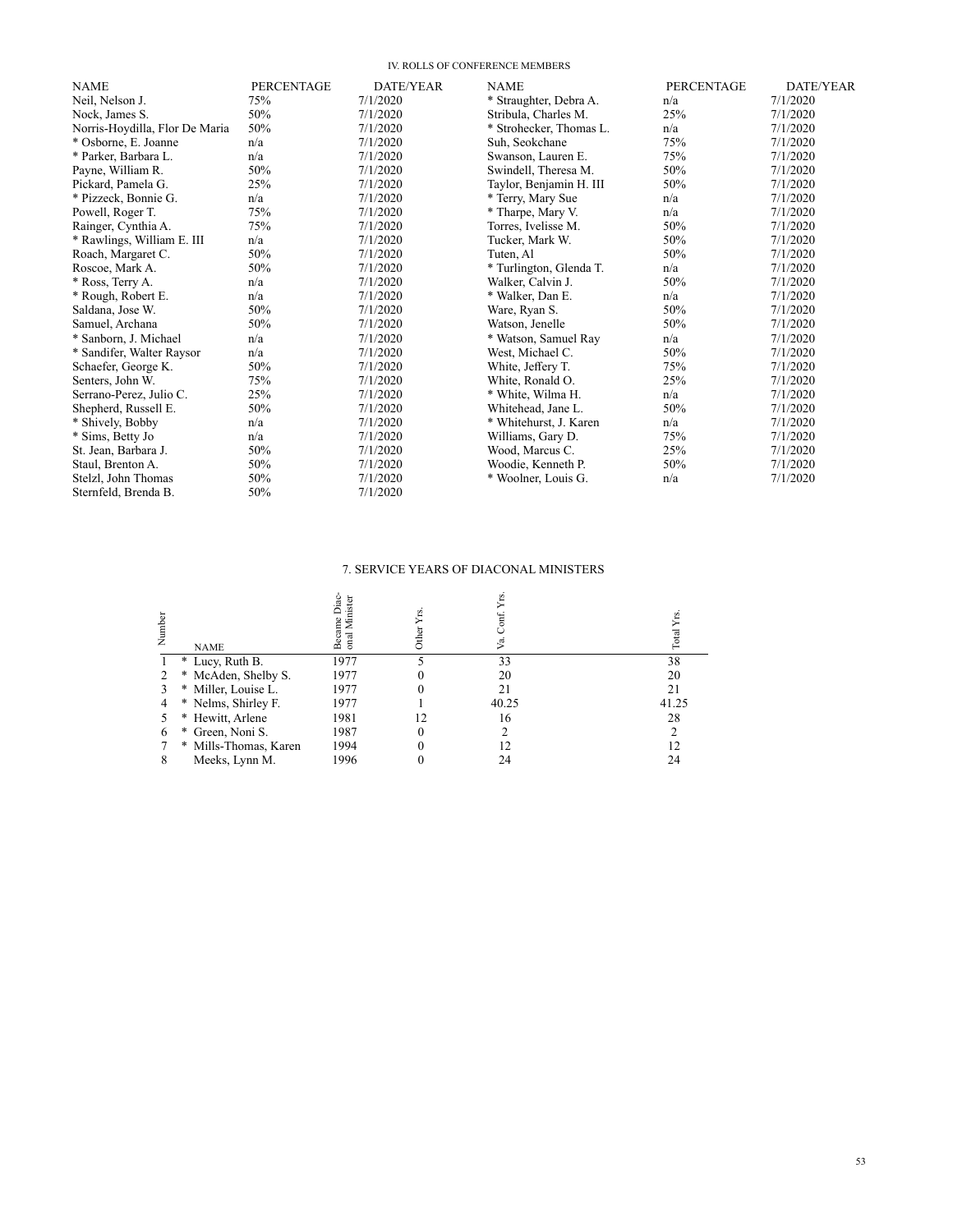## IV. ROLLS OF CONFERENCE MEMBERS

| NAME | PERCENTAGE | DATE/YEAR |
|---|---|---|
| Neil, Nelson J. | 75% | 7/1/2020 |
| Nock, James S. | 50% | 7/1/2020 |
| Norris-Hoydilla, Flor De Maria | 50% | 7/1/2020 |
| * Osborne, E. Joanne | n/a | 7/1/2020 |
| * Parker, Barbara L. | n/a | 7/1/2020 |
| Payne, William R. | 50% | 7/1/2020 |
| Pickard, Pamela G. | 25% | 7/1/2020 |
| * Pizzeck, Bonnie G. | n/a | 7/1/2020 |
| Powell, Roger T. | 75% | 7/1/2020 |
| Rainger, Cynthia A. | 75% | 7/1/2020 |
| * Rawlings, William E. III | n/a | 7/1/2020 |
| Roach, Margaret C. | 50% | 7/1/2020 |
| Roscoe, Mark A. | 50% | 7/1/2020 |
| * Ross, Terry A. | n/a | 7/1/2020 |
| * Rough, Robert E. | n/a | 7/1/2020 |
| Saldana, Jose W. | 50% | 7/1/2020 |
| Samuel, Archana | 50% | 7/1/2020 |
| * Sanborn, J. Michael | n/a | 7/1/2020 |
| * Sandifer, Walter Raysor | n/a | 7/1/2020 |
| Schaefer, George K. | 50% | 7/1/2020 |
| Senters, John W. | 75% | 7/1/2020 |
| Serrano-Perez, Julio C. | 25% | 7/1/2020 |
| Shepherd, Russell E. | 50% | 7/1/2020 |
| * Shively, Bobby | n/a | 7/1/2020 |
| * Sims, Betty Jo | n/a | 7/1/2020 |
| St. Jean, Barbara J. | 50% | 7/1/2020 |
| Staul, Brenton A. | 50% | 7/1/2020 |
| Stelzl, John Thomas | 50% | 7/1/2020 |
| Sternfeld, Brenda B. | 50% | 7/1/2020 |
| * Straughter, Debra A. | n/a | 7/1/2020 |
| Stribula, Charles M. | 25% | 7/1/2020 |
| * Strohecker, Thomas L. | n/a | 7/1/2020 |
| Suh, Seokchane | 75% | 7/1/2020 |
| Swanson, Lauren E. | 75% | 7/1/2020 |
| Swindell, Theresa M. | 50% | 7/1/2020 |
| Taylor, Benjamin H. III | 50% | 7/1/2020 |
| * Terry, Mary Sue | n/a | 7/1/2020 |
| * Tharpe, Mary V. | n/a | 7/1/2020 |
| Torres, Ivelisse M. | 50% | 7/1/2020 |
| Tucker, Mark W. | 50% | 7/1/2020 |
| Tuten, Al | 50% | 7/1/2020 |
| * Turlington, Glenda T. | n/a | 7/1/2020 |
| Walker, Calvin J. | 50% | 7/1/2020 |
| * Walker, Dan E. | n/a | 7/1/2020 |
| Ware, Ryan S. | 50% | 7/1/2020 |
| Watson, Jenelle | 50% | 7/1/2020 |
| * Watson, Samuel Ray | n/a | 7/1/2020 |
| West, Michael C. | 50% | 7/1/2020 |
| White, Jeffery T. | 75% | 7/1/2020 |
| White, Ronald O. | 25% | 7/1/2020 |
| * White, Wilma H. | n/a | 7/1/2020 |
| Whitehead, Jane L. | 50% | 7/1/2020 |
| * Whitehurst, J. Karen | n/a | 7/1/2020 |
| Williams, Gary D. | 75% | 7/1/2020 |
| Wood, Marcus C. | 25% | 7/1/2020 |
| Woodie, Kenneth P. | 50% | 7/1/2020 |
| * Woolner, Louis G. | n/a | 7/1/2020 |

## 7. SERVICE YEARS OF DIACONAL MINISTERS

| Number | NAME | Became Diaconal Minister | Other Yrs. | Va. Conf. Yrs. | Total Yrs. |
|---|---|---|---|---|---|
| 1 | * Lucy, Ruth B. | 1977 | 5 | 33 | 38 |
| 2 | * McAden, Shelby S. | 1977 | 0 | 20 | 20 |
| 3 | * Miller, Louise L. | 1977 | 0 | 21 | 21 |
| 4 | * Nelms, Shirley F. | 1977 | 1 | 40.25 | 41.25 |
| 5 | * Hewitt, Arlene | 1981 | 12 | 16 | 28 |
| 6 | * Green, Noni S. | 1987 | 0 | 2 | 2 |
| 7 | * Mills-Thomas, Karen | 1994 | 0 | 12 | 12 |
| 8 | Meeks, Lynn M. | 1996 | 0 | 24 | 24 |